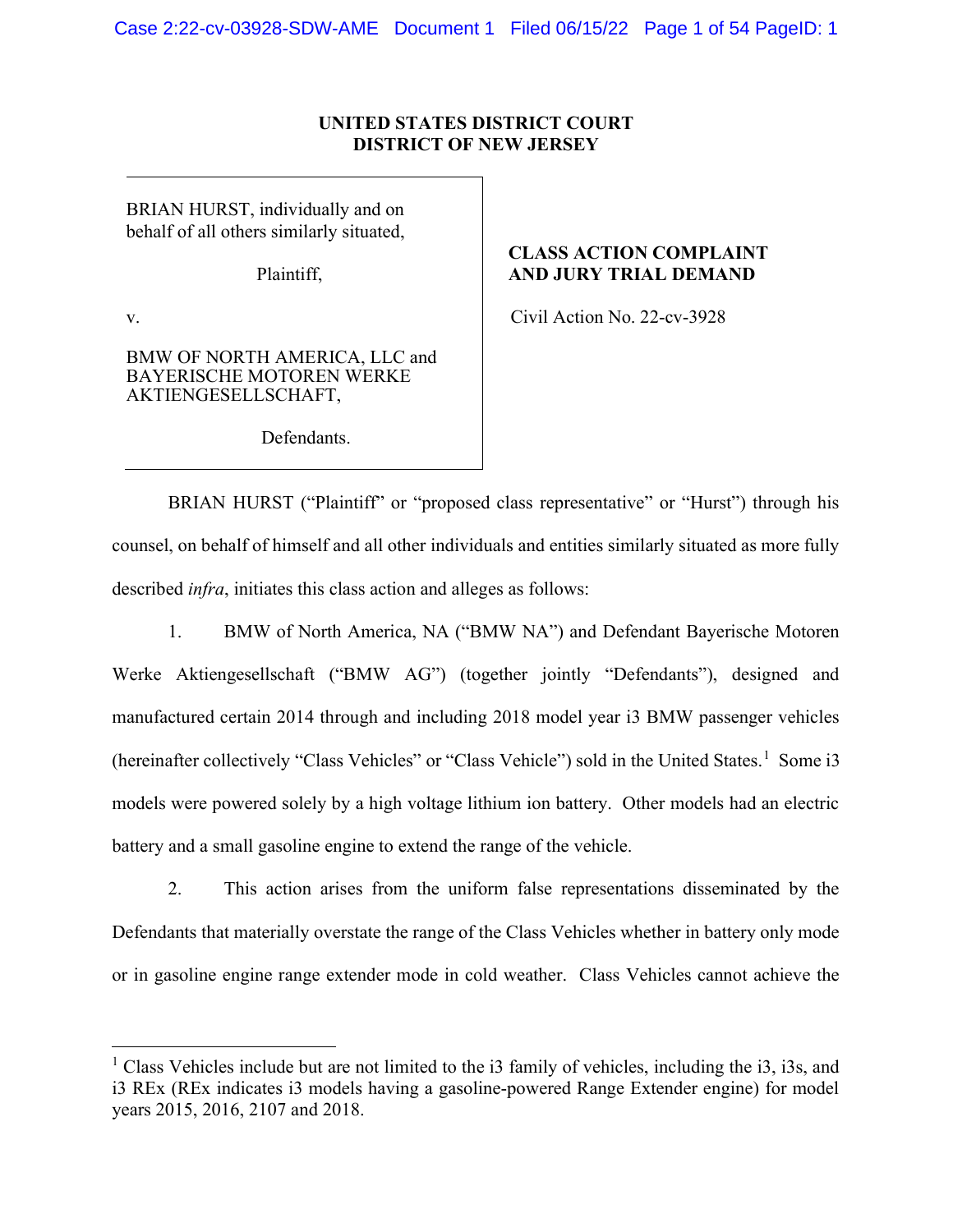**UNITED STATES DISTRICT COURT**
**DISTRICT OF NEW JERSEY**

| | |
|---|---|
| BRIAN HURST, individually and on behalf of all others similarly situated,<br><br>Plaintiff,<br><br>v.<br><br>BMW OF NORTH AMERICA, LLC and BAYERISCHE MOTOREN WERKE AKTIENGESELLSCHAFT,<br><br>Defendants. | **CLASS ACTION COMPLAINT AND JURY TRIAL DEMAND**<br><br>Civil Action No. 22-cv-3928 |

BRIAN HURST ("Plaintiff" or "proposed class representative" or "Hurst") through his counsel, on behalf of himself and all other individuals and entities similarly situated as more fully described *infra*, initiates this class action and alleges as follows:

1. BMW of North America, NA ("BMW NA") and Defendant Bayerische Motoren Werke Aktiengesellschaft ("BMW AG") (together jointly "Defendants"), designed and manufactured certain 2014 through and including 2018 model year i3 BMW passenger vehicles (hereinafter collectively "Class Vehicles" or "Class Vehicle") sold in the United States.[1] Some i3 models were powered solely by a high voltage lithium ion battery. Other models had an electric battery and a small gasoline engine to extend the range of the vehicle.

2. This action arises from the uniform false representations disseminated by the Defendants that materially overstate the range of the Class Vehicles whether in battery only mode or in gasoline engine range extender mode in cold weather. Class Vehicles cannot achieve the

---

[1] Class Vehicles include but are not limited to the i3 family of vehicles, including the i3, i3s, and i3 REx (REx indicates i3 models having a gasoline-powered Range Extender engine) for model years 2015, 2016, 2107 and 2018.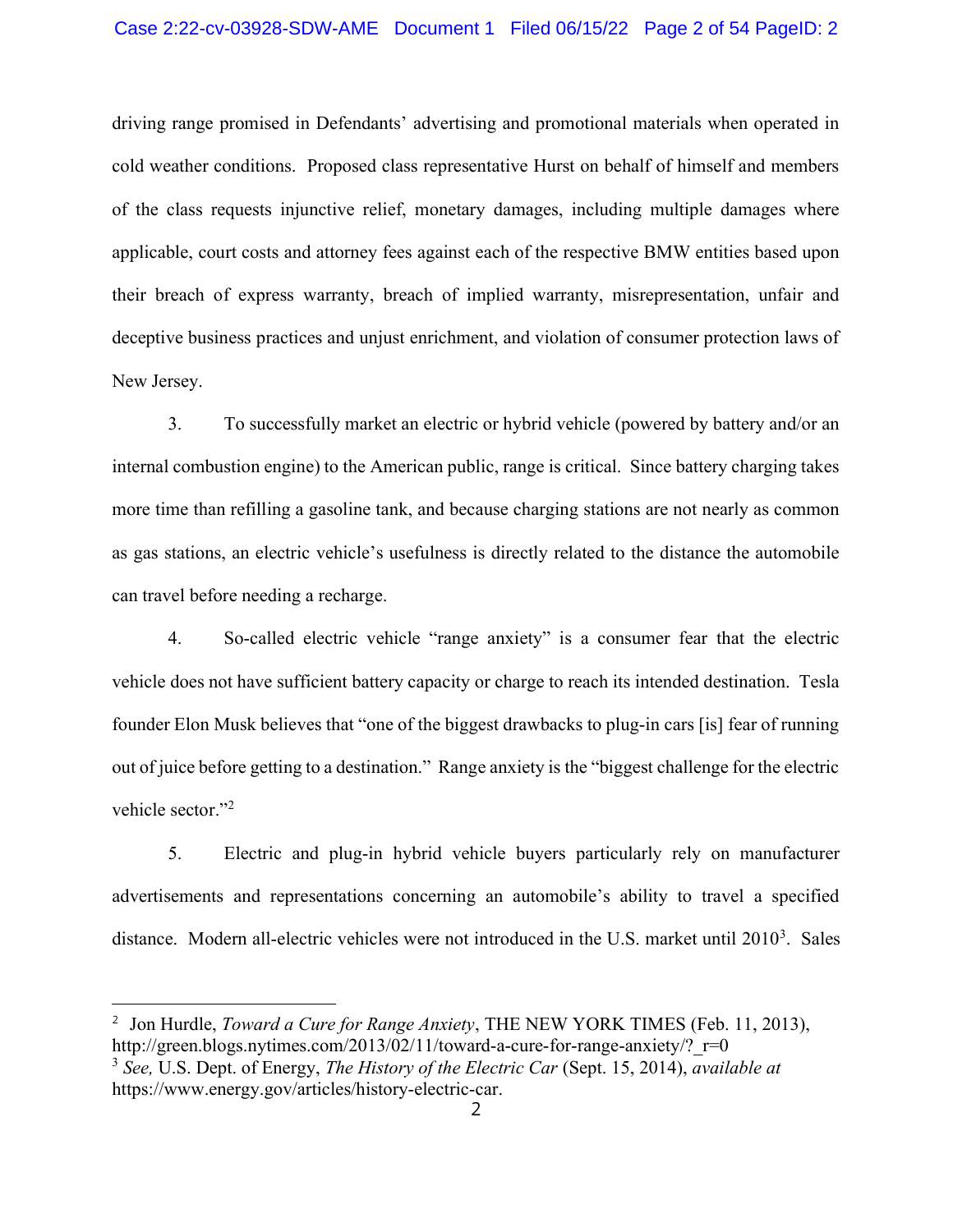driving range promised in Defendants' advertising and promotional materials when operated in cold weather conditions. Proposed class representative Hurst on behalf of himself and members of the class requests injunctive relief, monetary damages, including multiple damages where applicable, court costs and attorney fees against each of the respective BMW entities based upon their breach of express warranty, breach of implied warranty, misrepresentation, unfair and deceptive business practices and unjust enrichment, and violation of consumer protection laws of New Jersey.

3. To successfully market an electric or hybrid vehicle (powered by battery and/or an internal combustion engine) to the American public, range is critical. Since battery charging takes more time than refilling a gasoline tank, and because charging stations are not nearly as common as gas stations, an electric vehicle's usefulness is directly related to the distance the automobile can travel before needing a recharge.

4. So-called electric vehicle "range anxiety" is a consumer fear that the electric vehicle does not have sufficient battery capacity or charge to reach its intended destination. Tesla founder Elon Musk believes that "one of the biggest drawbacks to plug-in cars [is] fear of running out of juice before getting to a destination." Range anxiety is the "biggest challenge for the electric vehicle sector."[2]

5. Electric and plug-in hybrid vehicle buyers particularly rely on manufacturer advertisements and representations concerning an automobile's ability to travel a specified distance. Modern all-electric vehicles were not introduced in the U.S. market until 2010[3]. Sales

---

[2] Jon Hurdle, *Toward a Cure for Range Anxiety*, THE NEW YORK TIMES (Feb. 11, 2013), http://green.blogs.nytimes.com/2013/02/11/toward-a-cure-for-range-anxiety/?_r=0

[3] *See,* U.S. Dept. of Energy, *The History of the Electric Car* (Sept. 15, 2014), *available at* https://www.energy.gov/articles/history-electric-car.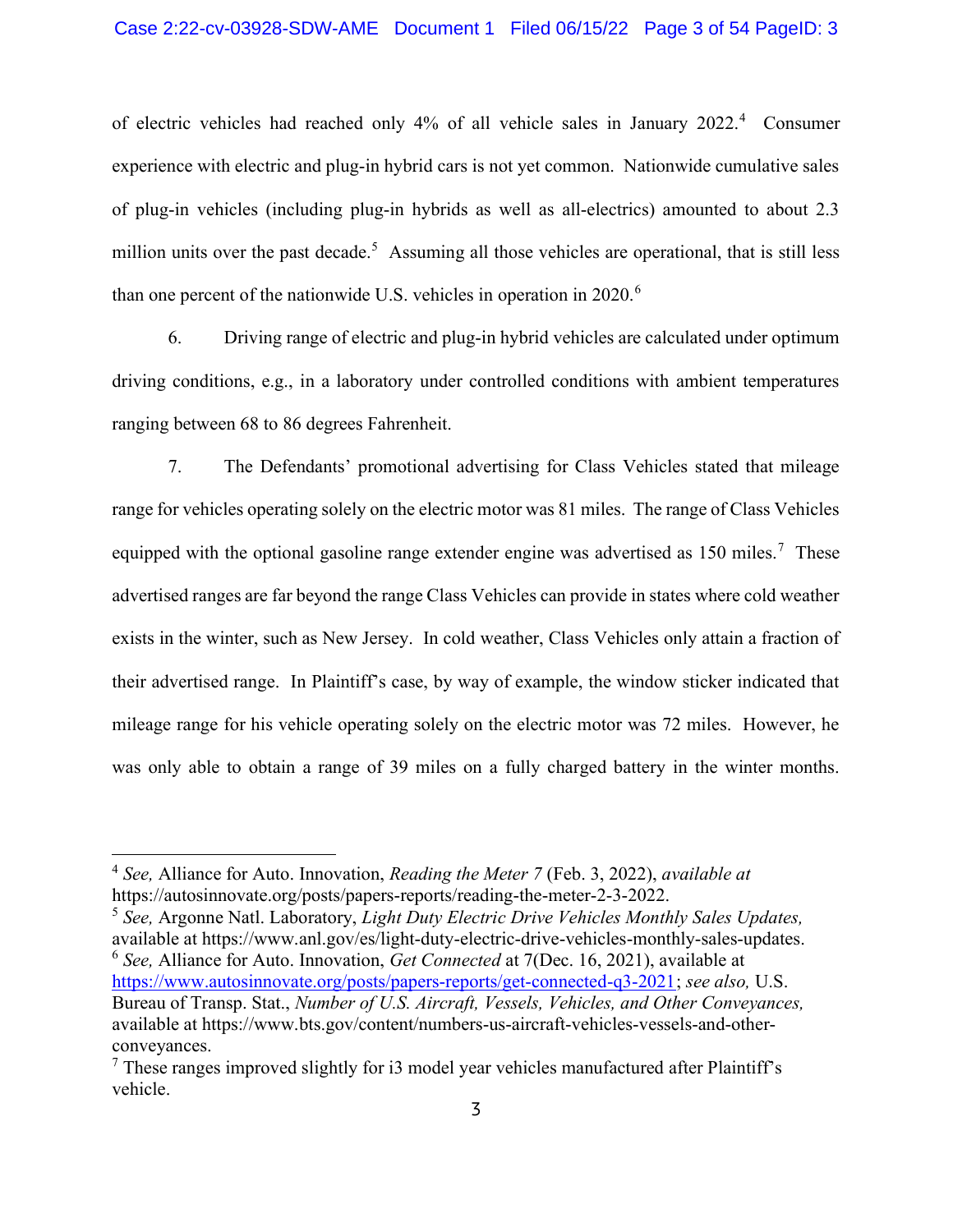of electric vehicles had reached only 4% of all vehicle sales in January 2022.[4] Consumer experience with electric and plug-in hybrid cars is not yet common. Nationwide cumulative sales of plug-in vehicles (including plug-in hybrids as well as all-electrics) amounted to about 2.3 million units over the past decade.[5] Assuming all those vehicles are operational, that is still less than one percent of the nationwide U.S. vehicles in operation in 2020.[6]

6. Driving range of electric and plug-in hybrid vehicles are calculated under optimum driving conditions, e.g., in a laboratory under controlled conditions with ambient temperatures ranging between 68 to 86 degrees Fahrenheit.

7. The Defendants' promotional advertising for Class Vehicles stated that mileage range for vehicles operating solely on the electric motor was 81 miles. The range of Class Vehicles equipped with the optional gasoline range extender engine was advertised as 150 miles.[7] These advertised ranges are far beyond the range Class Vehicles can provide in states where cold weather exists in the winter, such as New Jersey. In cold weather, Class Vehicles only attain a fraction of their advertised range. In Plaintiff's case, by way of example, the window sticker indicated that mileage range for his vehicle operating solely on the electric motor was 72 miles. However, he was only able to obtain a range of 39 miles on a fully charged battery in the winter months.

---

[4] *See,* Alliance for Auto. Innovation, *Reading the Meter 7* (Feb. 3, 2022), *available at* https://autosinnovate.org/posts/papers-reports/reading-the-meter-2-3-2022.

[5] *See,* Argonne Natl. Laboratory, *Light Duty Electric Drive Vehicles Monthly Sales Updates,* available at https://www.anl.gov/es/light-duty-electric-drive-vehicles-monthly-sales-updates.

[6] *See,* Alliance for Auto. Innovation, *Get Connected* at 7(Dec. 16, 2021), available at https://www.autosinnovate.org/posts/papers-reports/get-connected-q3-2021; *see also,* U.S. Bureau of Transp. Stat., *Number of U.S. Aircraft, Vessels, Vehicles, and Other Conveyances,* available at https://www.bts.gov/content/numbers-us-aircraft-vehicles-vessels-and-other-conveyances.

[7] These ranges improved slightly for i3 model year vehicles manufactured after Plaintiff's vehicle.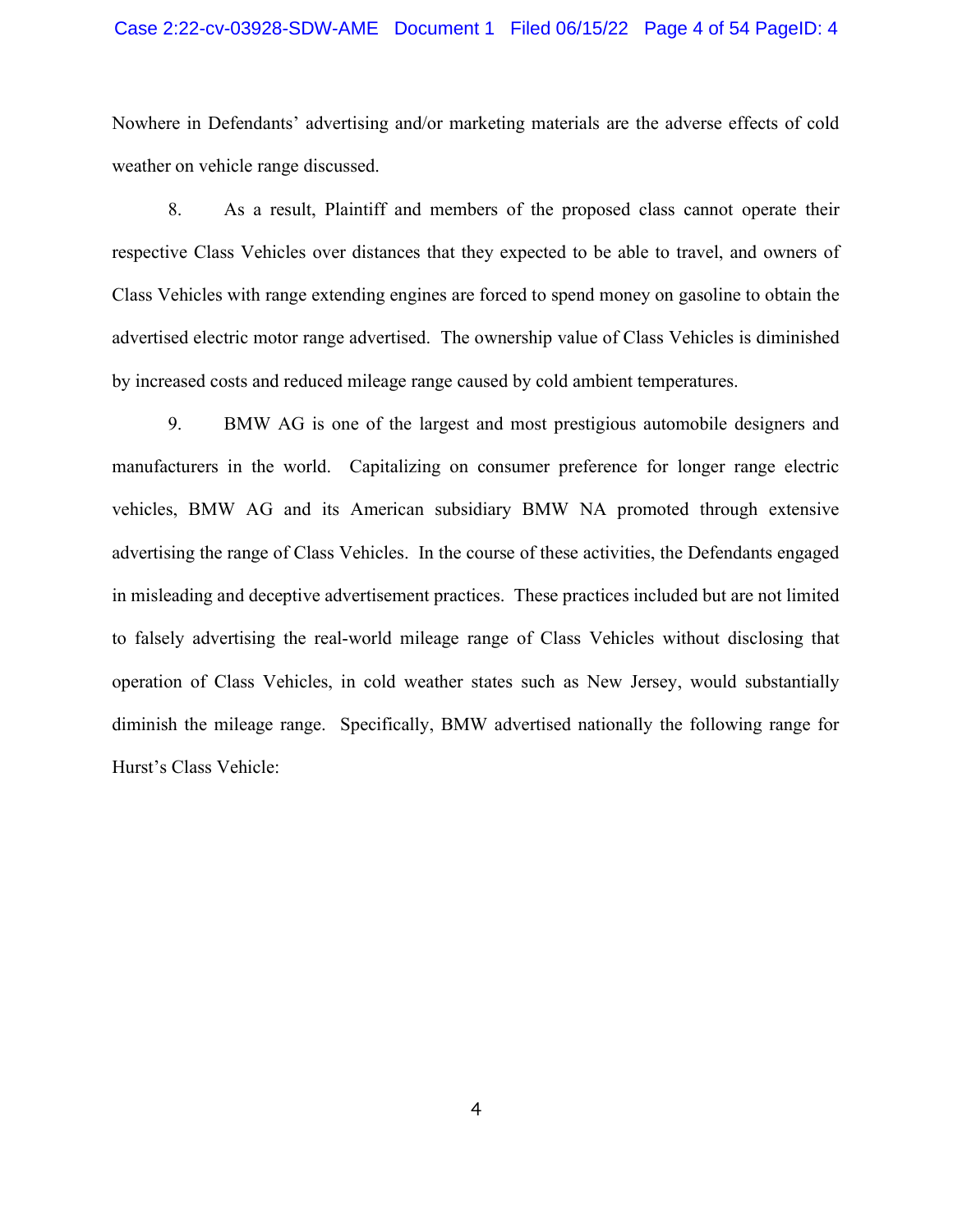Nowhere in Defendants' advertising and/or marketing materials are the adverse effects of cold weather on vehicle range discussed.

8. As a result, Plaintiff and members of the proposed class cannot operate their respective Class Vehicles over distances that they expected to be able to travel, and owners of Class Vehicles with range extending engines are forced to spend money on gasoline to obtain the advertised electric motor range advertised. The ownership value of Class Vehicles is diminished by increased costs and reduced mileage range caused by cold ambient temperatures.

9. BMW AG is one of the largest and most prestigious automobile designers and manufacturers in the world. Capitalizing on consumer preference for longer range electric vehicles, BMW AG and its American subsidiary BMW NA promoted through extensive advertising the range of Class Vehicles. In the course of these activities, the Defendants engaged in misleading and deceptive advertisement practices. These practices included but are not limited to falsely advertising the real-world mileage range of Class Vehicles without disclosing that operation of Class Vehicles, in cold weather states such as New Jersey, would substantially diminish the mileage range. Specifically, BMW advertised nationally the following range for Hurst's Class Vehicle: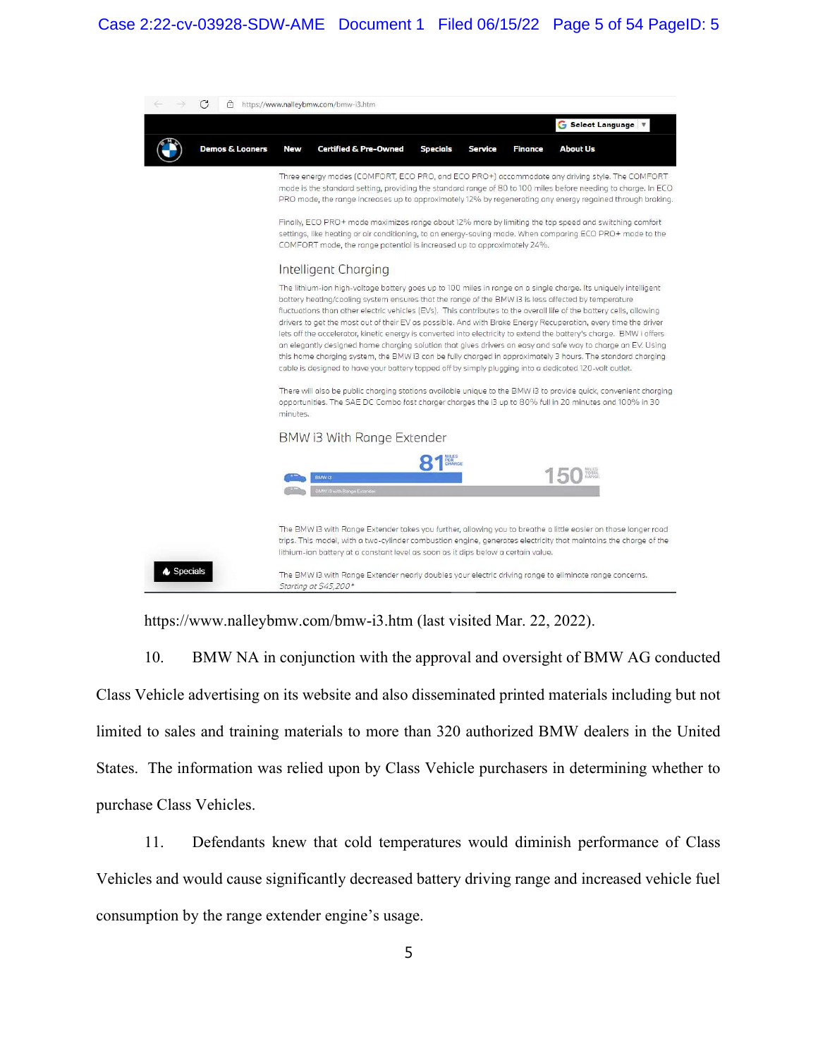https://www.nalleybmw.com/bmw-i3.htm

Select Language

Demos & Loaners | New | Certified & Pre-Owned | Specials | Service | Finance | About Us

Three energy modes (COMFORT, ECO PRO, and ECO PRO+) accommodate any driving style. The COMFORT mode is the standard setting, providing the standard range of 80 to 100 miles before needing to charge. In ECO PRO mode, the range increases up to approximately 12% by regenerating any energy regained through braking.

Finally, ECO PRO+ mode maximizes range about 12% more by limiting the top speed and switching comfort settings, like heating or air conditioning, to an energy-saving mode. When comparing ECO PRO+ mode to the COMFORT mode, the range potential is increased up to approximately 24%.

## Intelligent Charging

The lithium-ion high-voltage battery goes up to 100 miles in range on a single charge. Its uniquely intelligent battery heating/cooling system ensures that the range of the BMW i3 is less affected by temperature fluctuations than other electric vehicles (EVs). This contributes to the overall life of the battery cells, allowing drivers to get the most out of their EV as possible. And with Brake Energy Recuperation, every time the driver lets off the accelerator, kinetic energy is converted into electricity to extend the battery's charge. BMW i offers an elegantly designed home charging solution that gives drivers an easy and safe way to charge an EV. Using this home charging system, the BMW i3 can be fully charged in approximately 3 hours. The standard charging cable is designed to have your battery topped off by simply plugging into a dedicated 120-volt outlet.

There will also be public charging stations available unique to the BMW i3 to provide quick, convenient charging opportunities. The SAE DC Combo fast charger charges the i3 up to 80% full in 20 minutes and 100% in 30 minutes.

## BMW i3 With Range Extender

BMW i3 — 81 MILES PER CHARGE

BMW i3 with Range Extender — 150 MILES TOTAL RANGE

The BMW i3 with Range Extender takes you further, allowing you to breathe a little easier on those longer road trips. This model, with a two-cylinder combustion engine, generates electricity that maintains the charge of the lithium-ion battery at a constant level as soon as it dips below a certain value.

Specials

The BMW i3 with Range Extender nearly doubles your electric driving range to eliminate range concerns.

*Starting at $45,200**

https://www.nalleybmw.com/bmw-i3.htm (last visited Mar. 22, 2022).

10. BMW NA in conjunction with the approval and oversight of BMW AG conducted Class Vehicle advertising on its website and also disseminated printed materials including but not limited to sales and training materials to more than 320 authorized BMW dealers in the United States. The information was relied upon by Class Vehicle purchasers in determining whether to purchase Class Vehicles.

11. Defendants knew that cold temperatures would diminish performance of Class Vehicles and would cause significantly decreased battery driving range and increased vehicle fuel consumption by the range extender engine's usage.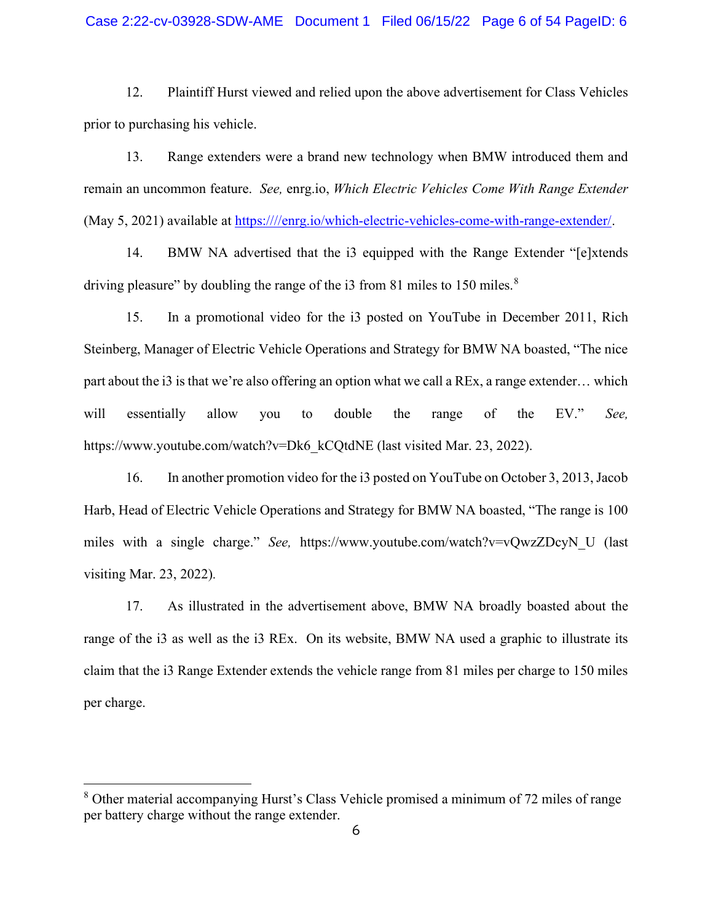12. Plaintiff Hurst viewed and relied upon the above advertisement for Class Vehicles prior to purchasing his vehicle.

13. Range extenders were a brand new technology when BMW introduced them and remain an uncommon feature. *See,* enrg.io, *Which Electric Vehicles Come With Range Extender* (May 5, 2021) available at [https:////enrg.io/which-electric-vehicles-come-with-range-extender/](https:////enrg.io/which-electric-vehicles-come-with-range-extender/).

14. BMW NA advertised that the i3 equipped with the Range Extender "[e]xtends driving pleasure" by doubling the range of the i3 from 81 miles to 150 miles.[8]

15. In a promotional video for the i3 posted on YouTube in December 2011, Rich Steinberg, Manager of Electric Vehicle Operations and Strategy for BMW NA boasted, "The nice part about the i3 is that we're also offering an option what we call a REx, a range extender… which will essentially allow you to double the range of the EV." *See,* https://www.youtube.com/watch?v=Dk6_kCQtdNE (last visited Mar. 23, 2022).

16. In another promotion video for the i3 posted on YouTube on October 3, 2013, Jacob Harb, Head of Electric Vehicle Operations and Strategy for BMW NA boasted, "The range is 100 miles with a single charge." *See,* https://www.youtube.com/watch?v=vQwzZDcyN_U (last visiting Mar. 23, 2022).

17. As illustrated in the advertisement above, BMW NA broadly boasted about the range of the i3 as well as the i3 REx. On its website, BMW NA used a graphic to illustrate its claim that the i3 Range Extender extends the vehicle range from 81 miles per charge to 150 miles per charge.

---

[8] Other material accompanying Hurst's Class Vehicle promised a minimum of 72 miles of range per battery charge without the range extender.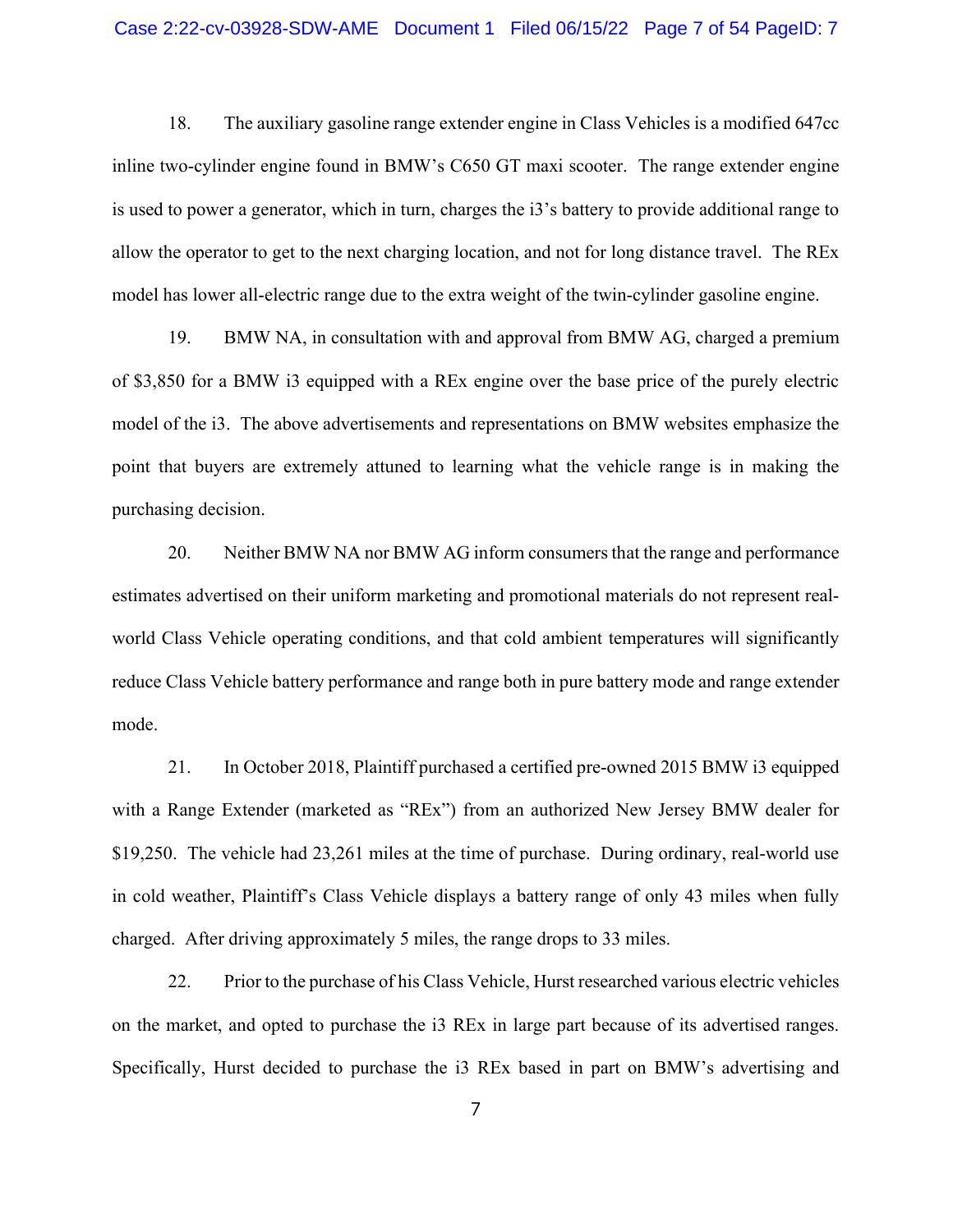18. The auxiliary gasoline range extender engine in Class Vehicles is a modified 647cc inline two-cylinder engine found in BMW's C650 GT maxi scooter. The range extender engine is used to power a generator, which in turn, charges the i3's battery to provide additional range to allow the operator to get to the next charging location, and not for long distance travel. The REx model has lower all-electric range due to the extra weight of the twin-cylinder gasoline engine.

19. BMW NA, in consultation with and approval from BMW AG, charged a premium of $3,850 for a BMW i3 equipped with a REx engine over the base price of the purely electric model of the i3. The above advertisements and representations on BMW websites emphasize the point that buyers are extremely attuned to learning what the vehicle range is in making the purchasing decision.

20. Neither BMW NA nor BMW AG inform consumers that the range and performance estimates advertised on their uniform marketing and promotional materials do not represent real-world Class Vehicle operating conditions, and that cold ambient temperatures will significantly reduce Class Vehicle battery performance and range both in pure battery mode and range extender mode.

21. In October 2018, Plaintiff purchased a certified pre-owned 2015 BMW i3 equipped with a Range Extender (marketed as "REx") from an authorized New Jersey BMW dealer for $19,250. The vehicle had 23,261 miles at the time of purchase. During ordinary, real-world use in cold weather, Plaintiff's Class Vehicle displays a battery range of only 43 miles when fully charged. After driving approximately 5 miles, the range drops to 33 miles.

22. Prior to the purchase of his Class Vehicle, Hurst researched various electric vehicles on the market, and opted to purchase the i3 REx in large part because of its advertised ranges. Specifically, Hurst decided to purchase the i3 REx based in part on BMW's advertising and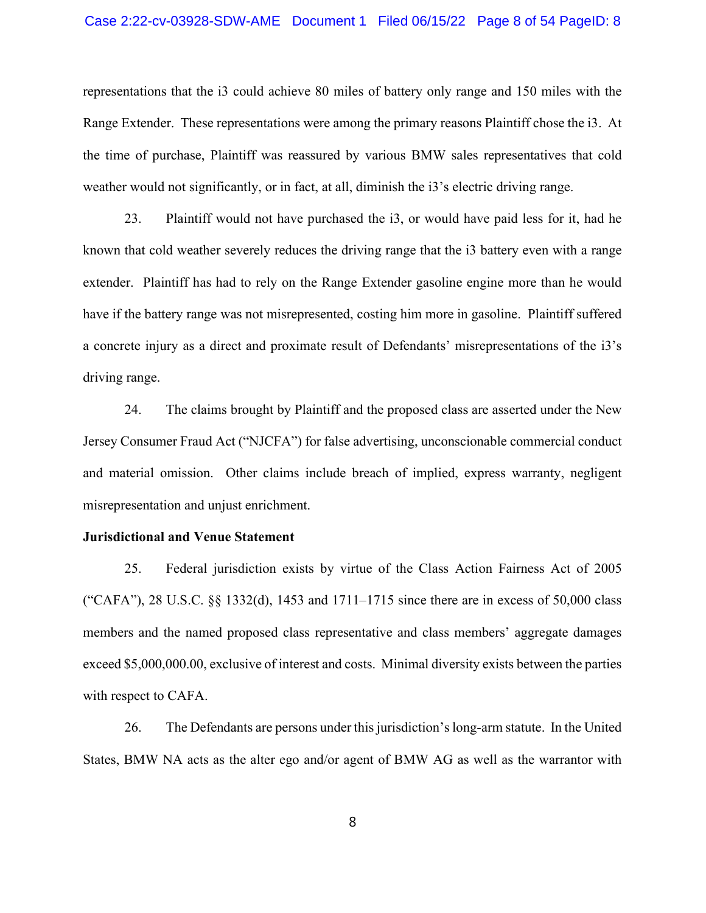representations that the i3 could achieve 80 miles of battery only range and 150 miles with the Range Extender. These representations were among the primary reasons Plaintiff chose the i3. At the time of purchase, Plaintiff was reassured by various BMW sales representatives that cold weather would not significantly, or in fact, at all, diminish the i3's electric driving range.

23. Plaintiff would not have purchased the i3, or would have paid less for it, had he known that cold weather severely reduces the driving range that the i3 battery even with a range extender. Plaintiff has had to rely on the Range Extender gasoline engine more than he would have if the battery range was not misrepresented, costing him more in gasoline. Plaintiff suffered a concrete injury as a direct and proximate result of Defendants' misrepresentations of the i3's driving range.

24. The claims brought by Plaintiff and the proposed class are asserted under the New Jersey Consumer Fraud Act ("NJCFA") for false advertising, unconscionable commercial conduct and material omission. Other claims include breach of implied, express warranty, negligent misrepresentation and unjust enrichment.

**Jurisdictional and Venue Statement**

25. Federal jurisdiction exists by virtue of the Class Action Fairness Act of 2005 ("CAFA"), 28 U.S.C. §§ 1332(d), 1453 and 1711–1715 since there are in excess of 50,000 class members and the named proposed class representative and class members' aggregate damages exceed $5,000,000.00, exclusive of interest and costs. Minimal diversity exists between the parties with respect to CAFA.

26. The Defendants are persons under this jurisdiction's long-arm statute. In the United States, BMW NA acts as the alter ego and/or agent of BMW AG as well as the warrantor with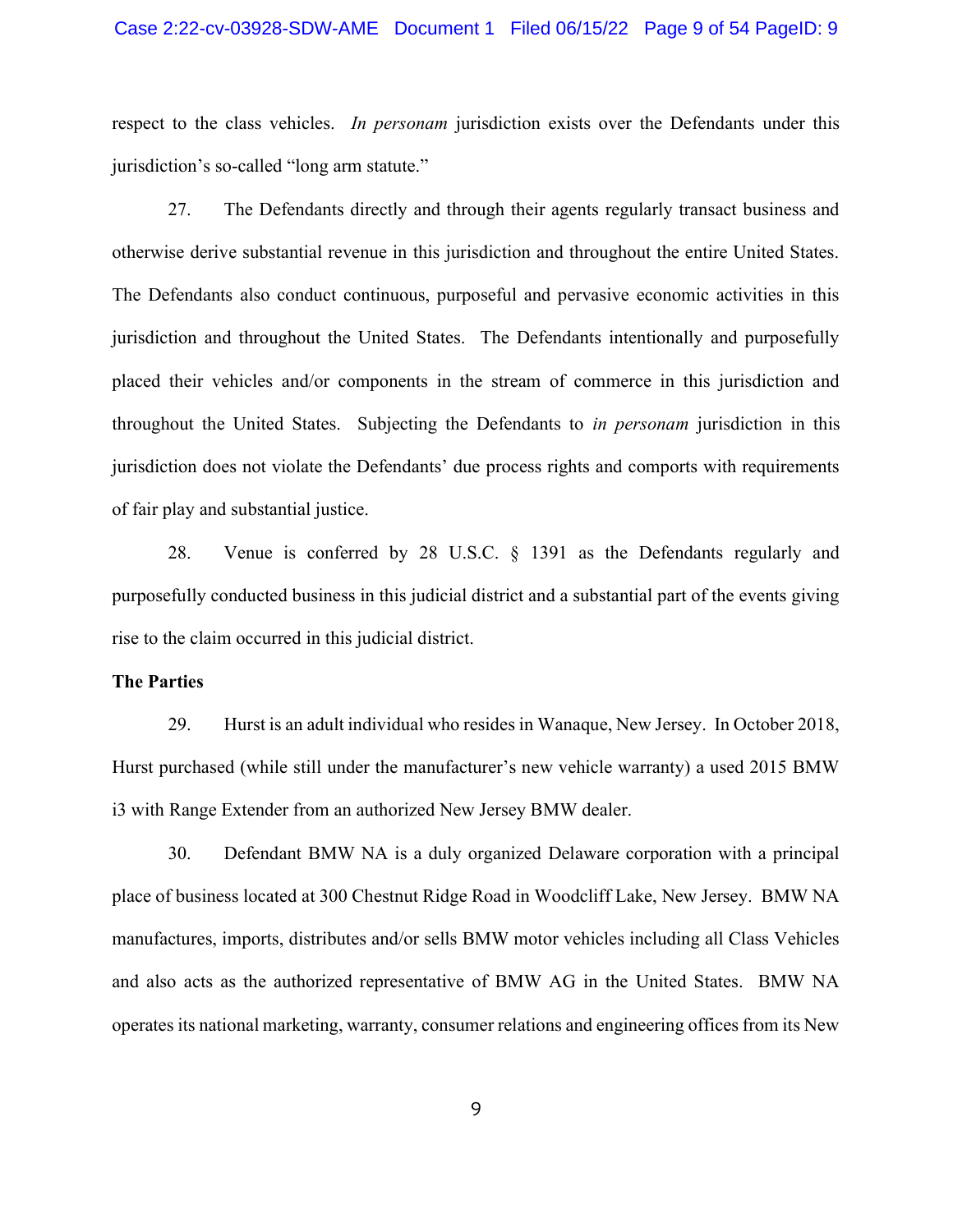respect to the class vehicles. *In personam* jurisdiction exists over the Defendants under this jurisdiction's so-called "long arm statute."

27. The Defendants directly and through their agents regularly transact business and otherwise derive substantial revenue in this jurisdiction and throughout the entire United States. The Defendants also conduct continuous, purposeful and pervasive economic activities in this jurisdiction and throughout the United States. The Defendants intentionally and purposefully placed their vehicles and/or components in the stream of commerce in this jurisdiction and throughout the United States. Subjecting the Defendants to *in personam* jurisdiction in this jurisdiction does not violate the Defendants' due process rights and comports with requirements of fair play and substantial justice.

28. Venue is conferred by 28 U.S.C. § 1391 as the Defendants regularly and purposefully conducted business in this judicial district and a substantial part of the events giving rise to the claim occurred in this judicial district.

**The Parties**

29. Hurst is an adult individual who resides in Wanaque, New Jersey. In October 2018, Hurst purchased (while still under the manufacturer's new vehicle warranty) a used 2015 BMW i3 with Range Extender from an authorized New Jersey BMW dealer.

30. Defendant BMW NA is a duly organized Delaware corporation with a principal place of business located at 300 Chestnut Ridge Road in Woodcliff Lake, New Jersey. BMW NA manufactures, imports, distributes and/or sells BMW motor vehicles including all Class Vehicles and also acts as the authorized representative of BMW AG in the United States. BMW NA operates its national marketing, warranty, consumer relations and engineering offices from its New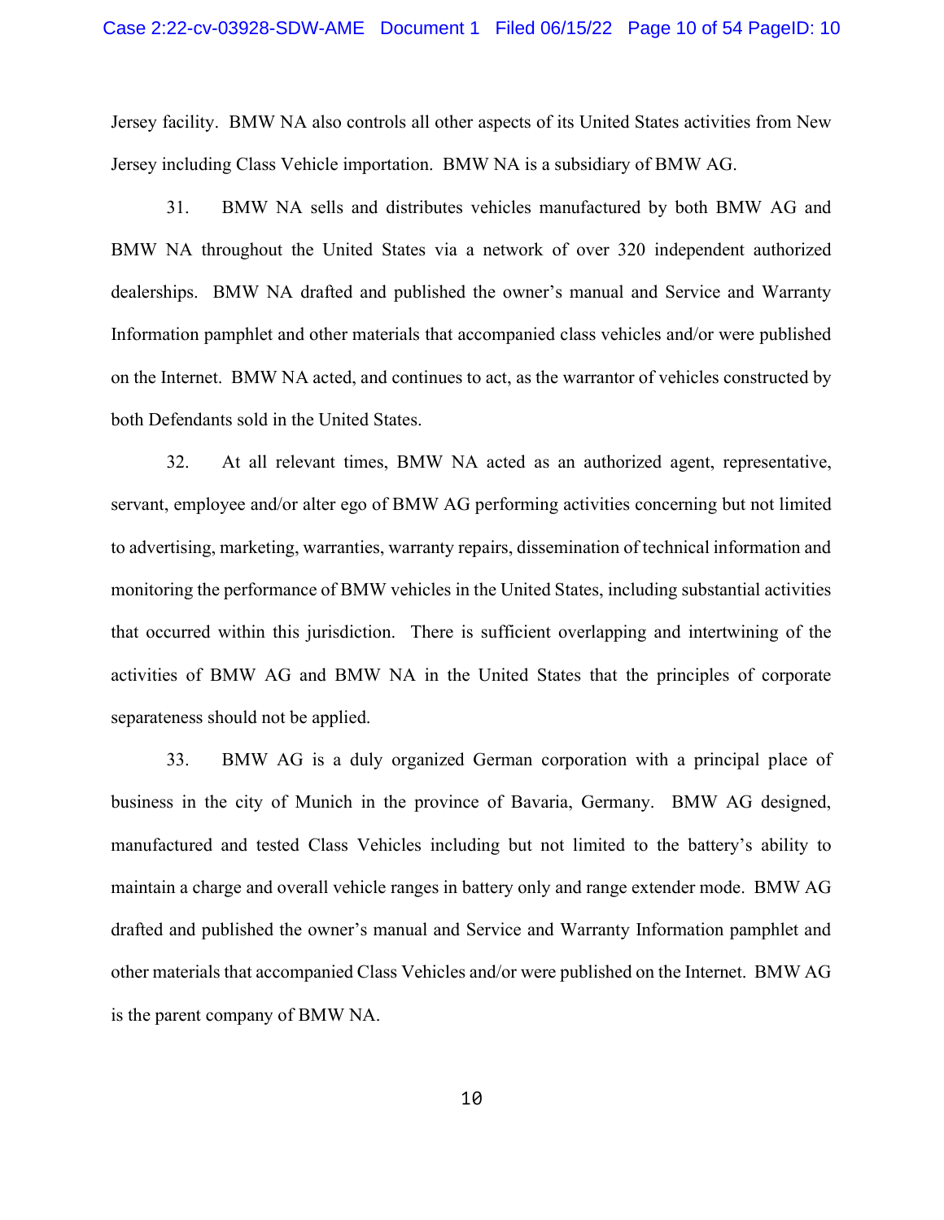Jersey facility. BMW NA also controls all other aspects of its United States activities from New Jersey including Class Vehicle importation. BMW NA is a subsidiary of BMW AG.

31. BMW NA sells and distributes vehicles manufactured by both BMW AG and BMW NA throughout the United States via a network of over 320 independent authorized dealerships. BMW NA drafted and published the owner's manual and Service and Warranty Information pamphlet and other materials that accompanied class vehicles and/or were published on the Internet. BMW NA acted, and continues to act, as the warrantor of vehicles constructed by both Defendants sold in the United States.

32. At all relevant times, BMW NA acted as an authorized agent, representative, servant, employee and/or alter ego of BMW AG performing activities concerning but not limited to advertising, marketing, warranties, warranty repairs, dissemination of technical information and monitoring the performance of BMW vehicles in the United States, including substantial activities that occurred within this jurisdiction. There is sufficient overlapping and intertwining of the activities of BMW AG and BMW NA in the United States that the principles of corporate separateness should not be applied.

33. BMW AG is a duly organized German corporation with a principal place of business in the city of Munich in the province of Bavaria, Germany. BMW AG designed, manufactured and tested Class Vehicles including but not limited to the battery's ability to maintain a charge and overall vehicle ranges in battery only and range extender mode. BMW AG drafted and published the owner's manual and Service and Warranty Information pamphlet and other materials that accompanied Class Vehicles and/or were published on the Internet. BMW AG is the parent company of BMW NA.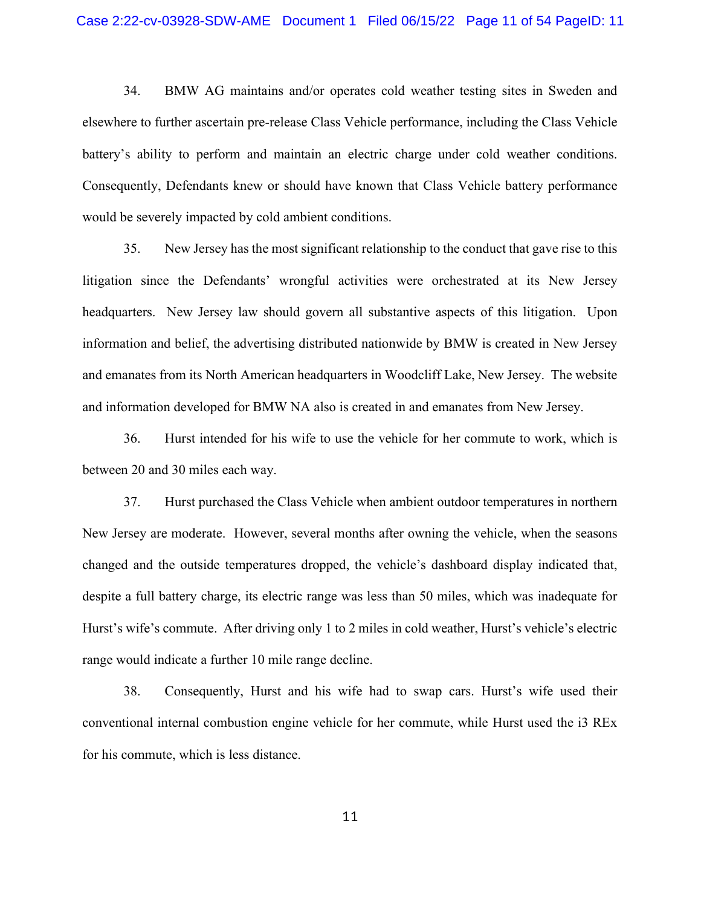34. BMW AG maintains and/or operates cold weather testing sites in Sweden and elsewhere to further ascertain pre-release Class Vehicle performance, including the Class Vehicle battery's ability to perform and maintain an electric charge under cold weather conditions. Consequently, Defendants knew or should have known that Class Vehicle battery performance would be severely impacted by cold ambient conditions.

35. New Jersey has the most significant relationship to the conduct that gave rise to this litigation since the Defendants' wrongful activities were orchestrated at its New Jersey headquarters. New Jersey law should govern all substantive aspects of this litigation. Upon information and belief, the advertising distributed nationwide by BMW is created in New Jersey and emanates from its North American headquarters in Woodcliff Lake, New Jersey. The website and information developed for BMW NA also is created in and emanates from New Jersey.

36. Hurst intended for his wife to use the vehicle for her commute to work, which is between 20 and 30 miles each way.

37. Hurst purchased the Class Vehicle when ambient outdoor temperatures in northern New Jersey are moderate. However, several months after owning the vehicle, when the seasons changed and the outside temperatures dropped, the vehicle's dashboard display indicated that, despite a full battery charge, its electric range was less than 50 miles, which was inadequate for Hurst's wife's commute. After driving only 1 to 2 miles in cold weather, Hurst's vehicle's electric range would indicate a further 10 mile range decline.

38. Consequently, Hurst and his wife had to swap cars. Hurst's wife used their conventional internal combustion engine vehicle for her commute, while Hurst used the i3 REx for his commute, which is less distance.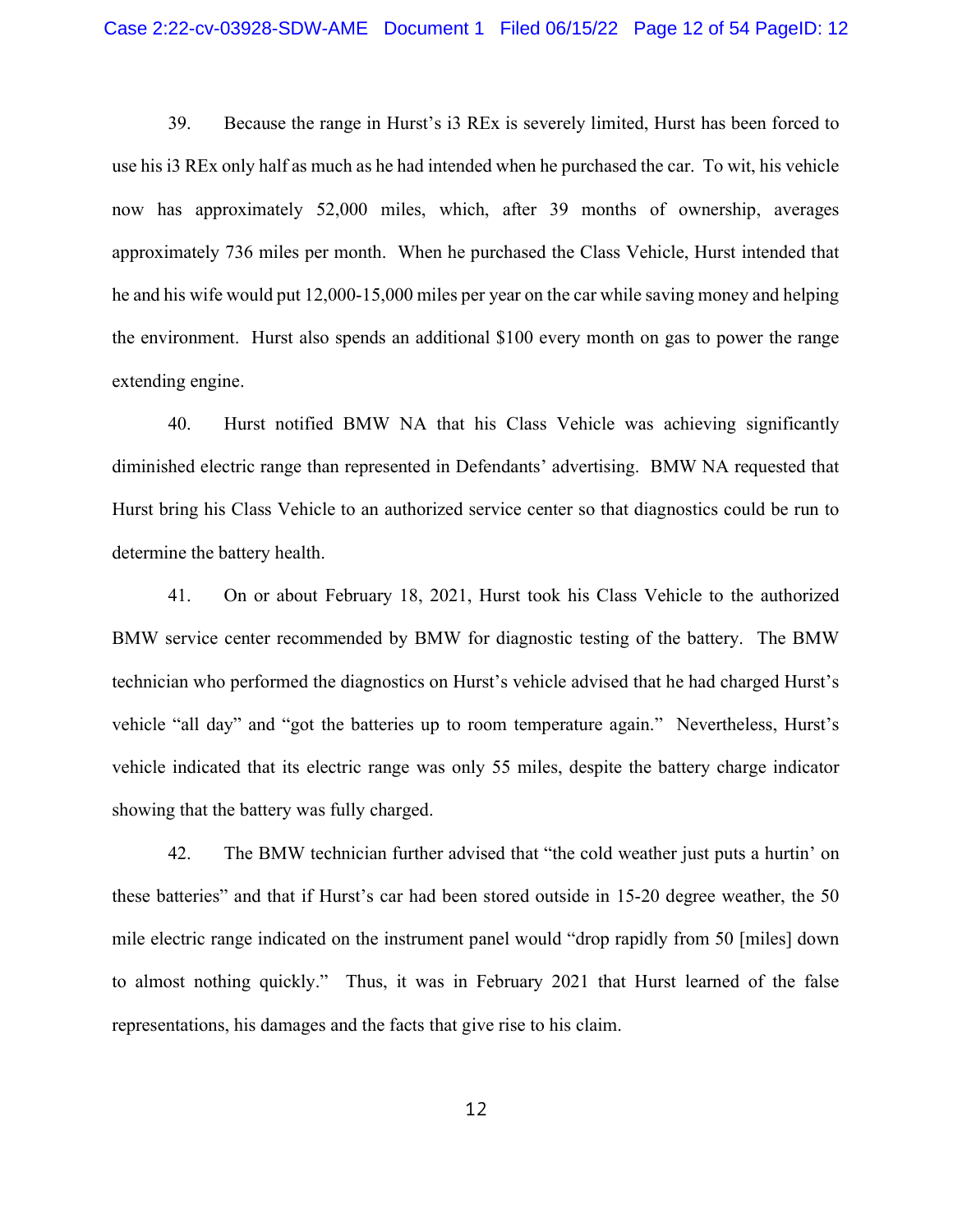39. Because the range in Hurst's i3 REx is severely limited, Hurst has been forced to use his i3 REx only half as much as he had intended when he purchased the car. To wit, his vehicle now has approximately 52,000 miles, which, after 39 months of ownership, averages approximately 736 miles per month. When he purchased the Class Vehicle, Hurst intended that he and his wife would put 12,000-15,000 miles per year on the car while saving money and helping the environment. Hurst also spends an additional $100 every month on gas to power the range extending engine.

40. Hurst notified BMW NA that his Class Vehicle was achieving significantly diminished electric range than represented in Defendants' advertising. BMW NA requested that Hurst bring his Class Vehicle to an authorized service center so that diagnostics could be run to determine the battery health.

41. On or about February 18, 2021, Hurst took his Class Vehicle to the authorized BMW service center recommended by BMW for diagnostic testing of the battery. The BMW technician who performed the diagnostics on Hurst's vehicle advised that he had charged Hurst's vehicle "all day" and "got the batteries up to room temperature again." Nevertheless, Hurst's vehicle indicated that its electric range was only 55 miles, despite the battery charge indicator showing that the battery was fully charged.

42. The BMW technician further advised that "the cold weather just puts a hurtin' on these batteries" and that if Hurst's car had been stored outside in 15-20 degree weather, the 50 mile electric range indicated on the instrument panel would "drop rapidly from 50 [miles] down to almost nothing quickly." Thus, it was in February 2021 that Hurst learned of the false representations, his damages and the facts that give rise to his claim.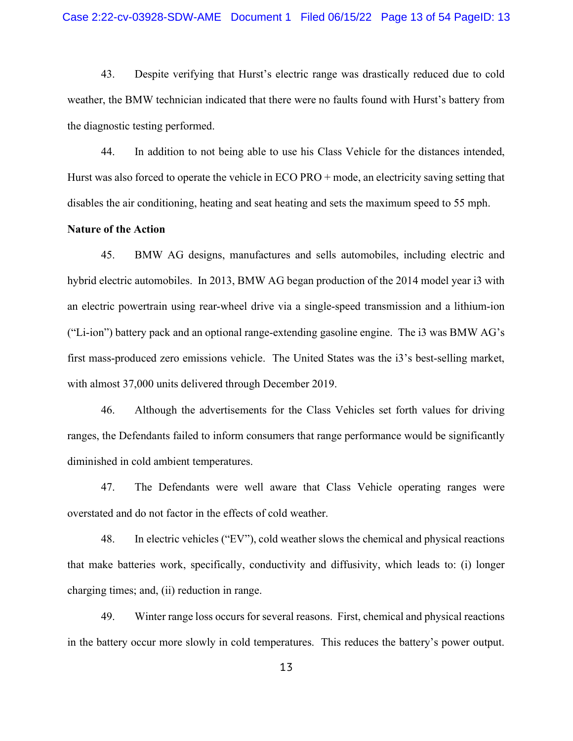43. Despite verifying that Hurst's electric range was drastically reduced due to cold weather, the BMW technician indicated that there were no faults found with Hurst's battery from the diagnostic testing performed.

44. In addition to not being able to use his Class Vehicle for the distances intended, Hurst was also forced to operate the vehicle in ECO PRO + mode, an electricity saving setting that disables the air conditioning, heating and seat heating and sets the maximum speed to 55 mph.

**Nature of the Action**

45. BMW AG designs, manufactures and sells automobiles, including electric and hybrid electric automobiles. In 2013, BMW AG began production of the 2014 model year i3 with an electric powertrain using rear-wheel drive via a single-speed transmission and a lithium-ion ("Li-ion") battery pack and an optional range-extending gasoline engine. The i3 was BMW AG's first mass-produced zero emissions vehicle. The United States was the i3's best-selling market, with almost 37,000 units delivered through December 2019.

46. Although the advertisements for the Class Vehicles set forth values for driving ranges, the Defendants failed to inform consumers that range performance would be significantly diminished in cold ambient temperatures.

47. The Defendants were well aware that Class Vehicle operating ranges were overstated and do not factor in the effects of cold weather.

48. In electric vehicles ("EV"), cold weather slows the chemical and physical reactions that make batteries work, specifically, conductivity and diffusivity, which leads to: (i) longer charging times; and, (ii) reduction in range.

49. Winter range loss occurs for several reasons. First, chemical and physical reactions in the battery occur more slowly in cold temperatures. This reduces the battery's power output.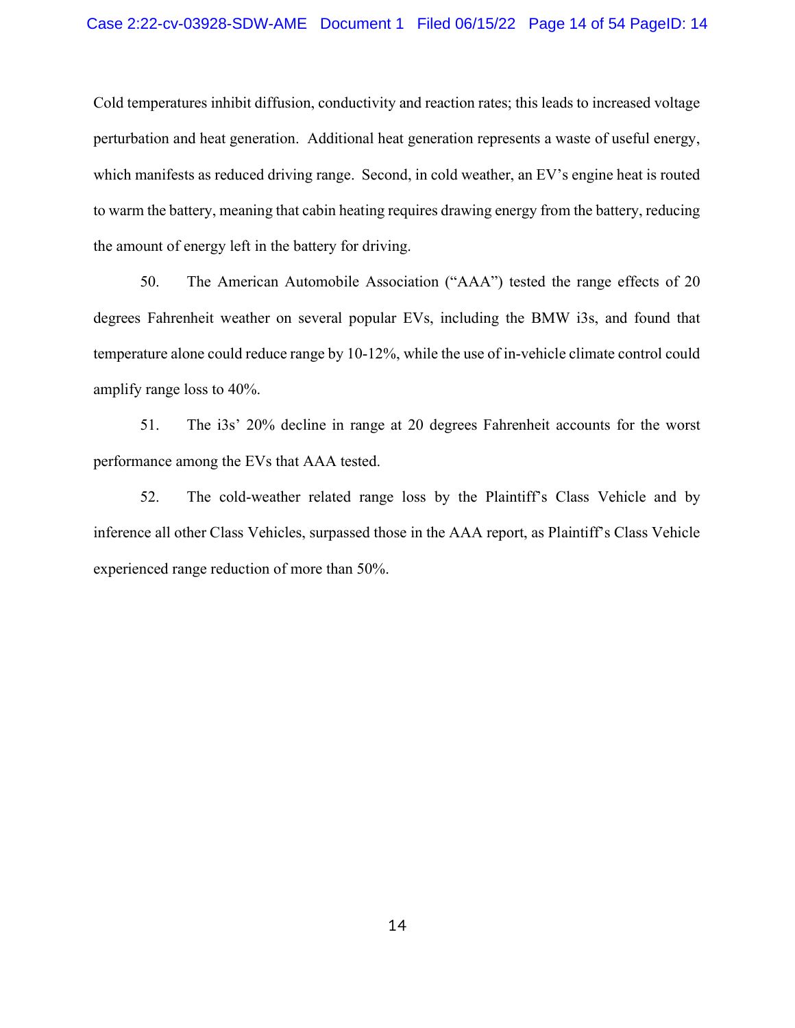Cold temperatures inhibit diffusion, conductivity and reaction rates; this leads to increased voltage perturbation and heat generation. Additional heat generation represents a waste of useful energy, which manifests as reduced driving range. Second, in cold weather, an EV's engine heat is routed to warm the battery, meaning that cabin heating requires drawing energy from the battery, reducing the amount of energy left in the battery for driving.

50. The American Automobile Association ("AAA") tested the range effects of 20 degrees Fahrenheit weather on several popular EVs, including the BMW i3s, and found that temperature alone could reduce range by 10-12%, while the use of in-vehicle climate control could amplify range loss to 40%.

51. The i3s' 20% decline in range at 20 degrees Fahrenheit accounts for the worst performance among the EVs that AAA tested.

52. The cold-weather related range loss by the Plaintiff's Class Vehicle and by inference all other Class Vehicles, surpassed those in the AAA report, as Plaintiff's Class Vehicle experienced range reduction of more than 50%.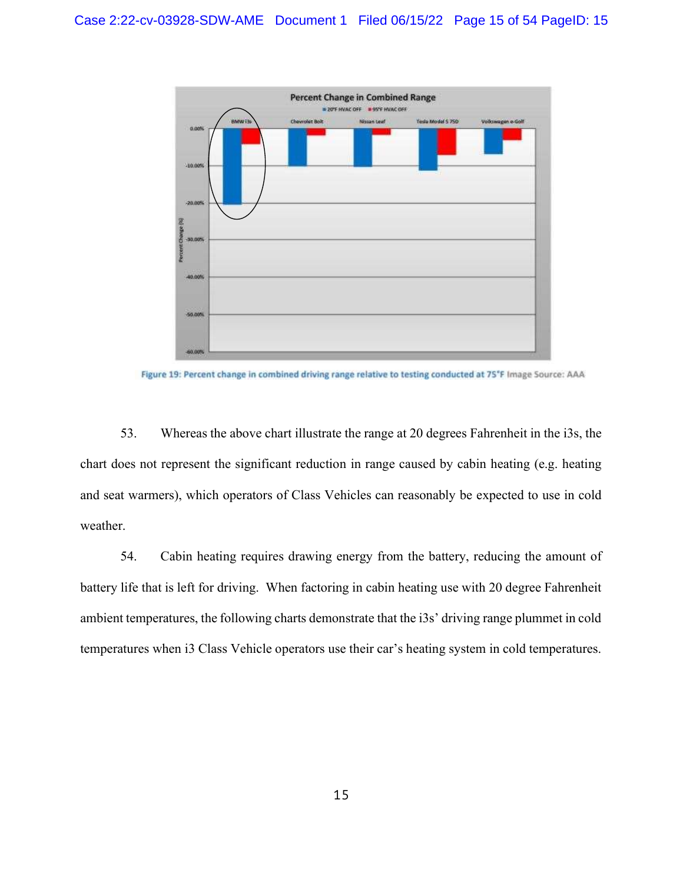Figure 19: Percent change in combined driving range relative to testing conducted at 75°F Image Source: AAA

53. Whereas the above chart illustrate the range at 20 degrees Fahrenheit in the i3s, the chart does not represent the significant reduction in range caused by cabin heating (e.g. heating and seat warmers), which operators of Class Vehicles can reasonably be expected to use in cold weather.

54. Cabin heating requires drawing energy from the battery, reducing the amount of battery life that is left for driving. When factoring in cabin heating use with 20 degree Fahrenheit ambient temperatures, the following charts demonstrate that the i3s' driving range plummet in cold temperatures when i3 Class Vehicle operators use their car's heating system in cold temperatures.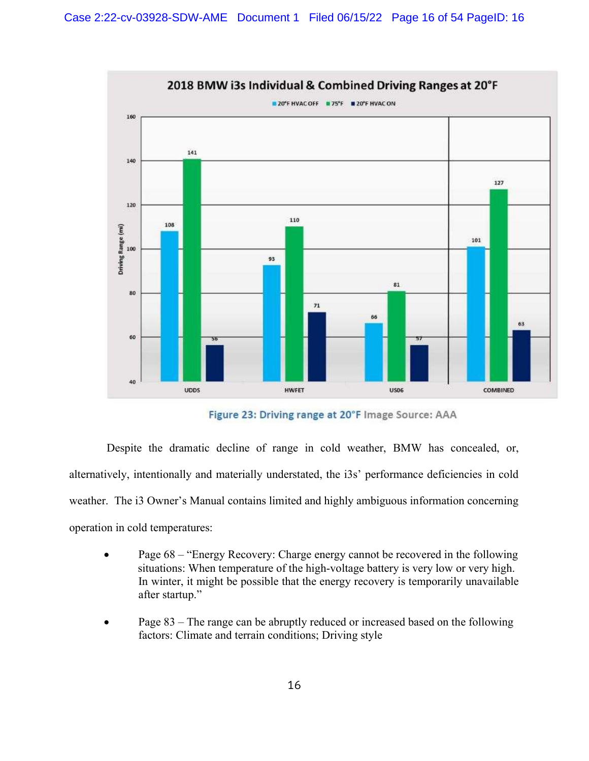Figure 23: Driving range at 20°F Image Source: AAA

Despite the dramatic decline of range in cold weather, BMW has concealed, or, alternatively, intentionally and materially understated, the i3s' performance deficiencies in cold weather. The i3 Owner's Manual contains limited and highly ambiguous information concerning operation in cold temperatures:

- Page 68 – "Energy Recovery: Charge energy cannot be recovered in the following situations: When temperature of the high-voltage battery is very low or very high. In winter, it might be possible that the energy recovery is temporarily unavailable after startup."

- Page 83 – The range can be abruptly reduced or increased based on the following factors: Climate and terrain conditions; Driving style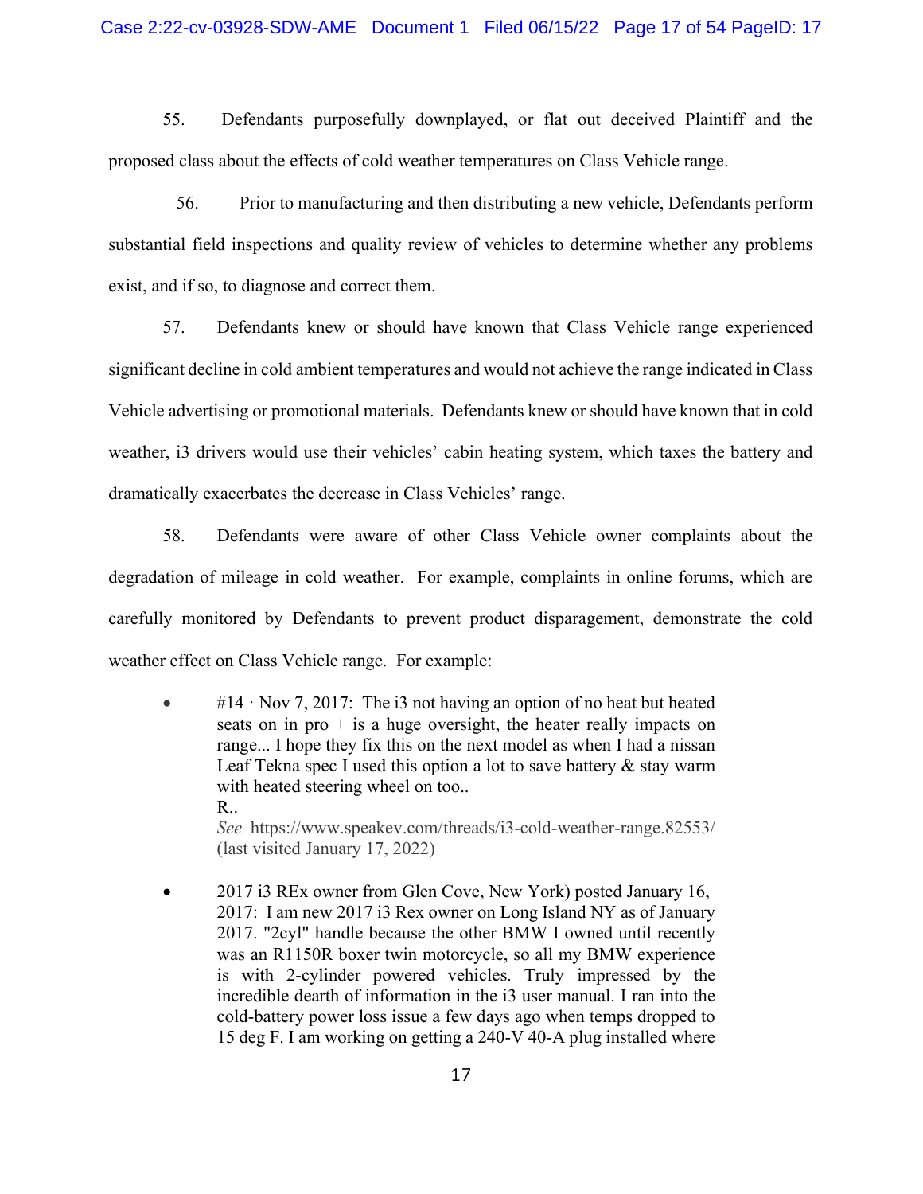55. Defendants purposefully downplayed, or flat out deceived Plaintiff and the proposed class about the effects of cold weather temperatures on Class Vehicle range.

56. Prior to manufacturing and then distributing a new vehicle, Defendants perform substantial field inspections and quality review of vehicles to determine whether any problems exist, and if so, to diagnose and correct them.

57. Defendants knew or should have known that Class Vehicle range experienced significant decline in cold ambient temperatures and would not achieve the range indicated in Class Vehicle advertising or promotional materials. Defendants knew or should have known that in cold weather, i3 drivers would use their vehicles' cabin heating system, which taxes the battery and dramatically exacerbates the decrease in Class Vehicles' range.

58. Defendants were aware of other Class Vehicle owner complaints about the degradation of mileage in cold weather. For example, complaints in online forums, which are carefully monitored by Defendants to prevent product disparagement, demonstrate the cold weather effect on Class Vehicle range. For example:

- #14 · Nov 7, 2017: The i3 not having an option of no heat but heated seats on in pro + is a huge oversight, the heater really impacts on range... I hope they fix this on the next model as when I had a nissan Leaf Tekna spec I used this option a lot to save battery & stay warm with heated steering wheel on too..
  R..
  *See* https://www.speakev.com/threads/i3-cold-weather-range.82553/ (last visited January 17, 2022)

- 2017 i3 REx owner from Glen Cove, New York) posted January 16, 2017: I am new 2017 i3 Rex owner on Long Island NY as of January 2017. "2cyl" handle because the other BMW I owned until recently was an R1150R boxer twin motorcycle, so all my BMW experience is with 2-cylinder powered vehicles. Truly impressed by the incredible dearth of information in the i3 user manual. I ran into the cold-battery power loss issue a few days ago when temps dropped to 15 deg F. I am working on getting a 240-V 40-A plug installed where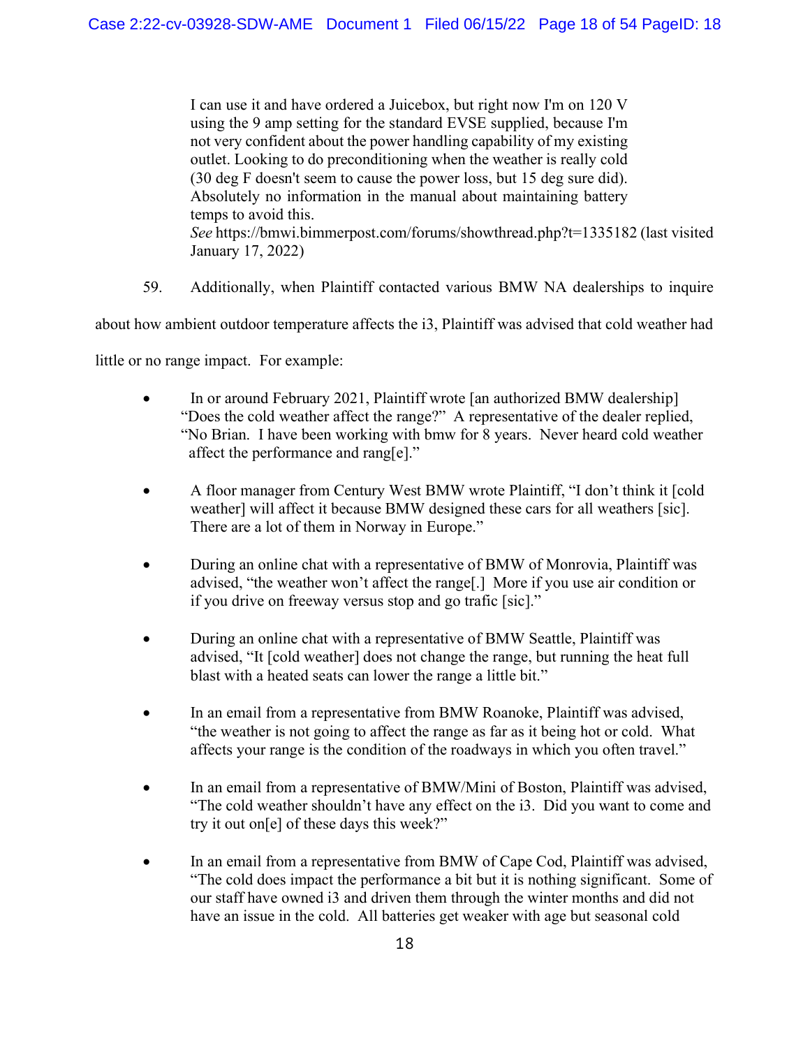> I can use it and have ordered a Juicebox, but right now I'm on 120 V using the 9 amp setting for the standard EVSE supplied, because I'm not very confident about the power handling capability of my existing outlet. Looking to do preconditioning when the weather is really cold (30 deg F doesn't seem to cause the power loss, but 15 deg sure did). Absolutely no information in the manual about maintaining battery temps to avoid this.
>
> *See* https://bmwi.bimmerpost.com/forums/showthread.php?t=1335182 (last visited January 17, 2022)

59. Additionally, when Plaintiff contacted various BMW NA dealerships to inquire about how ambient outdoor temperature affects the i3, Plaintiff was advised that cold weather had little or no range impact. For example:

- In or around February 2021, Plaintiff wrote [an authorized BMW dealership] "Does the cold weather affect the range?" A representative of the dealer replied, "No Brian. I have been working with bmw for 8 years. Never heard cold weather affect the performance and rang[e]."

- A floor manager from Century West BMW wrote Plaintiff, "I don't think it [cold weather] will affect it because BMW designed these cars for all weathers [sic]. There are a lot of them in Norway in Europe."

- During an online chat with a representative of BMW of Monrovia, Plaintiff was advised, "the weather won't affect the range[.] More if you use air condition or if you drive on freeway versus stop and go trafic [sic]."

- During an online chat with a representative of BMW Seattle, Plaintiff was advised, "It [cold weather] does not change the range, but running the heat full blast with a heated seats can lower the range a little bit."

- In an email from a representative from BMW Roanoke, Plaintiff was advised, "the weather is not going to affect the range as far as it being hot or cold. What affects your range is the condition of the roadways in which you often travel."

- In an email from a representative from BMW/Mini of Boston, Plaintiff was advised, "The cold weather shouldn't have any effect on the i3. Did you want to come and try it out on[e] of these days this week?"

- In an email from a representative from BMW of Cape Cod, Plaintiff was advised, "The cold does impact the performance a bit but it is nothing significant. Some of our staff have owned i3 and driven them through the winter months and did not have an issue in the cold. All batteries get weaker with age but seasonal cold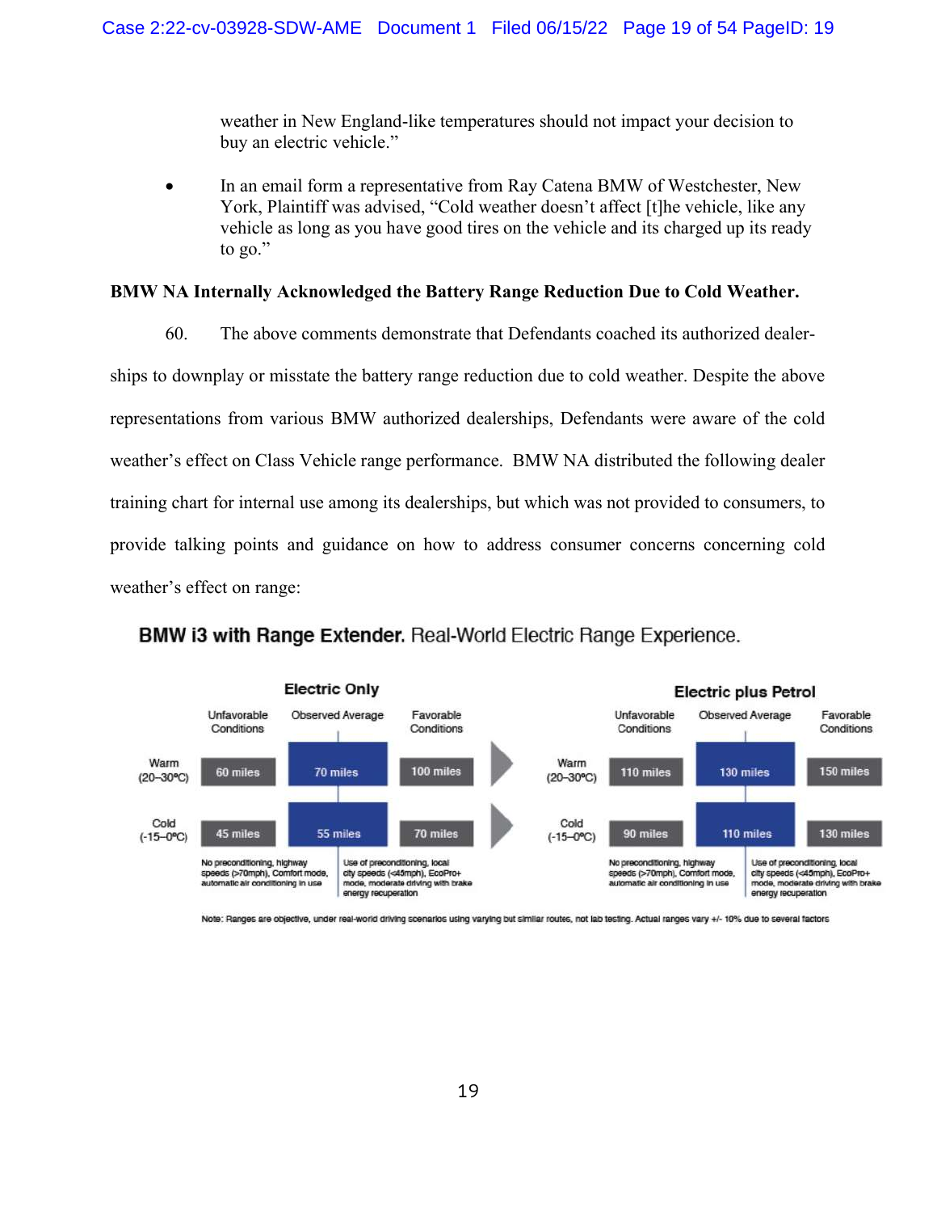weather in New England-like temperatures should not impact your decision to buy an electric vehicle."

- In an email form a representative from Ray Catena BMW of Westchester, New York, Plaintiff was advised, "Cold weather doesn't affect [t]he vehicle, like any vehicle as long as you have good tires on the vehicle and its charged up its ready to go."

**BMW NA Internally Acknowledged the Battery Range Reduction Due to Cold Weather.**

60. The above comments demonstrate that Defendants coached its authorized dealerships to downplay or misstate the battery range reduction due to cold weather. Despite the above representations from various BMW authorized dealerships, Defendants were aware of the cold weather's effect on Class Vehicle range performance. BMW NA distributed the following dealer training chart for internal use among its dealerships, but which was not provided to consumers, to provide talking points and guidance on how to address consumer concerns concerning cold weather's effect on range:

**BMW i3 with Range Extender.** Real-World Electric Range Experience.

| | Electric Only | | | Electric plus Petrol | | |
|---|---|---|---|---|---|---|
| | Unfavorable Conditions | Observed Average | Favorable Conditions | Unfavorable Conditions | Observed Average | Favorable Conditions |
| Warm (20–30°C) | 60 miles | 70 miles | 100 miles | 110 miles | 130 miles | 150 miles |
| Cold (-15–0°C) | 45 miles | 55 miles | 70 miles | 90 miles | 110 miles | 130 miles |
| | No preconditioning, highway speeds (>70mph), Comfort mode, automatic air conditioning in use | | Use of preconditioning, local city speeds (<45mph), EcoPro+ mode, moderate driving with brake energy recuperation | No preconditioning, highway speeds (>70mph), Comfort mode, automatic air conditioning in use | | Use of preconditioning, local city speeds (<45mph), EcoPro+ mode, moderate driving with brake energy recuperation |

Note: Ranges are objective, under real-world driving scenarios using varying but similar routes, not lab testing. Actual ranges vary +/- 10% due to several factors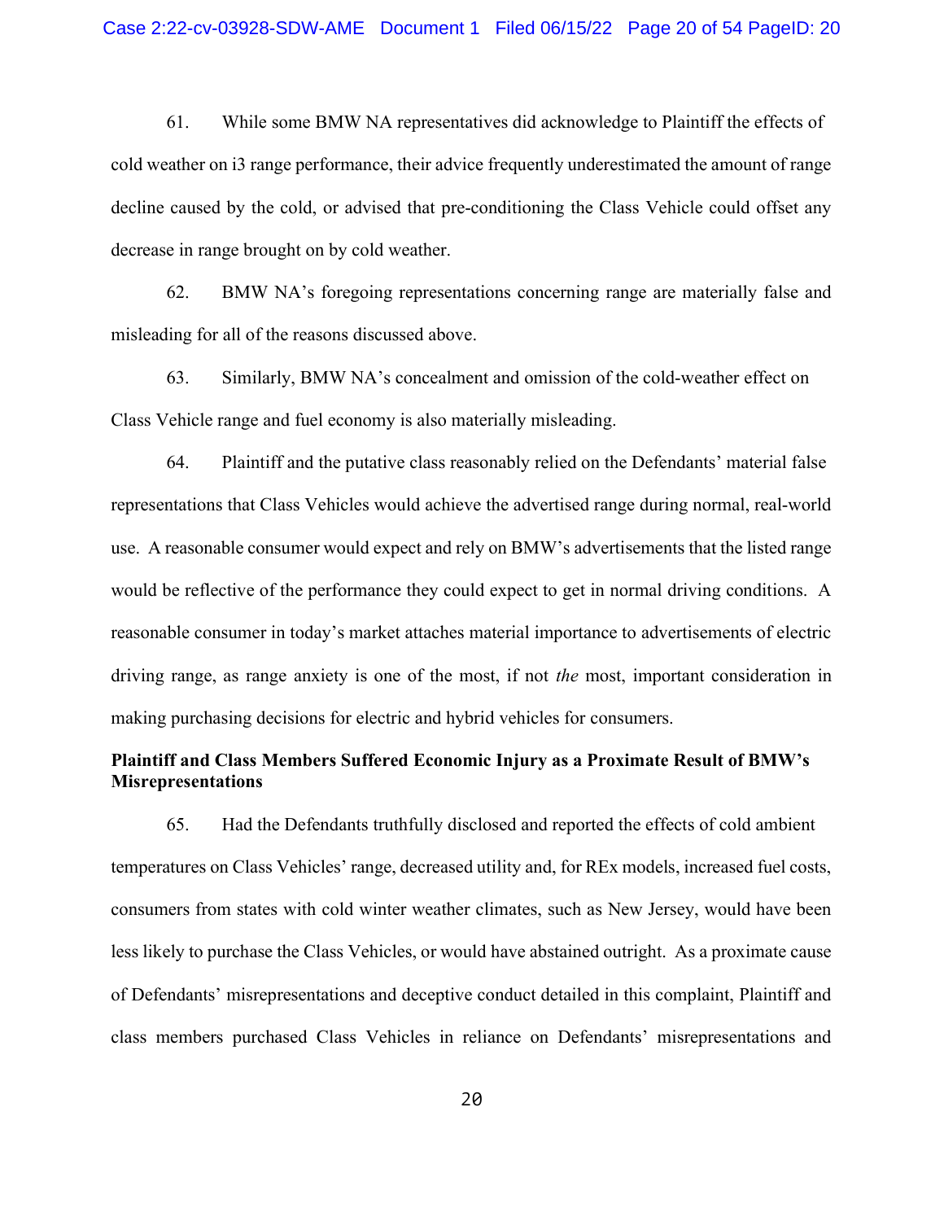61. While some BMW NA representatives did acknowledge to Plaintiff the effects of cold weather on i3 range performance, their advice frequently underestimated the amount of range decline caused by the cold, or advised that pre-conditioning the Class Vehicle could offset any decrease in range brought on by cold weather.

62. BMW NA's foregoing representations concerning range are materially false and misleading for all of the reasons discussed above.

63. Similarly, BMW NA's concealment and omission of the cold-weather effect on Class Vehicle range and fuel economy is also materially misleading.

64. Plaintiff and the putative class reasonably relied on the Defendants' material false representations that Class Vehicles would achieve the advertised range during normal, real-world use. A reasonable consumer would expect and rely on BMW's advertisements that the listed range would be reflective of the performance they could expect to get in normal driving conditions. A reasonable consumer in today's market attaches material importance to advertisements of electric driving range, as range anxiety is one of the most, if not *the* most, important consideration in making purchasing decisions for electric and hybrid vehicles for consumers.

**Plaintiff and Class Members Suffered Economic Injury as a Proximate Result of BMW's Misrepresentations**

65. Had the Defendants truthfully disclosed and reported the effects of cold ambient temperatures on Class Vehicles' range, decreased utility and, for REx models, increased fuel costs, consumers from states with cold winter weather climates, such as New Jersey, would have been less likely to purchase the Class Vehicles, or would have abstained outright. As a proximate cause of Defendants' misrepresentations and deceptive conduct detailed in this complaint, Plaintiff and class members purchased Class Vehicles in reliance on Defendants' misrepresentations and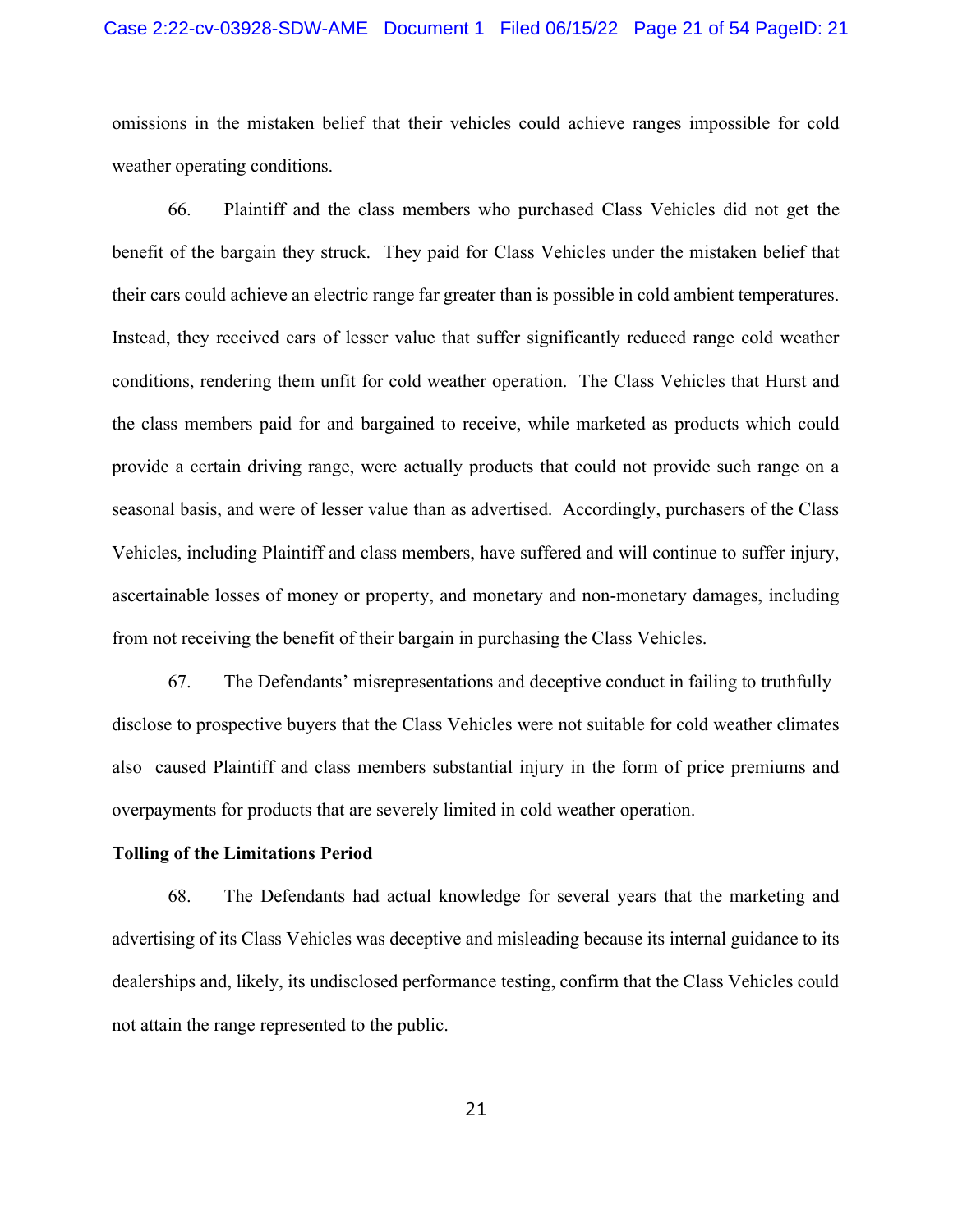omissions in the mistaken belief that their vehicles could achieve ranges impossible for cold weather operating conditions.

66. Plaintiff and the class members who purchased Class Vehicles did not get the benefit of the bargain they struck. They paid for Class Vehicles under the mistaken belief that their cars could achieve an electric range far greater than is possible in cold ambient temperatures. Instead, they received cars of lesser value that suffer significantly reduced range cold weather conditions, rendering them unfit for cold weather operation. The Class Vehicles that Hurst and the class members paid for and bargained to receive, while marketed as products which could provide a certain driving range, were actually products that could not provide such range on a seasonal basis, and were of lesser value than as advertised. Accordingly, purchasers of the Class Vehicles, including Plaintiff and class members, have suffered and will continue to suffer injury, ascertainable losses of money or property, and monetary and non-monetary damages, including from not receiving the benefit of their bargain in purchasing the Class Vehicles.

67. The Defendants' misrepresentations and deceptive conduct in failing to truthfully disclose to prospective buyers that the Class Vehicles were not suitable for cold weather climates also caused Plaintiff and class members substantial injury in the form of price premiums and overpayments for products that are severely limited in cold weather operation.

**Tolling of the Limitations Period**

68. The Defendants had actual knowledge for several years that the marketing and advertising of its Class Vehicles was deceptive and misleading because its internal guidance to its dealerships and, likely, its undisclosed performance testing, confirm that the Class Vehicles could not attain the range represented to the public.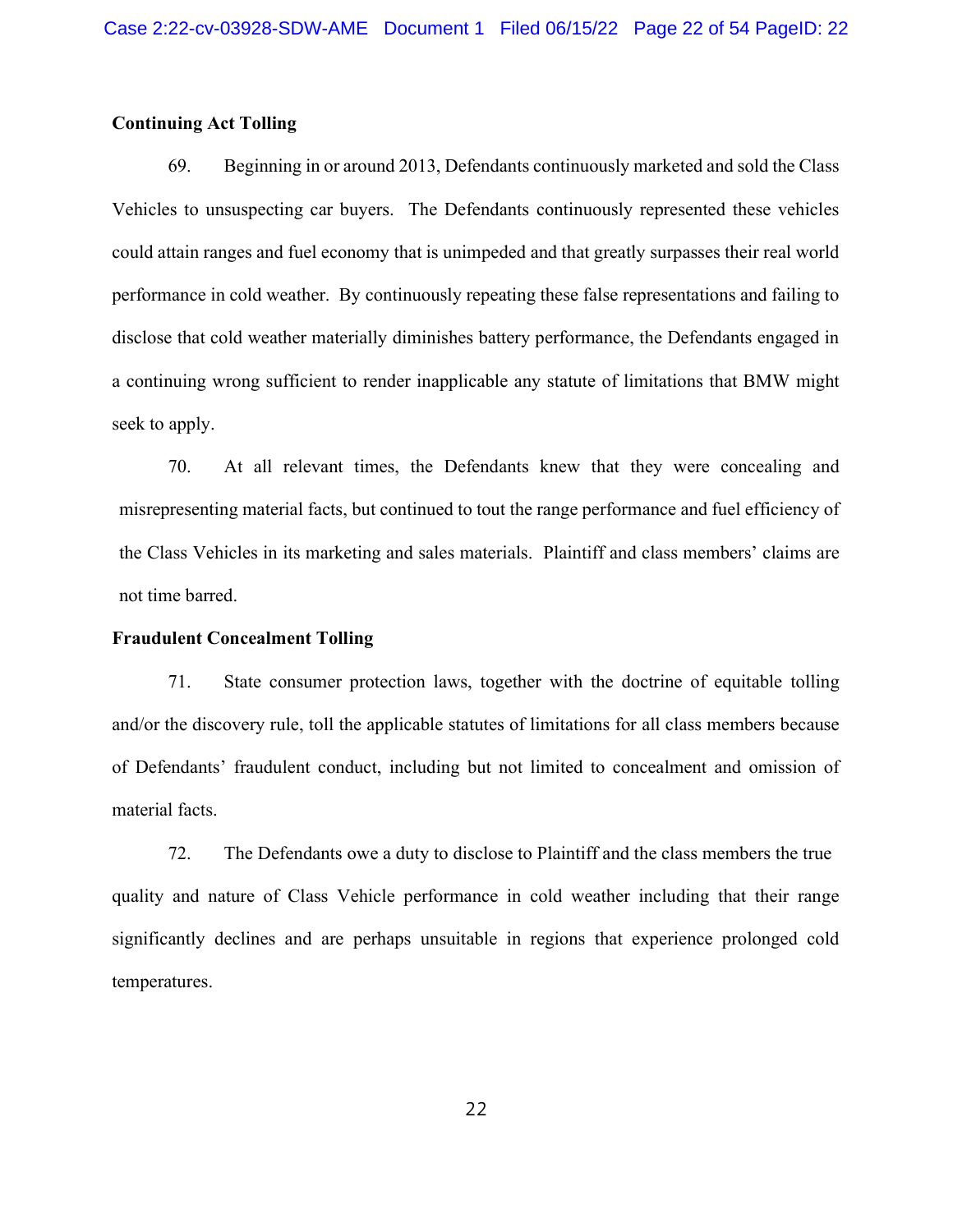**Continuing Act Tolling**

69. Beginning in or around 2013, Defendants continuously marketed and sold the Class Vehicles to unsuspecting car buyers. The Defendants continuously represented these vehicles could attain ranges and fuel economy that is unimpeded and that greatly surpasses their real world performance in cold weather. By continuously repeating these false representations and failing to disclose that cold weather materially diminishes battery performance, the Defendants engaged in a continuing wrong sufficient to render inapplicable any statute of limitations that BMW might seek to apply.

70. At all relevant times, the Defendants knew that they were concealing and misrepresenting material facts, but continued to tout the range performance and fuel efficiency of the Class Vehicles in its marketing and sales materials. Plaintiff and class members' claims are not time barred.

**Fraudulent Concealment Tolling**

71. State consumer protection laws, together with the doctrine of equitable tolling and/or the discovery rule, toll the applicable statutes of limitations for all class members because of Defendants' fraudulent conduct, including but not limited to concealment and omission of material facts.

72. The Defendants owe a duty to disclose to Plaintiff and the class members the true quality and nature of Class Vehicle performance in cold weather including that their range significantly declines and are perhaps unsuitable in regions that experience prolonged cold temperatures.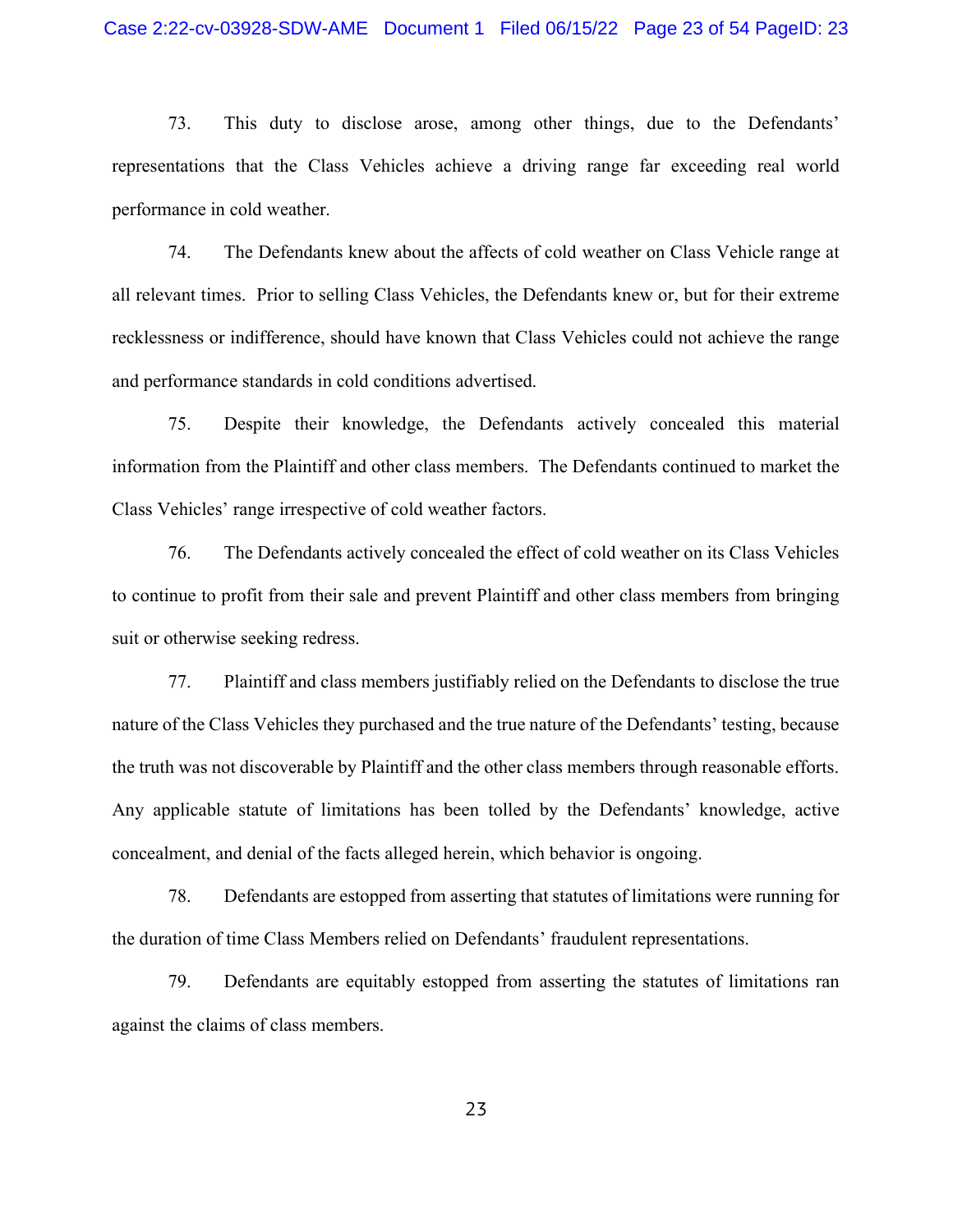73. This duty to disclose arose, among other things, due to the Defendants' representations that the Class Vehicles achieve a driving range far exceeding real world performance in cold weather.

74. The Defendants knew about the affects of cold weather on Class Vehicle range at all relevant times. Prior to selling Class Vehicles, the Defendants knew or, but for their extreme recklessness or indifference, should have known that Class Vehicles could not achieve the range and performance standards in cold conditions advertised.

75. Despite their knowledge, the Defendants actively concealed this material information from the Plaintiff and other class members. The Defendants continued to market the Class Vehicles' range irrespective of cold weather factors.

76. The Defendants actively concealed the effect of cold weather on its Class Vehicles to continue to profit from their sale and prevent Plaintiff and other class members from bringing suit or otherwise seeking redress.

77. Plaintiff and class members justifiably relied on the Defendants to disclose the true nature of the Class Vehicles they purchased and the true nature of the Defendants' testing, because the truth was not discoverable by Plaintiff and the other class members through reasonable efforts. Any applicable statute of limitations has been tolled by the Defendants' knowledge, active concealment, and denial of the facts alleged herein, which behavior is ongoing.

78. Defendants are estopped from asserting that statutes of limitations were running for the duration of time Class Members relied on Defendants' fraudulent representations.

79. Defendants are equitably estopped from asserting the statutes of limitations ran against the claims of class members.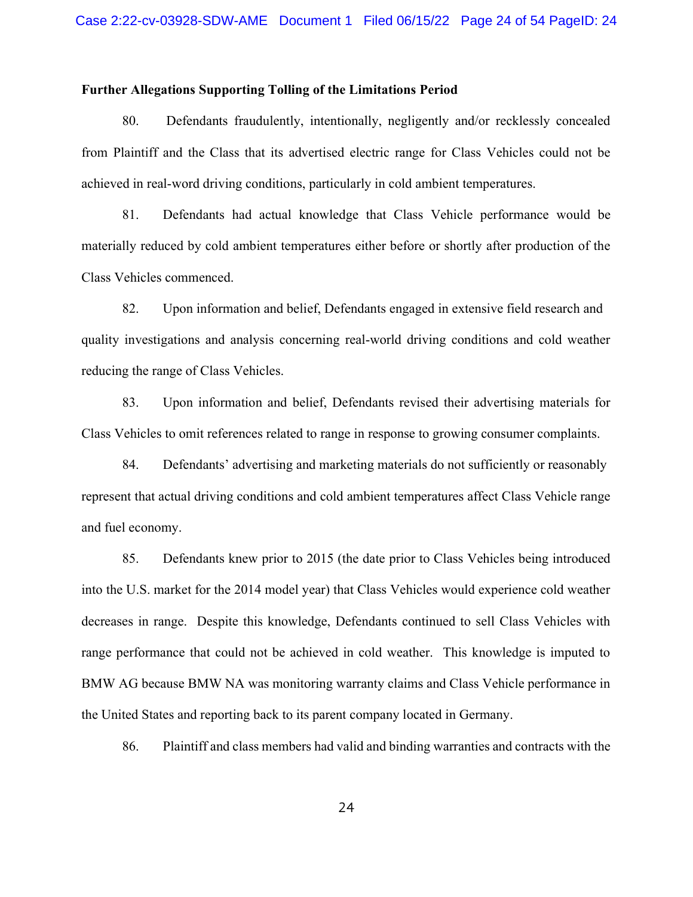**Further Allegations Supporting Tolling of the Limitations Period**

80. Defendants fraudulently, intentionally, negligently and/or recklessly concealed from Plaintiff and the Class that its advertised electric range for Class Vehicles could not be achieved in real-word driving conditions, particularly in cold ambient temperatures.

81. Defendants had actual knowledge that Class Vehicle performance would be materially reduced by cold ambient temperatures either before or shortly after production of the Class Vehicles commenced.

82. Upon information and belief, Defendants engaged in extensive field research and quality investigations and analysis concerning real-world driving conditions and cold weather reducing the range of Class Vehicles.

83. Upon information and belief, Defendants revised their advertising materials for Class Vehicles to omit references related to range in response to growing consumer complaints.

84. Defendants' advertising and marketing materials do not sufficiently or reasonably represent that actual driving conditions and cold ambient temperatures affect Class Vehicle range and fuel economy.

85. Defendants knew prior to 2015 (the date prior to Class Vehicles being introduced into the U.S. market for the 2014 model year) that Class Vehicles would experience cold weather decreases in range. Despite this knowledge, Defendants continued to sell Class Vehicles with range performance that could not be achieved in cold weather. This knowledge is imputed to BMW AG because BMW NA was monitoring warranty claims and Class Vehicle performance in the United States and reporting back to its parent company located in Germany.

86. Plaintiff and class members had valid and binding warranties and contracts with the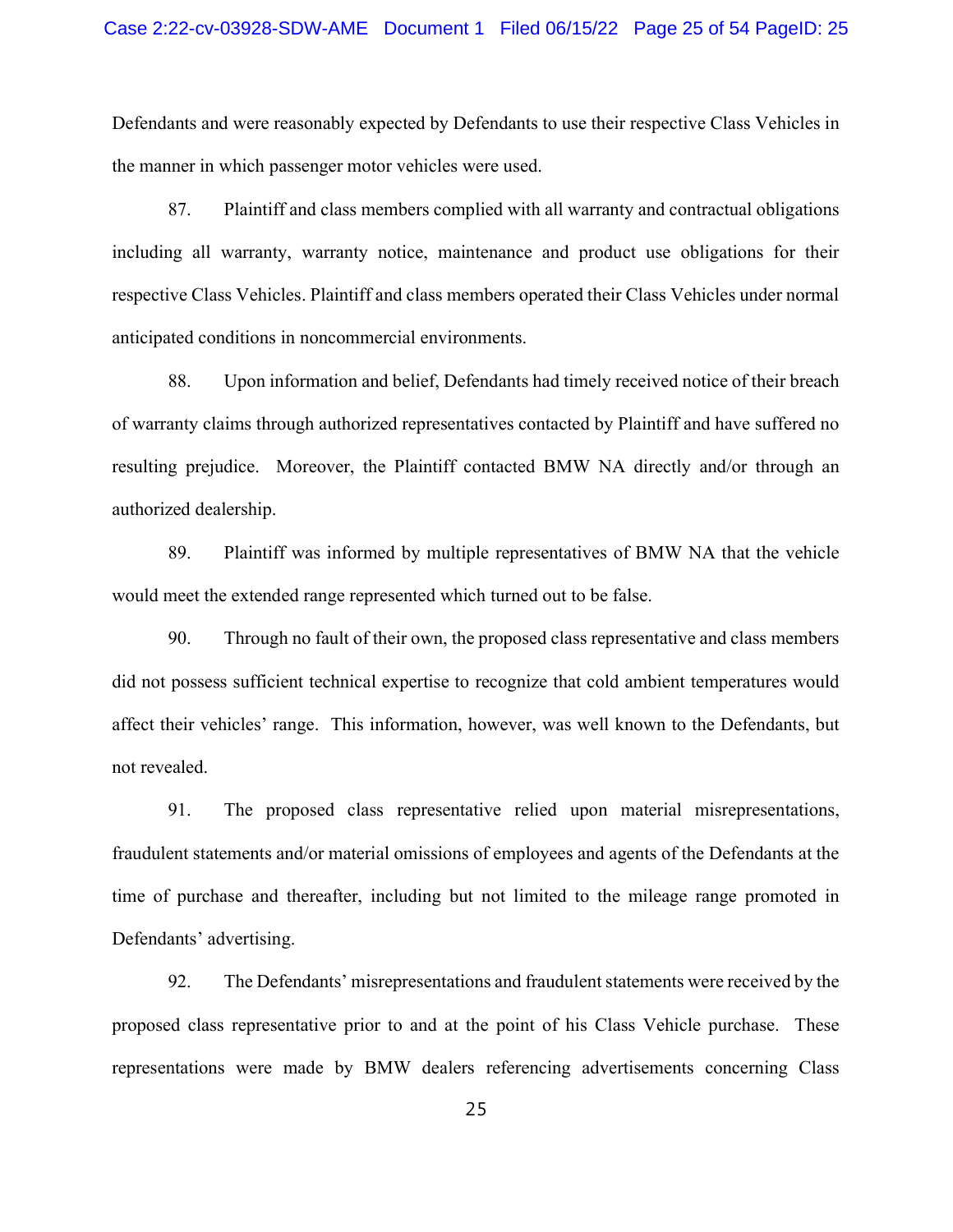Defendants and were reasonably expected by Defendants to use their respective Class Vehicles in the manner in which passenger motor vehicles were used.

87. Plaintiff and class members complied with all warranty and contractual obligations including all warranty, warranty notice, maintenance and product use obligations for their respective Class Vehicles. Plaintiff and class members operated their Class Vehicles under normal anticipated conditions in noncommercial environments.

88. Upon information and belief, Defendants had timely received notice of their breach of warranty claims through authorized representatives contacted by Plaintiff and have suffered no resulting prejudice. Moreover, the Plaintiff contacted BMW NA directly and/or through an authorized dealership.

89. Plaintiff was informed by multiple representatives of BMW NA that the vehicle would meet the extended range represented which turned out to be false.

90. Through no fault of their own, the proposed class representative and class members did not possess sufficient technical expertise to recognize that cold ambient temperatures would affect their vehicles' range. This information, however, was well known to the Defendants, but not revealed.

91. The proposed class representative relied upon material misrepresentations, fraudulent statements and/or material omissions of employees and agents of the Defendants at the time of purchase and thereafter, including but not limited to the mileage range promoted in Defendants' advertising.

92. The Defendants' misrepresentations and fraudulent statements were received by the proposed class representative prior to and at the point of his Class Vehicle purchase. These representations were made by BMW dealers referencing advertisements concerning Class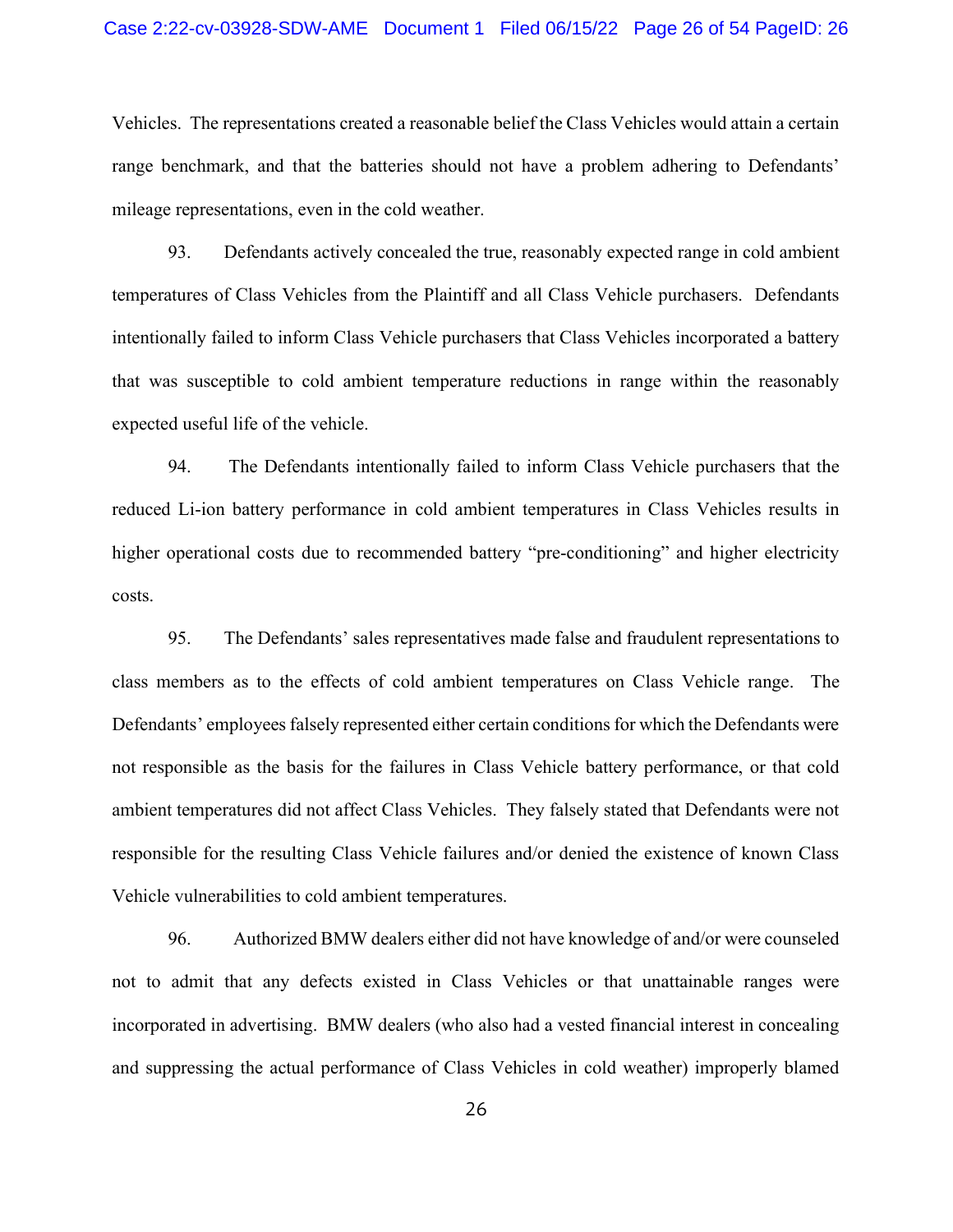Vehicles. The representations created a reasonable belief the Class Vehicles would attain a certain range benchmark, and that the batteries should not have a problem adhering to Defendants' mileage representations, even in the cold weather.

93. Defendants actively concealed the true, reasonably expected range in cold ambient temperatures of Class Vehicles from the Plaintiff and all Class Vehicle purchasers. Defendants intentionally failed to inform Class Vehicle purchasers that Class Vehicles incorporated a battery that was susceptible to cold ambient temperature reductions in range within the reasonably expected useful life of the vehicle.

94. The Defendants intentionally failed to inform Class Vehicle purchasers that the reduced Li-ion battery performance in cold ambient temperatures in Class Vehicles results in higher operational costs due to recommended battery "pre-conditioning" and higher electricity costs.

95. The Defendants' sales representatives made false and fraudulent representations to class members as to the effects of cold ambient temperatures on Class Vehicle range. The Defendants' employees falsely represented either certain conditions for which the Defendants were not responsible as the basis for the failures in Class Vehicle battery performance, or that cold ambient temperatures did not affect Class Vehicles. They falsely stated that Defendants were not responsible for the resulting Class Vehicle failures and/or denied the existence of known Class Vehicle vulnerabilities to cold ambient temperatures.

96. Authorized BMW dealers either did not have knowledge of and/or were counseled not to admit that any defects existed in Class Vehicles or that unattainable ranges were incorporated in advertising. BMW dealers (who also had a vested financial interest in concealing and suppressing the actual performance of Class Vehicles in cold weather) improperly blamed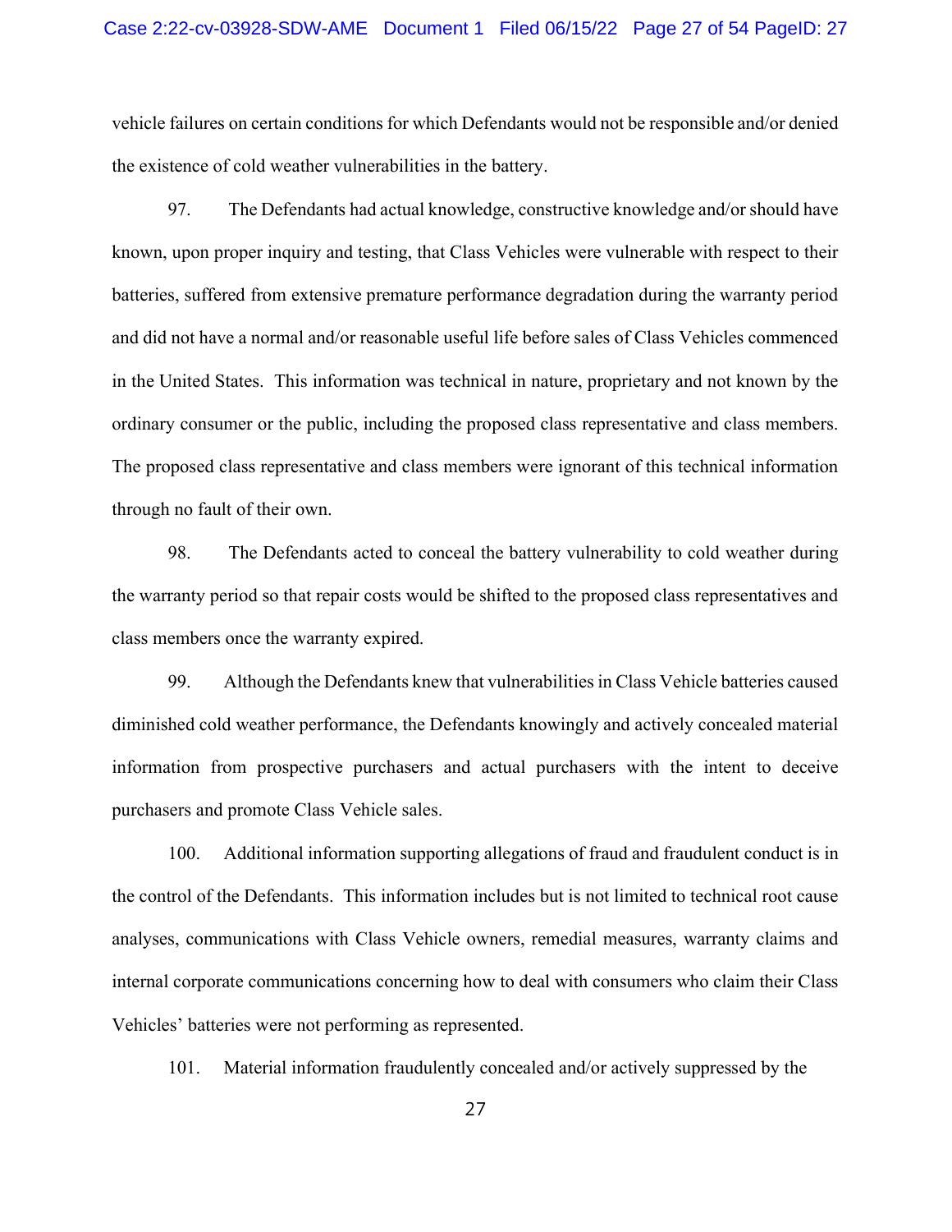vehicle failures on certain conditions for which Defendants would not be responsible and/or denied the existence of cold weather vulnerabilities in the battery.

97. The Defendants had actual knowledge, constructive knowledge and/or should have known, upon proper inquiry and testing, that Class Vehicles were vulnerable with respect to their batteries, suffered from extensive premature performance degradation during the warranty period and did not have a normal and/or reasonable useful life before sales of Class Vehicles commenced in the United States. This information was technical in nature, proprietary and not known by the ordinary consumer or the public, including the proposed class representative and class members. The proposed class representative and class members were ignorant of this technical information through no fault of their own.

98. The Defendants acted to conceal the battery vulnerability to cold weather during the warranty period so that repair costs would be shifted to the proposed class representatives and class members once the warranty expired.

99. Although the Defendants knew that vulnerabilities in Class Vehicle batteries caused diminished cold weather performance, the Defendants knowingly and actively concealed material information from prospective purchasers and actual purchasers with the intent to deceive purchasers and promote Class Vehicle sales.

100. Additional information supporting allegations of fraud and fraudulent conduct is in the control of the Defendants. This information includes but is not limited to technical root cause analyses, communications with Class Vehicle owners, remedial measures, warranty claims and internal corporate communications concerning how to deal with consumers who claim their Class Vehicles' batteries were not performing as represented.

101. Material information fraudulently concealed and/or actively suppressed by the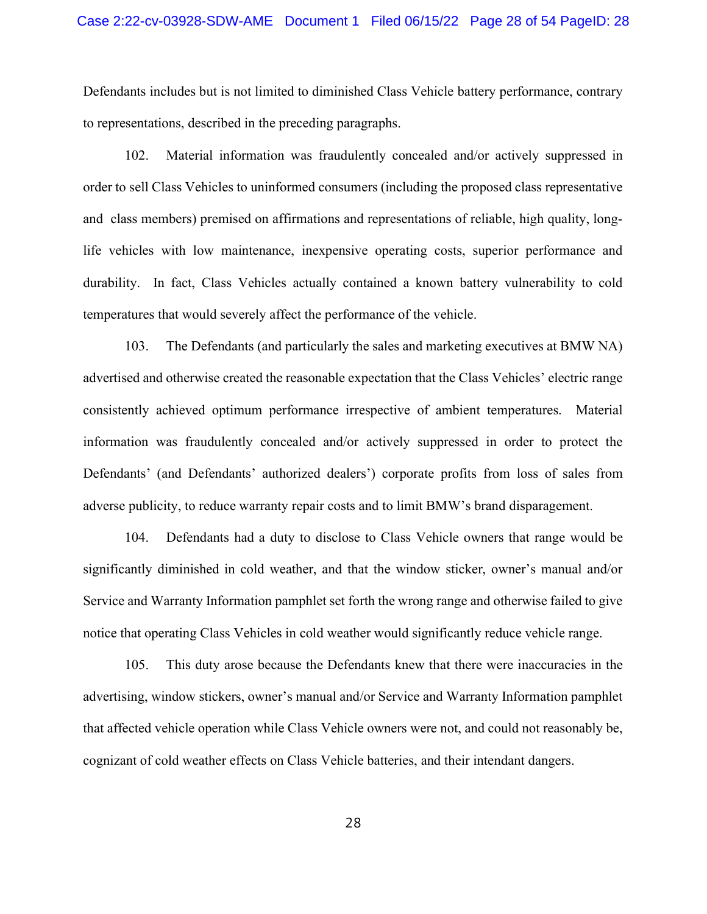Defendants includes but is not limited to diminished Class Vehicle battery performance, contrary to representations, described in the preceding paragraphs.

102. Material information was fraudulently concealed and/or actively suppressed in order to sell Class Vehicles to uninformed consumers (including the proposed class representative and class members) premised on affirmations and representations of reliable, high quality, long-life vehicles with low maintenance, inexpensive operating costs, superior performance and durability. In fact, Class Vehicles actually contained a known battery vulnerability to cold temperatures that would severely affect the performance of the vehicle.

103. The Defendants (and particularly the sales and marketing executives at BMW NA) advertised and otherwise created the reasonable expectation that the Class Vehicles' electric range consistently achieved optimum performance irrespective of ambient temperatures. Material information was fraudulently concealed and/or actively suppressed in order to protect the Defendants' (and Defendants' authorized dealers') corporate profits from loss of sales from adverse publicity, to reduce warranty repair costs and to limit BMW's brand disparagement.

104. Defendants had a duty to disclose to Class Vehicle owners that range would be significantly diminished in cold weather, and that the window sticker, owner's manual and/or Service and Warranty Information pamphlet set forth the wrong range and otherwise failed to give notice that operating Class Vehicles in cold weather would significantly reduce vehicle range.

105. This duty arose because the Defendants knew that there were inaccuracies in the advertising, window stickers, owner's manual and/or Service and Warranty Information pamphlet that affected vehicle operation while Class Vehicle owners were not, and could not reasonably be, cognizant of cold weather effects on Class Vehicle batteries, and their intendant dangers.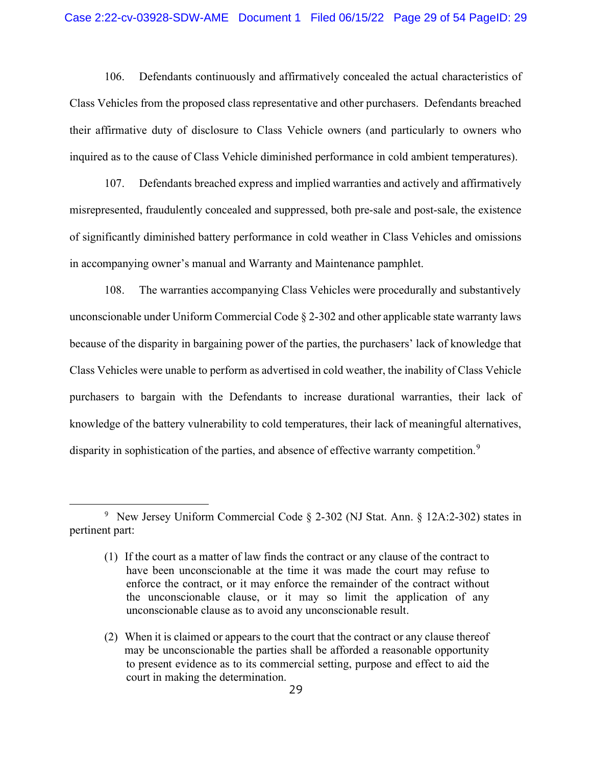106. Defendants continuously and affirmatively concealed the actual characteristics of Class Vehicles from the proposed class representative and other purchasers. Defendants breached their affirmative duty of disclosure to Class Vehicle owners (and particularly to owners who inquired as to the cause of Class Vehicle diminished performance in cold ambient temperatures).

107. Defendants breached express and implied warranties and actively and affirmatively misrepresented, fraudulently concealed and suppressed, both pre-sale and post-sale, the existence of significantly diminished battery performance in cold weather in Class Vehicles and omissions in accompanying owner's manual and Warranty and Maintenance pamphlet.

108. The warranties accompanying Class Vehicles were procedurally and substantively unconscionable under Uniform Commercial Code § 2-302 and other applicable state warranty laws because of the disparity in bargaining power of the parties, the purchasers' lack of knowledge that Class Vehicles were unable to perform as advertised in cold weather, the inability of Class Vehicle purchasers to bargain with the Defendants to increase durational warranties, their lack of knowledge of the battery vulnerability to cold temperatures, their lack of meaningful alternatives, disparity in sophistication of the parties, and absence of effective warranty competition.[9]

---

[9] New Jersey Uniform Commercial Code § 2-302 (NJ Stat. Ann. § 12A:2-302) states in pertinent part:

> (1) If the court as a matter of law finds the contract or any clause of the contract to have been unconscionable at the time it was made the court may refuse to enforce the contract, or it may enforce the remainder of the contract without the unconscionable clause, or it may so limit the application of any unconscionable clause as to avoid any unconscionable result.
>
> (2) When it is claimed or appears to the court that the contract or any clause thereof may be unconscionable the parties shall be afforded a reasonable opportunity to present evidence as to its commercial setting, purpose and effect to aid the court in making the determination.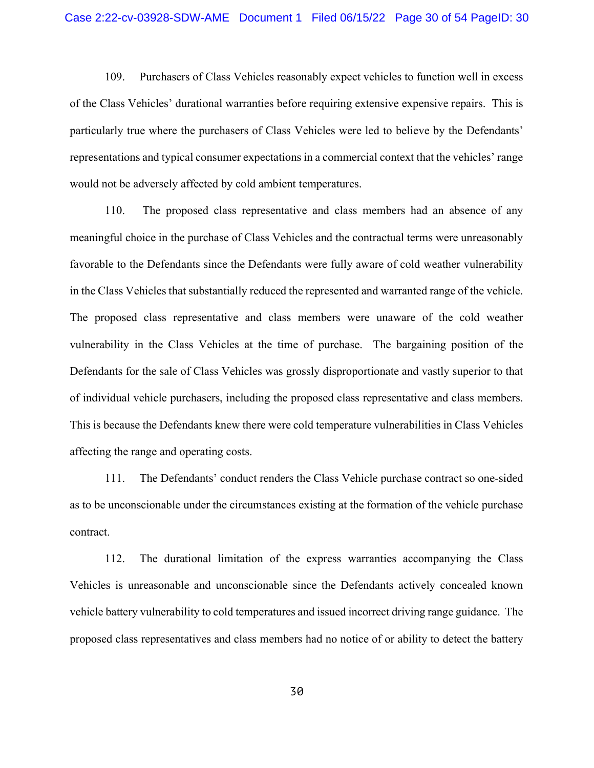109. Purchasers of Class Vehicles reasonably expect vehicles to function well in excess of the Class Vehicles' durational warranties before requiring extensive expensive repairs. This is particularly true where the purchasers of Class Vehicles were led to believe by the Defendants' representations and typical consumer expectations in a commercial context that the vehicles' range would not be adversely affected by cold ambient temperatures.

110. The proposed class representative and class members had an absence of any meaningful choice in the purchase of Class Vehicles and the contractual terms were unreasonably favorable to the Defendants since the Defendants were fully aware of cold weather vulnerability in the Class Vehicles that substantially reduced the represented and warranted range of the vehicle. The proposed class representative and class members were unaware of the cold weather vulnerability in the Class Vehicles at the time of purchase. The bargaining position of the Defendants for the sale of Class Vehicles was grossly disproportionate and vastly superior to that of individual vehicle purchasers, including the proposed class representative and class members. This is because the Defendants knew there were cold temperature vulnerabilities in Class Vehicles affecting the range and operating costs.

111. The Defendants' conduct renders the Class Vehicle purchase contract so one-sided as to be unconscionable under the circumstances existing at the formation of the vehicle purchase contract.

112. The durational limitation of the express warranties accompanying the Class Vehicles is unreasonable and unconscionable since the Defendants actively concealed known vehicle battery vulnerability to cold temperatures and issued incorrect driving range guidance. The proposed class representatives and class members had no notice of or ability to detect the battery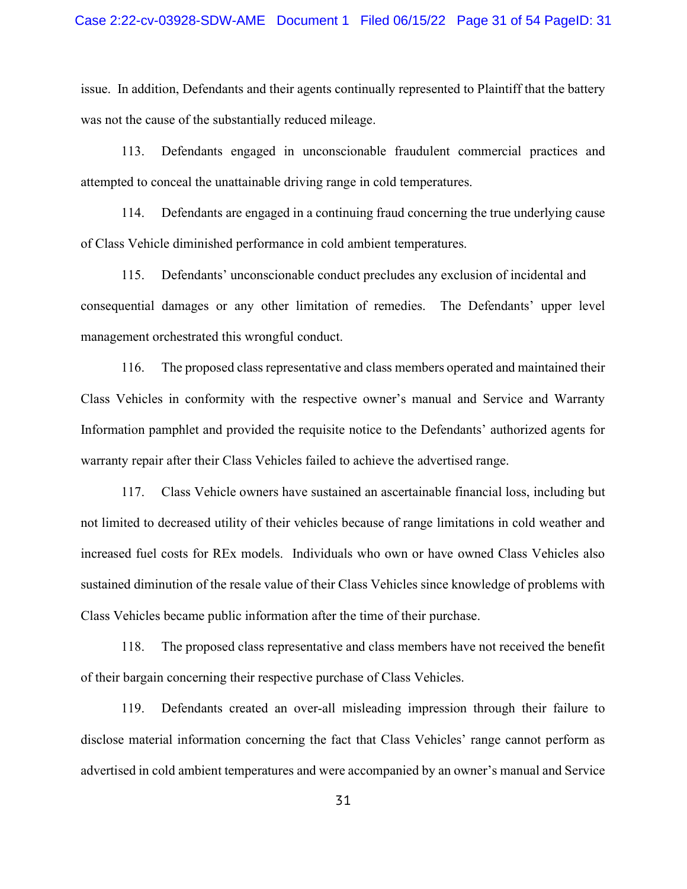issue. In addition, Defendants and their agents continually represented to Plaintiff that the battery was not the cause of the substantially reduced mileage.

113. Defendants engaged in unconscionable fraudulent commercial practices and attempted to conceal the unattainable driving range in cold temperatures.

114. Defendants are engaged in a continuing fraud concerning the true underlying cause of Class Vehicle diminished performance in cold ambient temperatures.

115. Defendants' unconscionable conduct precludes any exclusion of incidental and consequential damages or any other limitation of remedies. The Defendants' upper level management orchestrated this wrongful conduct.

116. The proposed class representative and class members operated and maintained their Class Vehicles in conformity with the respective owner's manual and Service and Warranty Information pamphlet and provided the requisite notice to the Defendants' authorized agents for warranty repair after their Class Vehicles failed to achieve the advertised range.

117. Class Vehicle owners have sustained an ascertainable financial loss, including but not limited to decreased utility of their vehicles because of range limitations in cold weather and increased fuel costs for REx models. Individuals who own or have owned Class Vehicles also sustained diminution of the resale value of their Class Vehicles since knowledge of problems with Class Vehicles became public information after the time of their purchase.

118. The proposed class representative and class members have not received the benefit of their bargain concerning their respective purchase of Class Vehicles.

119. Defendants created an over-all misleading impression through their failure to disclose material information concerning the fact that Class Vehicles' range cannot perform as advertised in cold ambient temperatures and were accompanied by an owner's manual and Service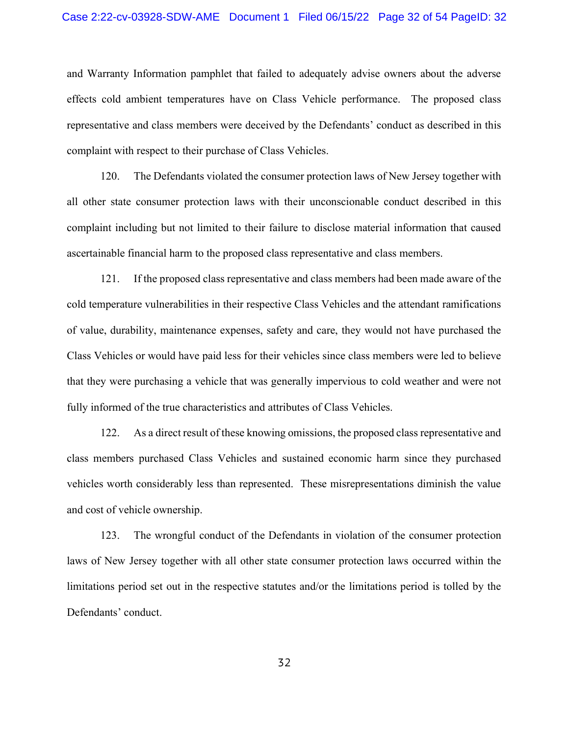and Warranty Information pamphlet that failed to adequately advise owners about the adverse effects cold ambient temperatures have on Class Vehicle performance. The proposed class representative and class members were deceived by the Defendants' conduct as described in this complaint with respect to their purchase of Class Vehicles.

120. The Defendants violated the consumer protection laws of New Jersey together with all other state consumer protection laws with their unconscionable conduct described in this complaint including but not limited to their failure to disclose material information that caused ascertainable financial harm to the proposed class representative and class members.

121. If the proposed class representative and class members had been made aware of the cold temperature vulnerabilities in their respective Class Vehicles and the attendant ramifications of value, durability, maintenance expenses, safety and care, they would not have purchased the Class Vehicles or would have paid less for their vehicles since class members were led to believe that they were purchasing a vehicle that was generally impervious to cold weather and were not fully informed of the true characteristics and attributes of Class Vehicles.

122. As a direct result of these knowing omissions, the proposed class representative and class members purchased Class Vehicles and sustained economic harm since they purchased vehicles worth considerably less than represented. These misrepresentations diminish the value and cost of vehicle ownership.

123. The wrongful conduct of the Defendants in violation of the consumer protection laws of New Jersey together with all other state consumer protection laws occurred within the limitations period set out in the respective statutes and/or the limitations period is tolled by the Defendants' conduct.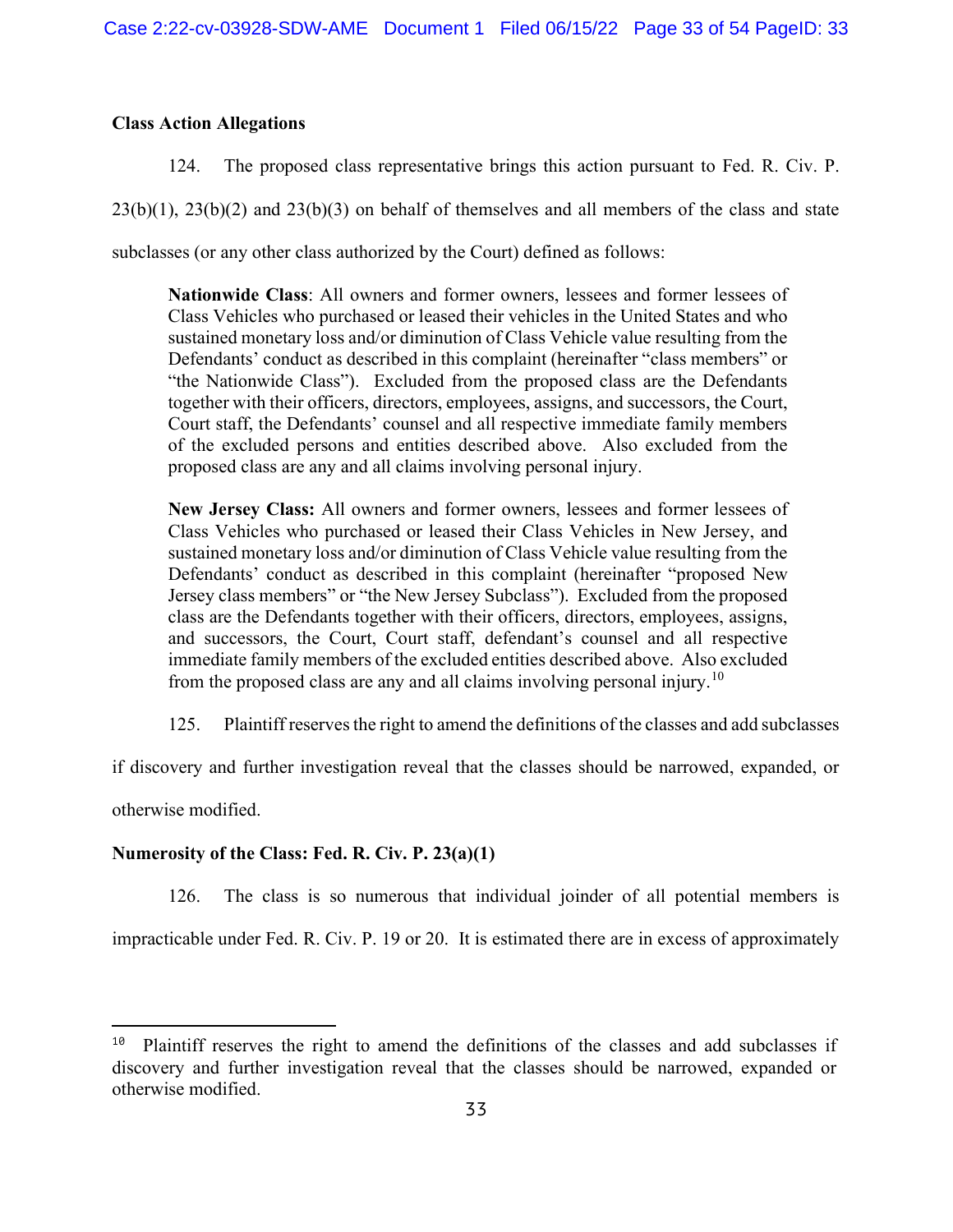**Class Action Allegations**

124. The proposed class representative brings this action pursuant to Fed. R. Civ. P. 23(b)(1), 23(b)(2) and 23(b)(3) on behalf of themselves and all members of the class and state subclasses (or any other class authorized by the Court) defined as follows:

> **Nationwide Class**: All owners and former owners, lessees and former lessees of Class Vehicles who purchased or leased their vehicles in the United States and who sustained monetary loss and/or diminution of Class Vehicle value resulting from the Defendants' conduct as described in this complaint (hereinafter "class members" or "the Nationwide Class"). Excluded from the proposed class are the Defendants together with their officers, directors, employees, assigns, and successors, the Court, Court staff, the Defendants' counsel and all respective immediate family members of the excluded persons and entities described above. Also excluded from the proposed class are any and all claims involving personal injury.
>
> **New Jersey Class:** All owners and former owners, lessees and former lessees of Class Vehicles who purchased or leased their Class Vehicles in New Jersey, and sustained monetary loss and/or diminution of Class Vehicle value resulting from the Defendants' conduct as described in this complaint (hereinafter "proposed New Jersey class members" or "the New Jersey Subclass"). Excluded from the proposed class are the Defendants together with their officers, directors, employees, assigns, and successors, the Court, Court staff, defendant's counsel and all respective immediate family members of the excluded entities described above. Also excluded from the proposed class are any and all claims involving personal injury.[10]

125. Plaintiff reserves the right to amend the definitions of the classes and add subclasses if discovery and further investigation reveal that the classes should be narrowed, expanded, or otherwise modified.

**Numerosity of the Class: Fed. R. Civ. P. 23(a)(1)**

126. The class is so numerous that individual joinder of all potential members is impracticable under Fed. R. Civ. P. 19 or 20. It is estimated there are in excess of approximately

---

[10] Plaintiff reserves the right to amend the definitions of the classes and add subclasses if discovery and further investigation reveal that the classes should be narrowed, expanded or otherwise modified.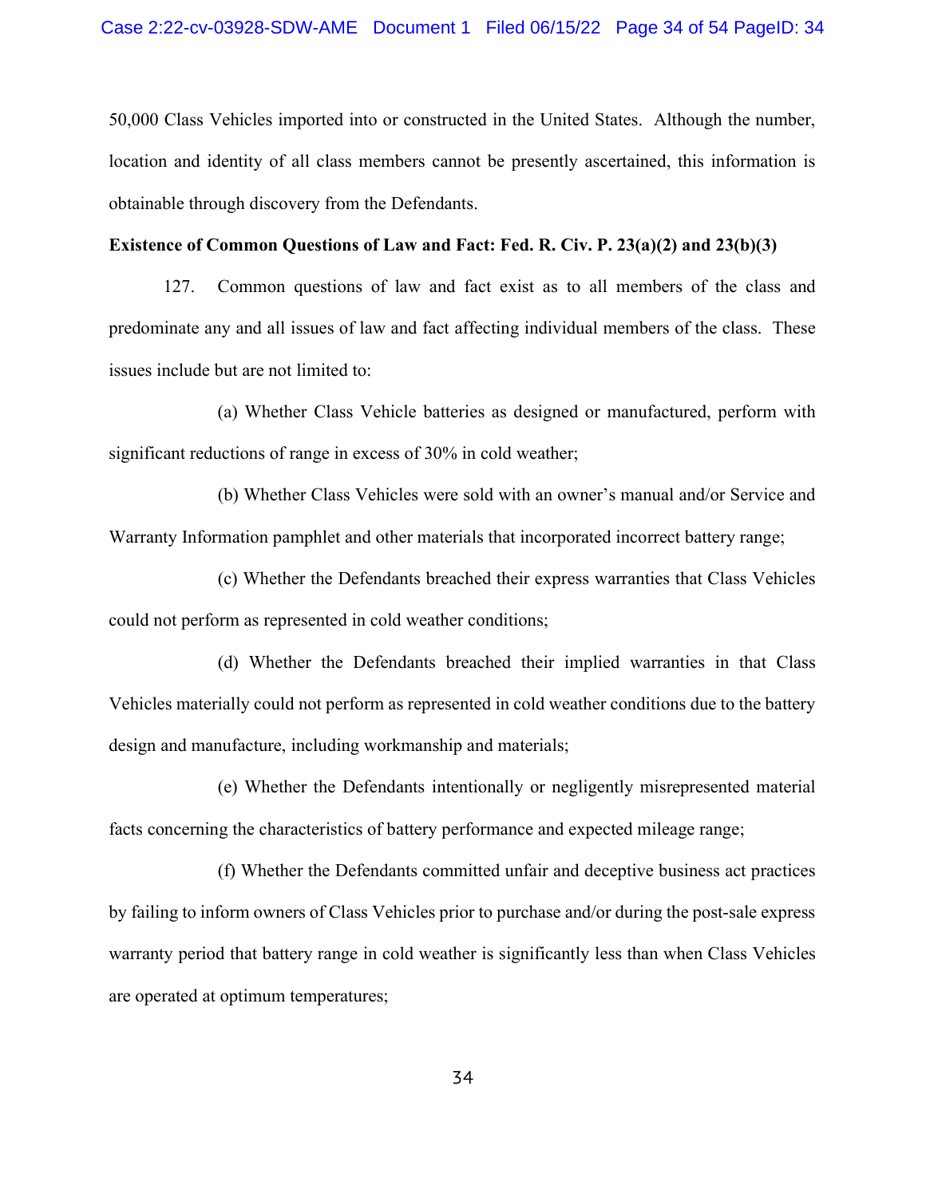50,000 Class Vehicles imported into or constructed in the United States. Although the number, location and identity of all class members cannot be presently ascertained, this information is obtainable through discovery from the Defendants.

**Existence of Common Questions of Law and Fact: Fed. R. Civ. P. 23(a)(2) and 23(b)(3)**

127. Common questions of law and fact exist as to all members of the class and predominate any and all issues of law and fact affecting individual members of the class. These issues include but are not limited to:

(a) Whether Class Vehicle batteries as designed or manufactured, perform with significant reductions of range in excess of 30% in cold weather;

(b) Whether Class Vehicles were sold with an owner's manual and/or Service and Warranty Information pamphlet and other materials that incorporated incorrect battery range;

(c) Whether the Defendants breached their express warranties that Class Vehicles could not perform as represented in cold weather conditions;

(d) Whether the Defendants breached their implied warranties in that Class Vehicles materially could not perform as represented in cold weather conditions due to the battery design and manufacture, including workmanship and materials;

(e) Whether the Defendants intentionally or negligently misrepresented material facts concerning the characteristics of battery performance and expected mileage range;

(f) Whether the Defendants committed unfair and deceptive business act practices by failing to inform owners of Class Vehicles prior to purchase and/or during the post-sale express warranty period that battery range in cold weather is significantly less than when Class Vehicles are operated at optimum temperatures;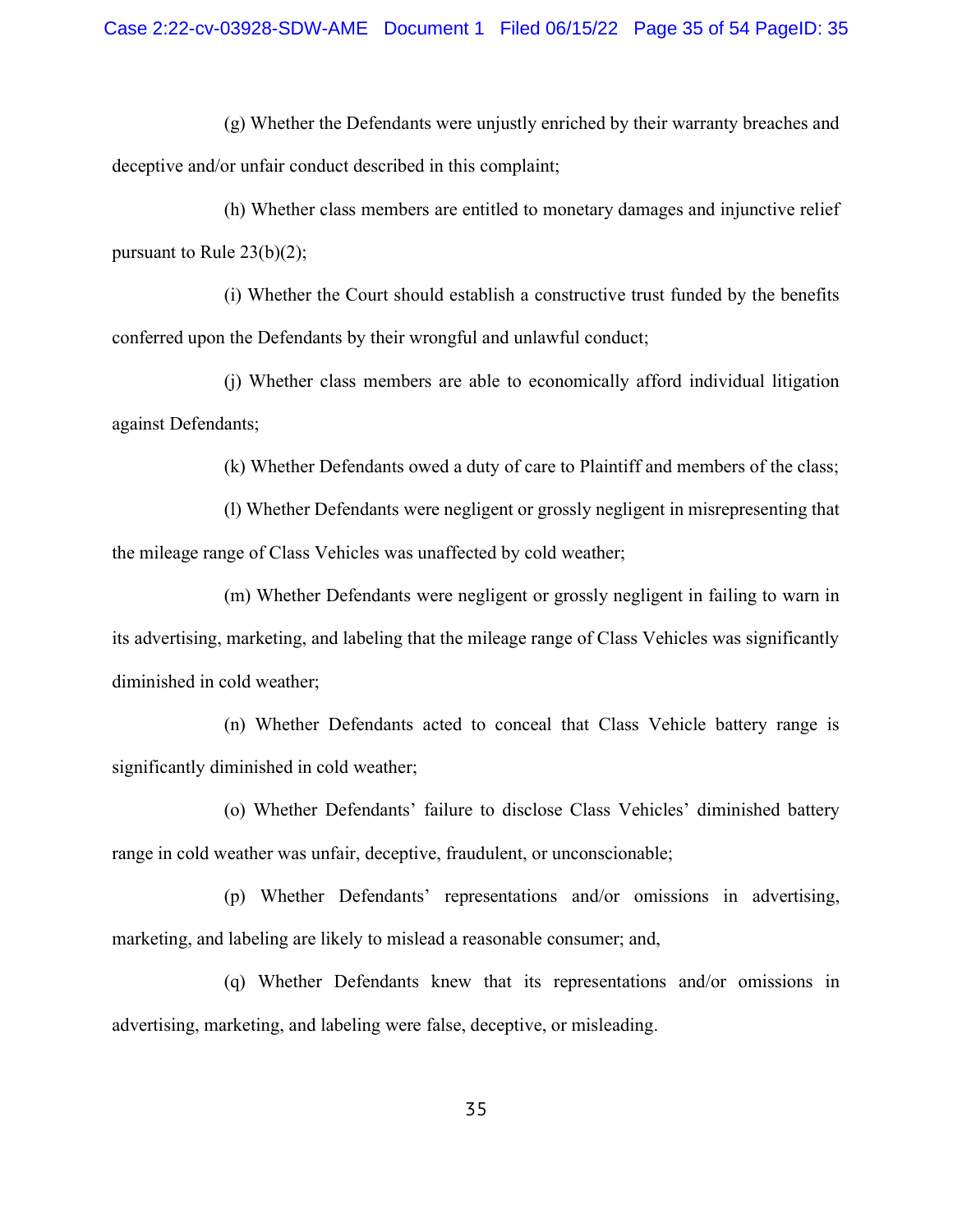(g) Whether the Defendants were unjustly enriched by their warranty breaches and deceptive and/or unfair conduct described in this complaint;

(h) Whether class members are entitled to monetary damages and injunctive relief pursuant to Rule 23(b)(2);

(i) Whether the Court should establish a constructive trust funded by the benefits conferred upon the Defendants by their wrongful and unlawful conduct;

(j) Whether class members are able to economically afford individual litigation against Defendants;

(k) Whether Defendants owed a duty of care to Plaintiff and members of the class;

(l) Whether Defendants were negligent or grossly negligent in misrepresenting that the mileage range of Class Vehicles was unaffected by cold weather;

(m) Whether Defendants were negligent or grossly negligent in failing to warn in its advertising, marketing, and labeling that the mileage range of Class Vehicles was significantly diminished in cold weather;

(n) Whether Defendants acted to conceal that Class Vehicle battery range is significantly diminished in cold weather;

(o) Whether Defendants' failure to disclose Class Vehicles' diminished battery range in cold weather was unfair, deceptive, fraudulent, or unconscionable;

(p) Whether Defendants' representations and/or omissions in advertising, marketing, and labeling are likely to mislead a reasonable consumer; and,

(q) Whether Defendants knew that its representations and/or omissions in advertising, marketing, and labeling were false, deceptive, or misleading.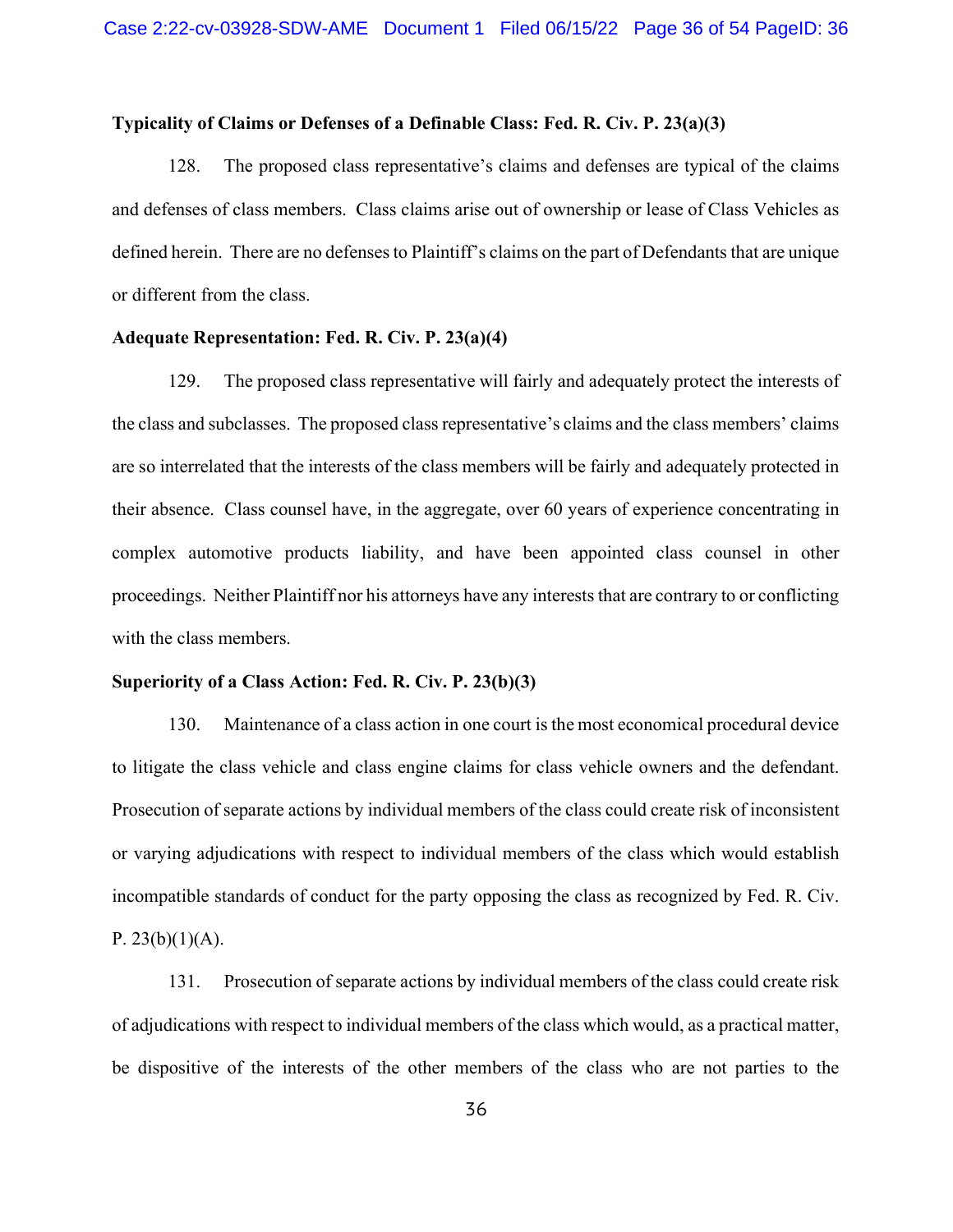**Typicality of Claims or Defenses of a Definable Class: Fed. R. Civ. P. 23(a)(3)**

128. The proposed class representative's claims and defenses are typical of the claims and defenses of class members. Class claims arise out of ownership or lease of Class Vehicles as defined herein. There are no defenses to Plaintiff's claims on the part of Defendants that are unique or different from the class.

**Adequate Representation: Fed. R. Civ. P. 23(a)(4)**

129. The proposed class representative will fairly and adequately protect the interests of the class and subclasses. The proposed class representative's claims and the class members' claims are so interrelated that the interests of the class members will be fairly and adequately protected in their absence. Class counsel have, in the aggregate, over 60 years of experience concentrating in complex automotive products liability, and have been appointed class counsel in other proceedings. Neither Plaintiff nor his attorneys have any interests that are contrary to or conflicting with the class members.

**Superiority of a Class Action: Fed. R. Civ. P. 23(b)(3)**

130. Maintenance of a class action in one court is the most economical procedural device to litigate the class vehicle and class engine claims for class vehicle owners and the defendant. Prosecution of separate actions by individual members of the class could create risk of inconsistent or varying adjudications with respect to individual members of the class which would establish incompatible standards of conduct for the party opposing the class as recognized by Fed. R. Civ. P. 23(b)(1)(A).

131. Prosecution of separate actions by individual members of the class could create risk of adjudications with respect to individual members of the class which would, as a practical matter, be dispositive of the interests of the other members of the class who are not parties to the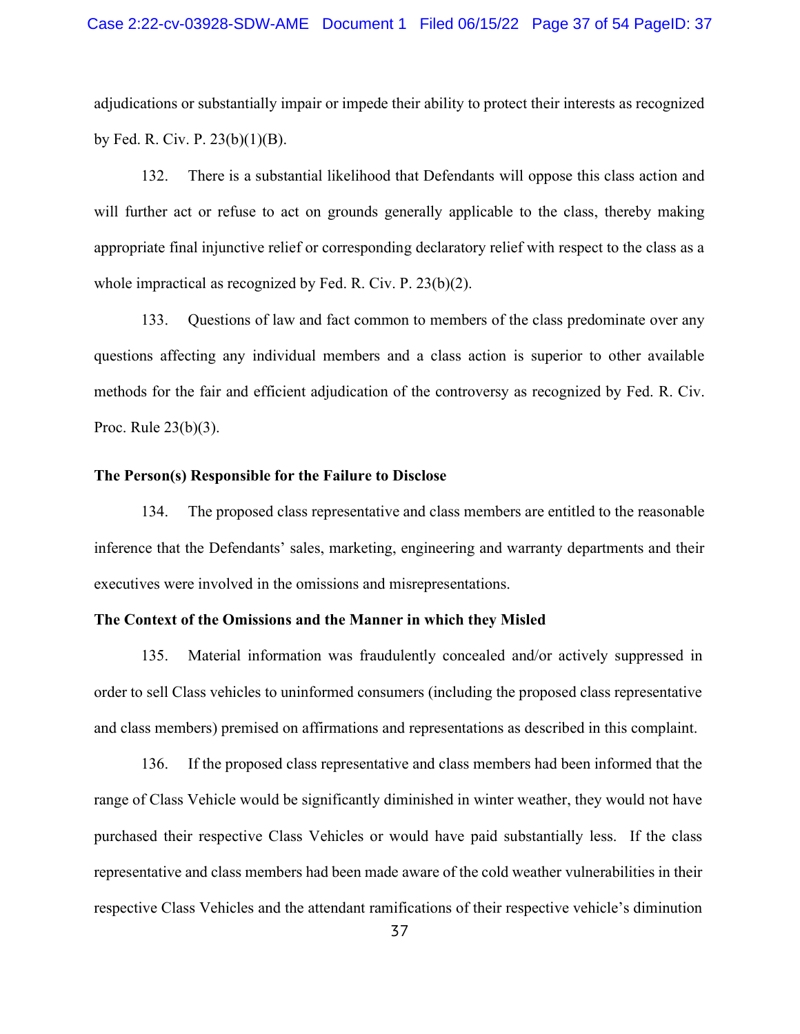adjudications or substantially impair or impede their ability to protect their interests as recognized by Fed. R. Civ. P. 23(b)(1)(B).

132. There is a substantial likelihood that Defendants will oppose this class action and will further act or refuse to act on grounds generally applicable to the class, thereby making appropriate final injunctive relief or corresponding declaratory relief with respect to the class as a whole impractical as recognized by Fed. R. Civ. P. 23(b)(2).

133. Questions of law and fact common to members of the class predominate over any questions affecting any individual members and a class action is superior to other available methods for the fair and efficient adjudication of the controversy as recognized by Fed. R. Civ. Proc. Rule 23(b)(3).

**The Person(s) Responsible for the Failure to Disclose**

134. The proposed class representative and class members are entitled to the reasonable inference that the Defendants' sales, marketing, engineering and warranty departments and their executives were involved in the omissions and misrepresentations.

**The Context of the Omissions and the Manner in which they Misled**

135. Material information was fraudulently concealed and/or actively suppressed in order to sell Class vehicles to uninformed consumers (including the proposed class representative and class members) premised on affirmations and representations as described in this complaint.

136. If the proposed class representative and class members had been informed that the range of Class Vehicle would be significantly diminished in winter weather, they would not have purchased their respective Class Vehicles or would have paid substantially less. If the class representative and class members had been made aware of the cold weather vulnerabilities in their respective Class Vehicles and the attendant ramifications of their respective vehicle's diminution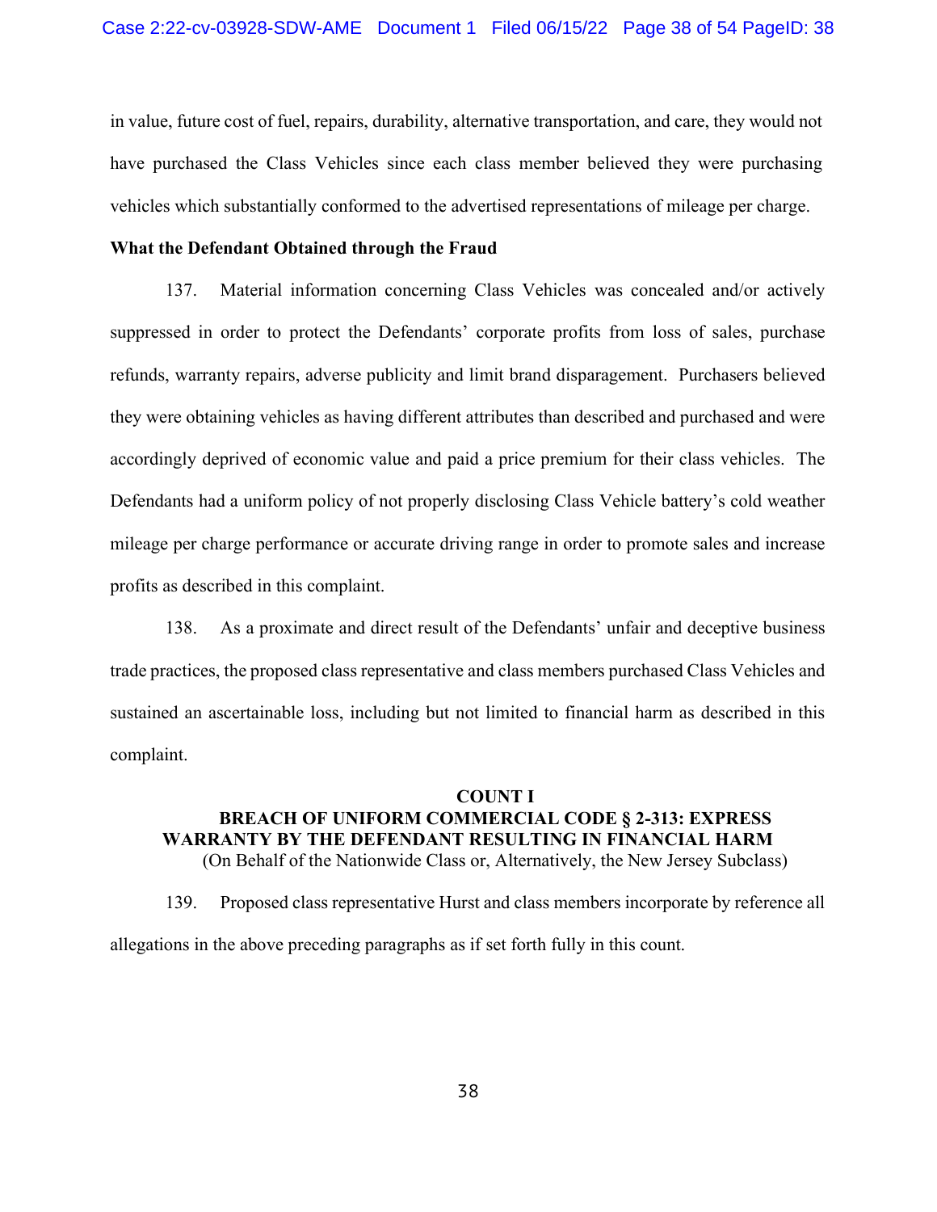in value, future cost of fuel, repairs, durability, alternative transportation, and care, they would not have purchased the Class Vehicles since each class member believed they were purchasing vehicles which substantially conformed to the advertised representations of mileage per charge.

**What the Defendant Obtained through the Fraud**

137. Material information concerning Class Vehicles was concealed and/or actively suppressed in order to protect the Defendants' corporate profits from loss of sales, purchase refunds, warranty repairs, adverse publicity and limit brand disparagement. Purchasers believed they were obtaining vehicles as having different attributes than described and purchased and were accordingly deprived of economic value and paid a price premium for their class vehicles. The Defendants had a uniform policy of not properly disclosing Class Vehicle battery's cold weather mileage per charge performance or accurate driving range in order to promote sales and increase profits as described in this complaint.

138. As a proximate and direct result of the Defendants' unfair and deceptive business trade practices, the proposed class representative and class members purchased Class Vehicles and sustained an ascertainable loss, including but not limited to financial harm as described in this complaint.

## COUNT I
## BREACH OF UNIFORM COMMERCIAL CODE § 2-313: EXPRESS WARRANTY BY THE DEFENDANT RESULTING IN FINANCIAL HARM

(On Behalf of the Nationwide Class or, Alternatively, the New Jersey Subclass)

139. Proposed class representative Hurst and class members incorporate by reference all allegations in the above preceding paragraphs as if set forth fully in this count.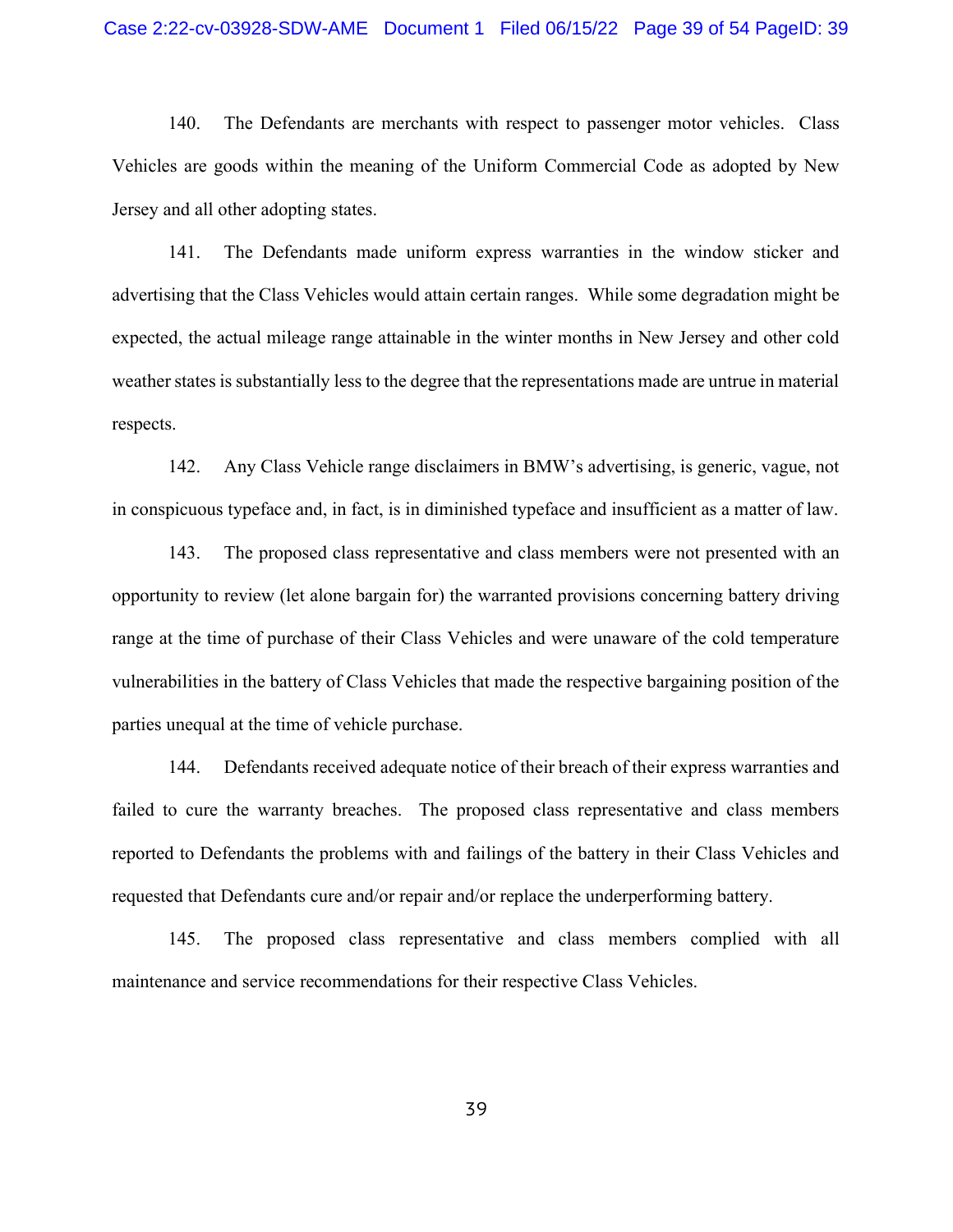140. The Defendants are merchants with respect to passenger motor vehicles. Class Vehicles are goods within the meaning of the Uniform Commercial Code as adopted by New Jersey and all other adopting states.

141. The Defendants made uniform express warranties in the window sticker and advertising that the Class Vehicles would attain certain ranges. While some degradation might be expected, the actual mileage range attainable in the winter months in New Jersey and other cold weather states is substantially less to the degree that the representations made are untrue in material respects.

142. Any Class Vehicle range disclaimers in BMW's advertising, is generic, vague, not in conspicuous typeface and, in fact, is in diminished typeface and insufficient as a matter of law.

143. The proposed class representative and class members were not presented with an opportunity to review (let alone bargain for) the warranted provisions concerning battery driving range at the time of purchase of their Class Vehicles and were unaware of the cold temperature vulnerabilities in the battery of Class Vehicles that made the respective bargaining position of the parties unequal at the time of vehicle purchase.

144. Defendants received adequate notice of their breach of their express warranties and failed to cure the warranty breaches. The proposed class representative and class members reported to Defendants the problems with and failings of the battery in their Class Vehicles and requested that Defendants cure and/or repair and/or replace the underperforming battery.

145. The proposed class representative and class members complied with all maintenance and service recommendations for their respective Class Vehicles.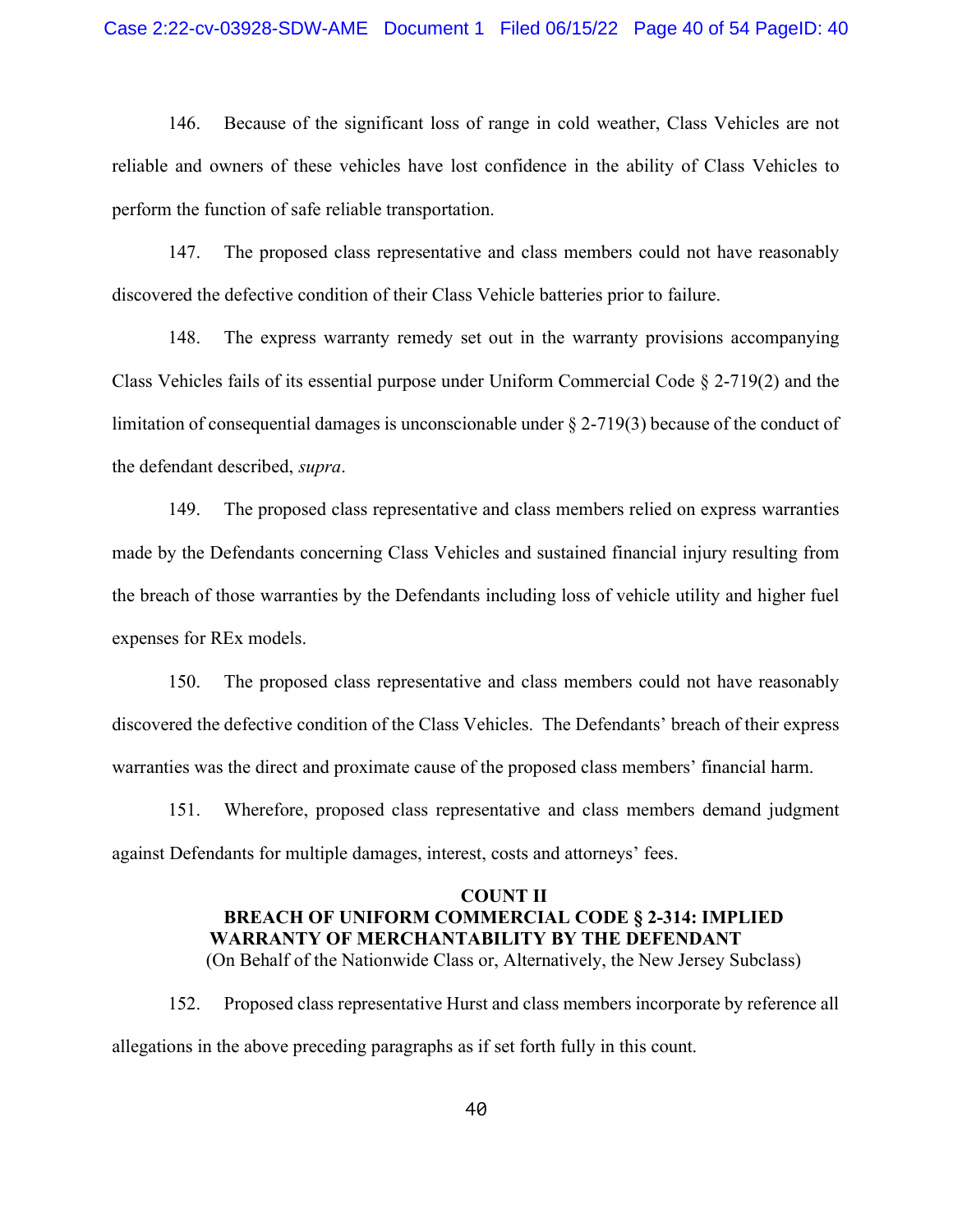146. Because of the significant loss of range in cold weather, Class Vehicles are not reliable and owners of these vehicles have lost confidence in the ability of Class Vehicles to perform the function of safe reliable transportation.

147. The proposed class representative and class members could not have reasonably discovered the defective condition of their Class Vehicle batteries prior to failure.

148. The express warranty remedy set out in the warranty provisions accompanying Class Vehicles fails of its essential purpose under Uniform Commercial Code § 2-719(2) and the limitation of consequential damages is unconscionable under § 2-719(3) because of the conduct of the defendant described, *supra*.

149. The proposed class representative and class members relied on express warranties made by the Defendants concerning Class Vehicles and sustained financial injury resulting from the breach of those warranties by the Defendants including loss of vehicle utility and higher fuel expenses for REx models.

150. The proposed class representative and class members could not have reasonably discovered the defective condition of the Class Vehicles. The Defendants' breach of their express warranties was the direct and proximate cause of the proposed class members' financial harm.

151. Wherefore, proposed class representative and class members demand judgment against Defendants for multiple damages, interest, costs and attorneys' fees.

## COUNT II
## BREACH OF UNIFORM COMMERCIAL CODE § 2-314: IMPLIED WARRANTY OF MERCHANTABILITY BY THE DEFENDANT
(On Behalf of the Nationwide Class or, Alternatively, the New Jersey Subclass)

152. Proposed class representative Hurst and class members incorporate by reference all allegations in the above preceding paragraphs as if set forth fully in this count.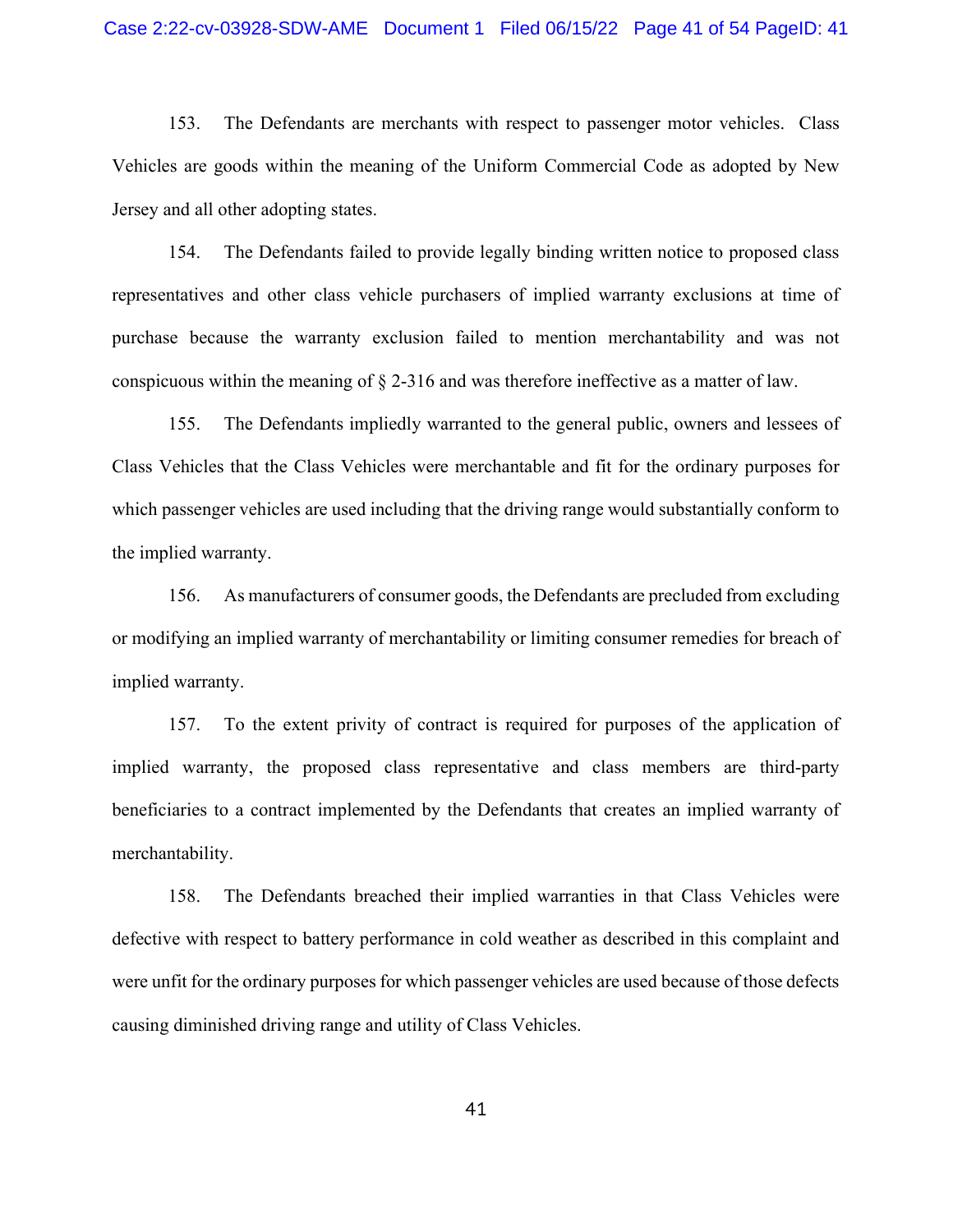153. The Defendants are merchants with respect to passenger motor vehicles. Class Vehicles are goods within the meaning of the Uniform Commercial Code as adopted by New Jersey and all other adopting states.

154. The Defendants failed to provide legally binding written notice to proposed class representatives and other class vehicle purchasers of implied warranty exclusions at time of purchase because the warranty exclusion failed to mention merchantability and was not conspicuous within the meaning of § 2-316 and was therefore ineffective as a matter of law.

155. The Defendants impliedly warranted to the general public, owners and lessees of Class Vehicles that the Class Vehicles were merchantable and fit for the ordinary purposes for which passenger vehicles are used including that the driving range would substantially conform to the implied warranty.

156. As manufacturers of consumer goods, the Defendants are precluded from excluding or modifying an implied warranty of merchantability or limiting consumer remedies for breach of implied warranty.

157. To the extent privity of contract is required for purposes of the application of implied warranty, the proposed class representative and class members are third-party beneficiaries to a contract implemented by the Defendants that creates an implied warranty of merchantability.

158. The Defendants breached their implied warranties in that Class Vehicles were defective with respect to battery performance in cold weather as described in this complaint and were unfit for the ordinary purposes for which passenger vehicles are used because of those defects causing diminished driving range and utility of Class Vehicles.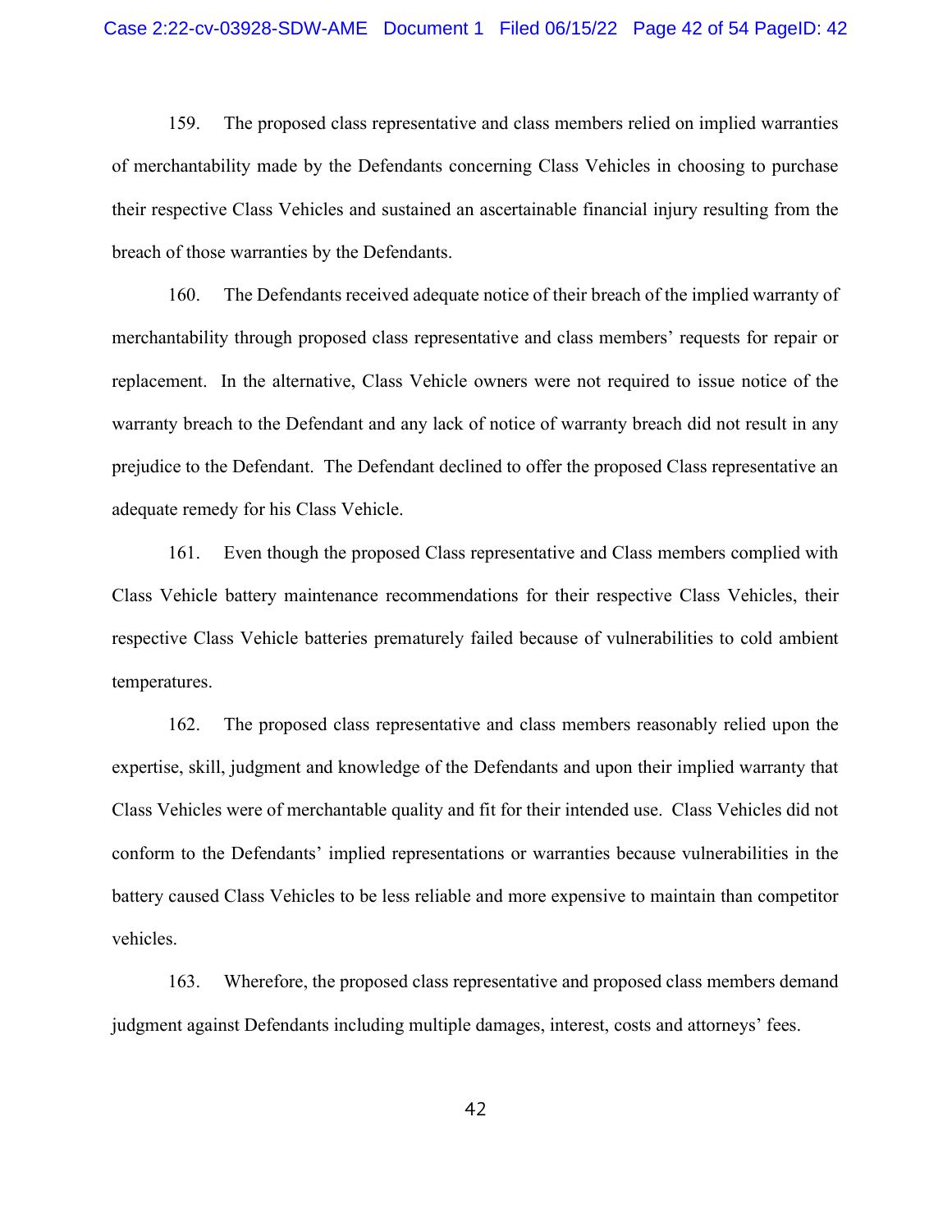159. The proposed class representative and class members relied on implied warranties of merchantability made by the Defendants concerning Class Vehicles in choosing to purchase their respective Class Vehicles and sustained an ascertainable financial injury resulting from the breach of those warranties by the Defendants.

160. The Defendants received adequate notice of their breach of the implied warranty of merchantability through proposed class representative and class members' requests for repair or replacement. In the alternative, Class Vehicle owners were not required to issue notice of the warranty breach to the Defendant and any lack of notice of warranty breach did not result in any prejudice to the Defendant. The Defendant declined to offer the proposed Class representative an adequate remedy for his Class Vehicle.

161. Even though the proposed Class representative and Class members complied with Class Vehicle battery maintenance recommendations for their respective Class Vehicles, their respective Class Vehicle batteries prematurely failed because of vulnerabilities to cold ambient temperatures.

162. The proposed class representative and class members reasonably relied upon the expertise, skill, judgment and knowledge of the Defendants and upon their implied warranty that Class Vehicles were of merchantable quality and fit for their intended use. Class Vehicles did not conform to the Defendants' implied representations or warranties because vulnerabilities in the battery caused Class Vehicles to be less reliable and more expensive to maintain than competitor vehicles.

163. Wherefore, the proposed class representative and proposed class members demand judgment against Defendants including multiple damages, interest, costs and attorneys' fees.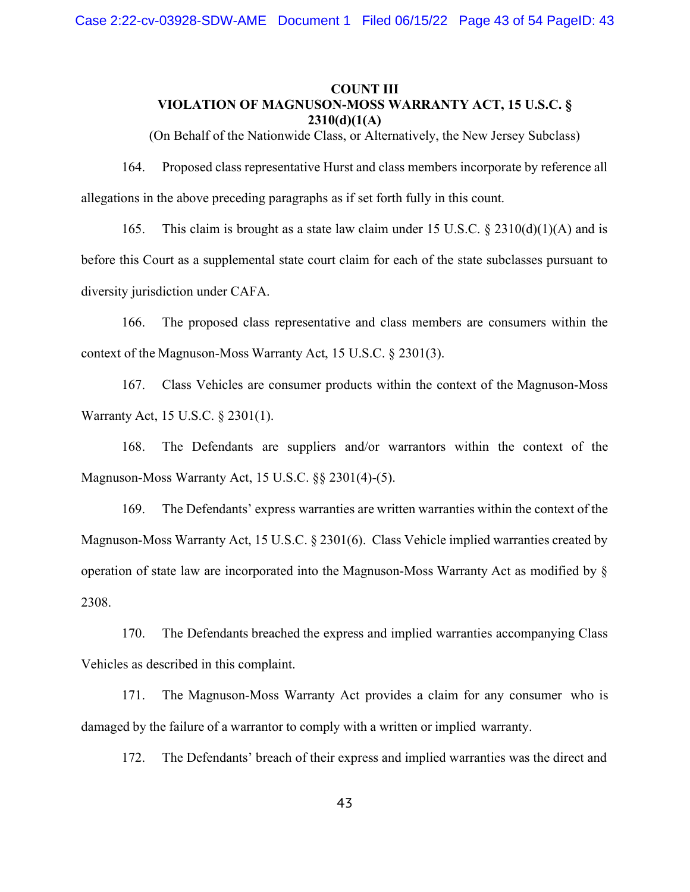**COUNT III**
**VIOLATION OF MAGNUSON-MOSS WARRANTY ACT, 15 U.S.C. § 2310(d)(1(A)**
(On Behalf of the Nationwide Class, or Alternatively, the New Jersey Subclass)

164. Proposed class representative Hurst and class members incorporate by reference all allegations in the above preceding paragraphs as if set forth fully in this count.

165. This claim is brought as a state law claim under 15 U.S.C. § 2310(d)(1)(A) and is before this Court as a supplemental state court claim for each of the state subclasses pursuant to diversity jurisdiction under CAFA.

166. The proposed class representative and class members are consumers within the context of the Magnuson-Moss Warranty Act, 15 U.S.C. § 2301(3).

167. Class Vehicles are consumer products within the context of the Magnuson-Moss Warranty Act, 15 U.S.C. § 2301(1).

168. The Defendants are suppliers and/or warrantors within the context of the Magnuson-Moss Warranty Act, 15 U.S.C. §§ 2301(4)-(5).

169. The Defendants' express warranties are written warranties within the context of the Magnuson-Moss Warranty Act, 15 U.S.C. § 2301(6). Class Vehicle implied warranties created by operation of state law are incorporated into the Magnuson-Moss Warranty Act as modified by § 2308.

170. The Defendants breached the express and implied warranties accompanying Class Vehicles as described in this complaint.

171. The Magnuson-Moss Warranty Act provides a claim for any consumer who is damaged by the failure of a warrantor to comply with a written or implied warranty.

172. The Defendants' breach of their express and implied warranties was the direct and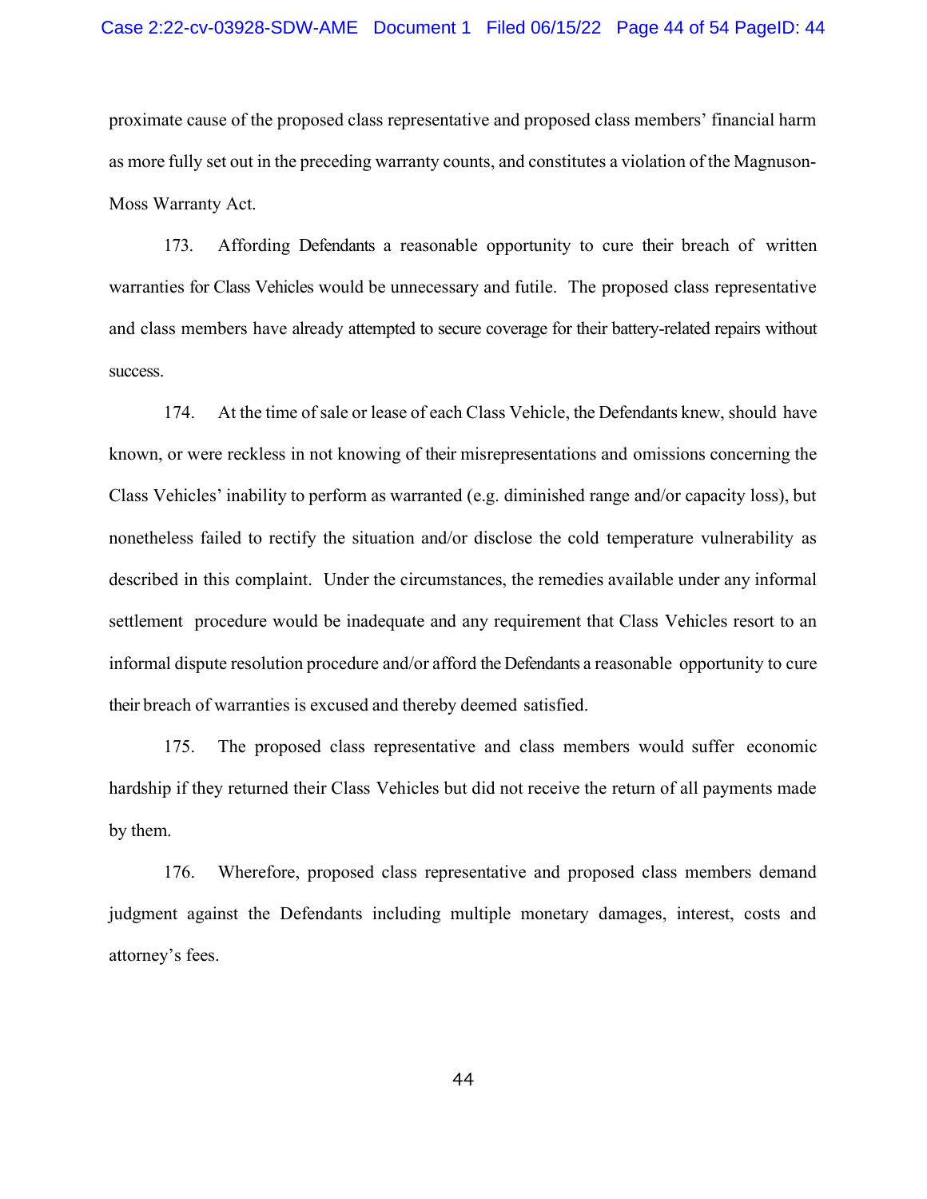proximate cause of the proposed class representative and proposed class members' financial harm as more fully set out in the preceding warranty counts, and constitutes a violation of the Magnuson-Moss Warranty Act.

173. Affording Defendants a reasonable opportunity to cure their breach of written warranties for Class Vehicles would be unnecessary and futile. The proposed class representative and class members have already attempted to secure coverage for their battery-related repairs without success.

174. At the time of sale or lease of each Class Vehicle, the Defendants knew, should have known, or were reckless in not knowing of their misrepresentations and omissions concerning the Class Vehicles' inability to perform as warranted (e.g. diminished range and/or capacity loss), but nonetheless failed to rectify the situation and/or disclose the cold temperature vulnerability as described in this complaint. Under the circumstances, the remedies available under any informal settlement procedure would be inadequate and any requirement that Class Vehicles resort to an informal dispute resolution procedure and/or afford the Defendants a reasonable opportunity to cure their breach of warranties is excused and thereby deemed satisfied.

175. The proposed class representative and class members would suffer economic hardship if they returned their Class Vehicles but did not receive the return of all payments made by them.

176. Wherefore, proposed class representative and proposed class members demand judgment against the Defendants including multiple monetary damages, interest, costs and attorney's fees.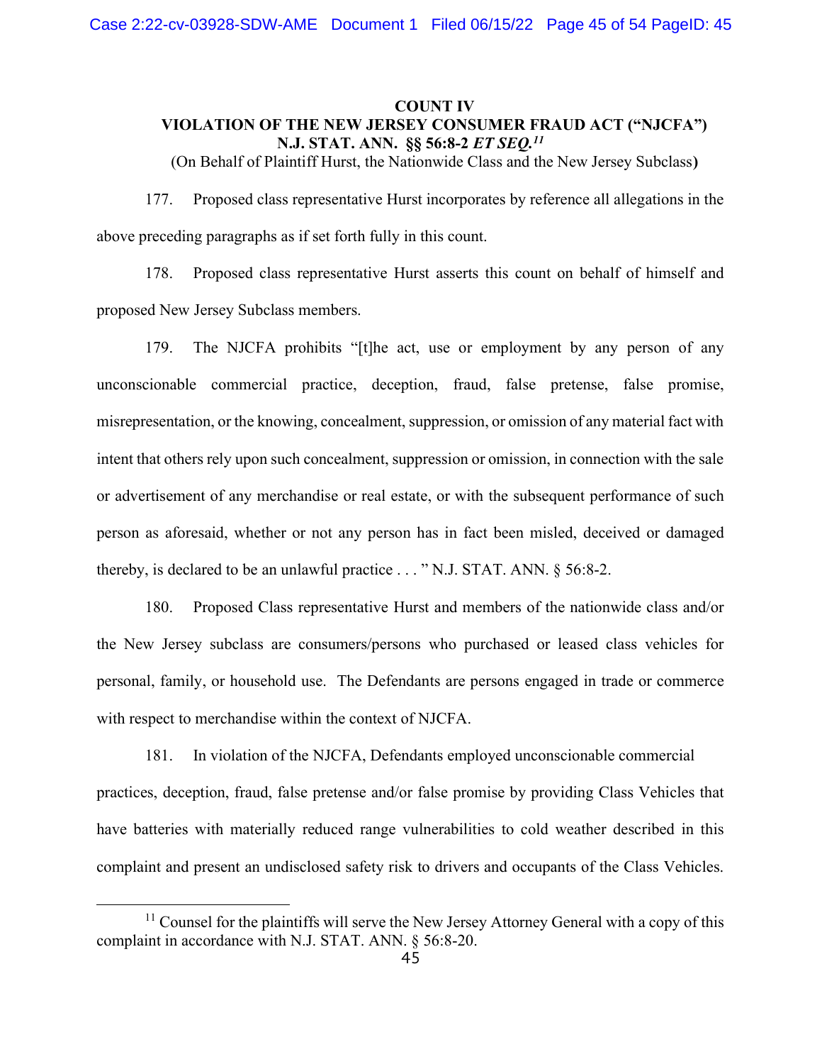## COUNT IV
## VIOLATION OF THE NEW JERSEY CONSUMER FRAUD ACT ("NJCFA") N.J. STAT. ANN. §§ 56:8-2 *ET SEQ.*[11]

(On Behalf of Plaintiff Hurst, the Nationwide Class and the New Jersey Subclass**)**

177. Proposed class representative Hurst incorporates by reference all allegations in the above preceding paragraphs as if set forth fully in this count.

178. Proposed class representative Hurst asserts this count on behalf of himself and proposed New Jersey Subclass members.

179. The NJCFA prohibits "[t]he act, use or employment by any person of any unconscionable commercial practice, deception, fraud, false pretense, false promise, misrepresentation, or the knowing, concealment, suppression, or omission of any material fact with intent that others rely upon such concealment, suppression or omission, in connection with the sale or advertisement of any merchandise or real estate, or with the subsequent performance of such person as aforesaid, whether or not any person has in fact been misled, deceived or damaged thereby, is declared to be an unlawful practice . . . " N.J. STAT. ANN. § 56:8-2.

180. Proposed Class representative Hurst and members of the nationwide class and/or the New Jersey subclass are consumers/persons who purchased or leased class vehicles for personal, family, or household use. The Defendants are persons engaged in trade or commerce with respect to merchandise within the context of NJCFA.

181. In violation of the NJCFA, Defendants employed unconscionable commercial practices, deception, fraud, false pretense and/or false promise by providing Class Vehicles that have batteries with materially reduced range vulnerabilities to cold weather described in this complaint and present an undisclosed safety risk to drivers and occupants of the Class Vehicles.

---

[11] Counsel for the plaintiffs will serve the New Jersey Attorney General with a copy of this complaint in accordance with N.J. STAT. ANN. § 56:8-20.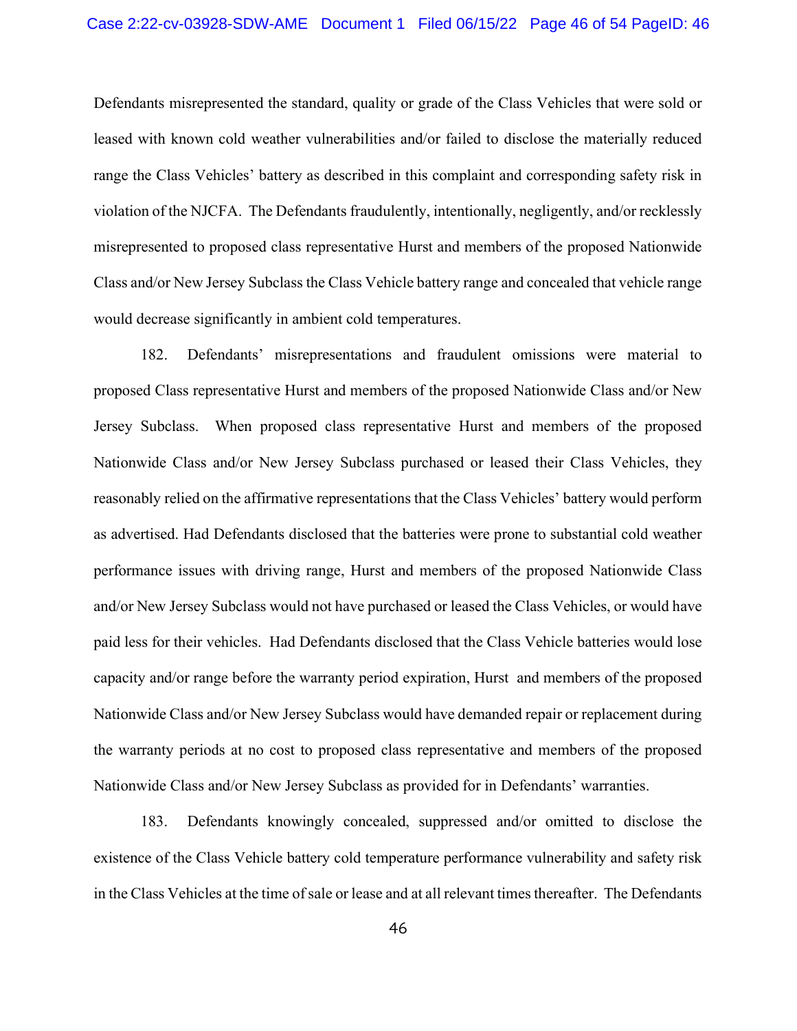Defendants misrepresented the standard, quality or grade of the Class Vehicles that were sold or leased with known cold weather vulnerabilities and/or failed to disclose the materially reduced range the Class Vehicles' battery as described in this complaint and corresponding safety risk in violation of the NJCFA. The Defendants fraudulently, intentionally, negligently, and/or recklessly misrepresented to proposed class representative Hurst and members of the proposed Nationwide Class and/or New Jersey Subclass the Class Vehicle battery range and concealed that vehicle range would decrease significantly in ambient cold temperatures.

182. Defendants' misrepresentations and fraudulent omissions were material to proposed Class representative Hurst and members of the proposed Nationwide Class and/or New Jersey Subclass. When proposed class representative Hurst and members of the proposed Nationwide Class and/or New Jersey Subclass purchased or leased their Class Vehicles, they reasonably relied on the affirmative representations that the Class Vehicles' battery would perform as advertised. Had Defendants disclosed that the batteries were prone to substantial cold weather performance issues with driving range, Hurst and members of the proposed Nationwide Class and/or New Jersey Subclass would not have purchased or leased the Class Vehicles, or would have paid less for their vehicles. Had Defendants disclosed that the Class Vehicle batteries would lose capacity and/or range before the warranty period expiration, Hurst and members of the proposed Nationwide Class and/or New Jersey Subclass would have demanded repair or replacement during the warranty periods at no cost to proposed class representative and members of the proposed Nationwide Class and/or New Jersey Subclass as provided for in Defendants' warranties.

183. Defendants knowingly concealed, suppressed and/or omitted to disclose the existence of the Class Vehicle battery cold temperature performance vulnerability and safety risk in the Class Vehicles at the time of sale or lease and at all relevant times thereafter. The Defendants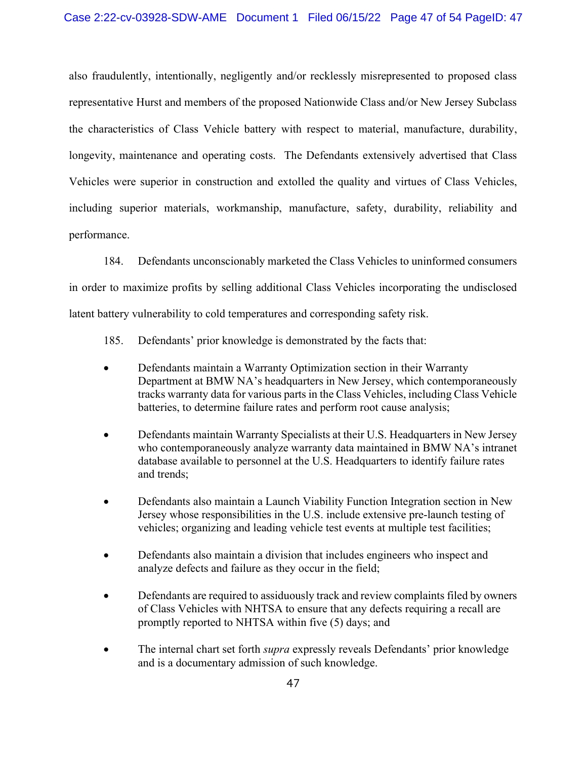also fraudulently, intentionally, negligently and/or recklessly misrepresented to proposed class representative Hurst and members of the proposed Nationwide Class and/or New Jersey Subclass the characteristics of Class Vehicle battery with respect to material, manufacture, durability, longevity, maintenance and operating costs. The Defendants extensively advertised that Class Vehicles were superior in construction and extolled the quality and virtues of Class Vehicles, including superior materials, workmanship, manufacture, safety, durability, reliability and performance.

184. Defendants unconscionably marketed the Class Vehicles to uninformed consumers in order to maximize profits by selling additional Class Vehicles incorporating the undisclosed latent battery vulnerability to cold temperatures and corresponding safety risk.

185. Defendants' prior knowledge is demonstrated by the facts that:

- Defendants maintain a Warranty Optimization section in their Warranty Department at BMW NA's headquarters in New Jersey, which contemporaneously tracks warranty data for various parts in the Class Vehicles, including Class Vehicle batteries, to determine failure rates and perform root cause analysis;

- Defendants maintain Warranty Specialists at their U.S. Headquarters in New Jersey who contemporaneously analyze warranty data maintained in BMW NA's intranet database available to personnel at the U.S. Headquarters to identify failure rates and trends;

- Defendants also maintain a Launch Viability Function Integration section in New Jersey whose responsibilities in the U.S. include extensive pre-launch testing of vehicles; organizing and leading vehicle test events at multiple test facilities;

- Defendants also maintain a division that includes engineers who inspect and analyze defects and failure as they occur in the field;

- Defendants are required to assiduously track and review complaints filed by owners of Class Vehicles with NHTSA to ensure that any defects requiring a recall are promptly reported to NHTSA within five (5) days; and

- The internal chart set forth *supra* expressly reveals Defendants' prior knowledge and is a documentary admission of such knowledge.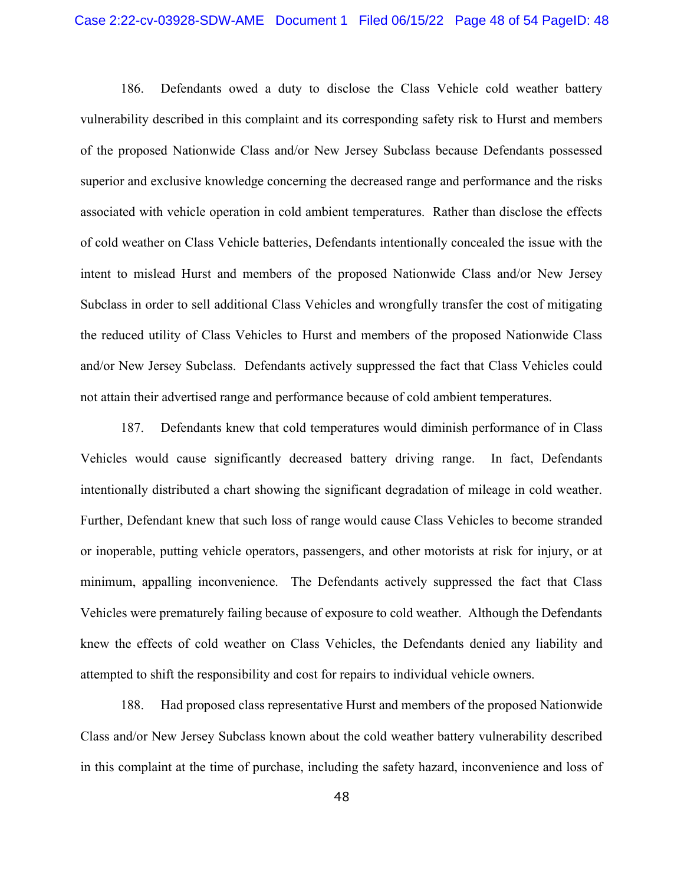186. Defendants owed a duty to disclose the Class Vehicle cold weather battery vulnerability described in this complaint and its corresponding safety risk to Hurst and members of the proposed Nationwide Class and/or New Jersey Subclass because Defendants possessed superior and exclusive knowledge concerning the decreased range and performance and the risks associated with vehicle operation in cold ambient temperatures. Rather than disclose the effects of cold weather on Class Vehicle batteries, Defendants intentionally concealed the issue with the intent to mislead Hurst and members of the proposed Nationwide Class and/or New Jersey Subclass in order to sell additional Class Vehicles and wrongfully transfer the cost of mitigating the reduced utility of Class Vehicles to Hurst and members of the proposed Nationwide Class and/or New Jersey Subclass. Defendants actively suppressed the fact that Class Vehicles could not attain their advertised range and performance because of cold ambient temperatures.

187. Defendants knew that cold temperatures would diminish performance of in Class Vehicles would cause significantly decreased battery driving range. In fact, Defendants intentionally distributed a chart showing the significant degradation of mileage in cold weather. Further, Defendant knew that such loss of range would cause Class Vehicles to become stranded or inoperable, putting vehicle operators, passengers, and other motorists at risk for injury, or at minimum, appalling inconvenience. The Defendants actively suppressed the fact that Class Vehicles were prematurely failing because of exposure to cold weather. Although the Defendants knew the effects of cold weather on Class Vehicles, the Defendants denied any liability and attempted to shift the responsibility and cost for repairs to individual vehicle owners.

188. Had proposed class representative Hurst and members of the proposed Nationwide Class and/or New Jersey Subclass known about the cold weather battery vulnerability described in this complaint at the time of purchase, including the safety hazard, inconvenience and loss of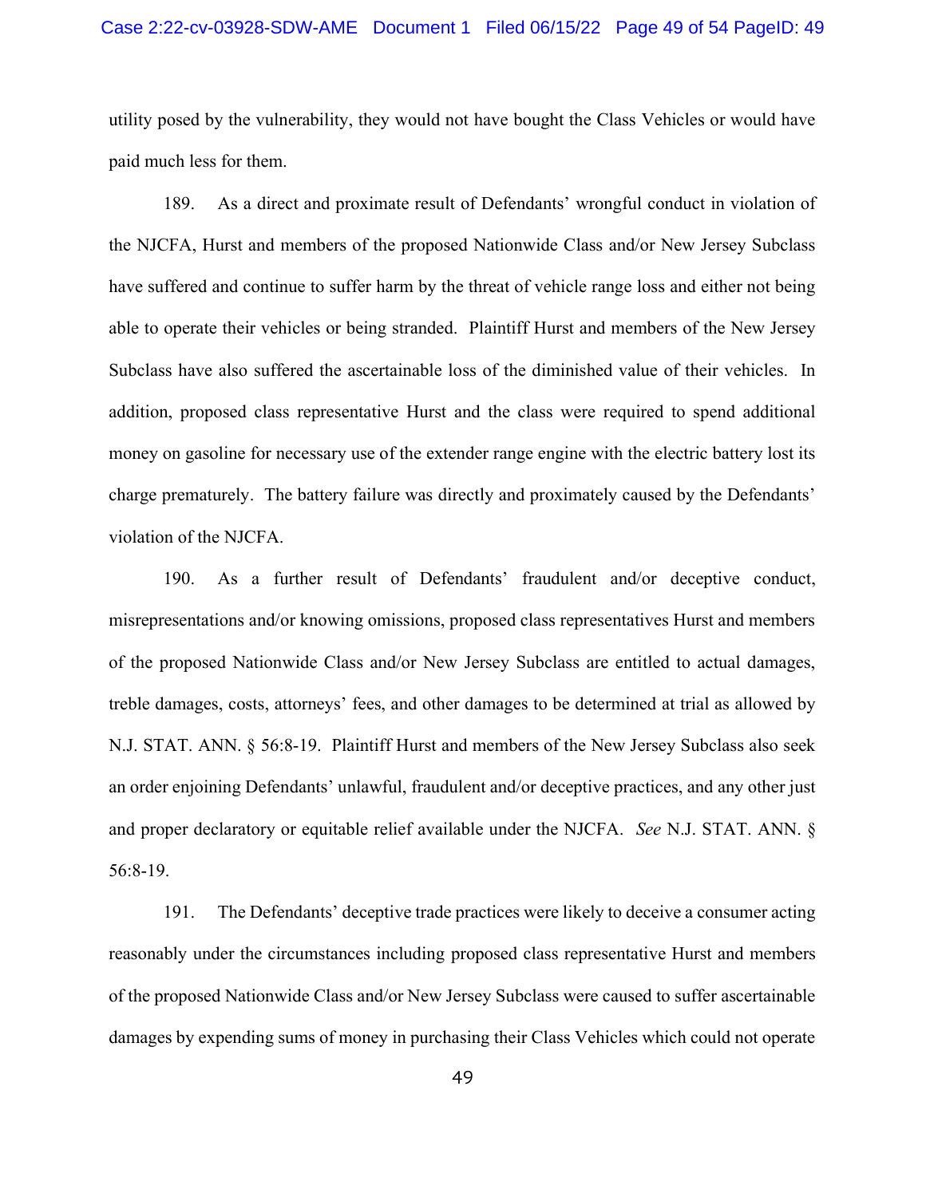utility posed by the vulnerability, they would not have bought the Class Vehicles or would have paid much less for them.

189. As a direct and proximate result of Defendants' wrongful conduct in violation of the NJCFA, Hurst and members of the proposed Nationwide Class and/or New Jersey Subclass have suffered and continue to suffer harm by the threat of vehicle range loss and either not being able to operate their vehicles or being stranded. Plaintiff Hurst and members of the New Jersey Subclass have also suffered the ascertainable loss of the diminished value of their vehicles. In addition, proposed class representative Hurst and the class were required to spend additional money on gasoline for necessary use of the extender range engine with the electric battery lost its charge prematurely. The battery failure was directly and proximately caused by the Defendants' violation of the NJCFA.

190. As a further result of Defendants' fraudulent and/or deceptive conduct, misrepresentations and/or knowing omissions, proposed class representatives Hurst and members of the proposed Nationwide Class and/or New Jersey Subclass are entitled to actual damages, treble damages, costs, attorneys' fees, and other damages to be determined at trial as allowed by N.J. STAT. ANN. § 56:8-19. Plaintiff Hurst and members of the New Jersey Subclass also seek an order enjoining Defendants' unlawful, fraudulent and/or deceptive practices, and any other just and proper declaratory or equitable relief available under the NJCFA. *See* N.J. STAT. ANN. § 56:8-19.

191. The Defendants' deceptive trade practices were likely to deceive a consumer acting reasonably under the circumstances including proposed class representative Hurst and members of the proposed Nationwide Class and/or New Jersey Subclass were caused to suffer ascertainable damages by expending sums of money in purchasing their Class Vehicles which could not operate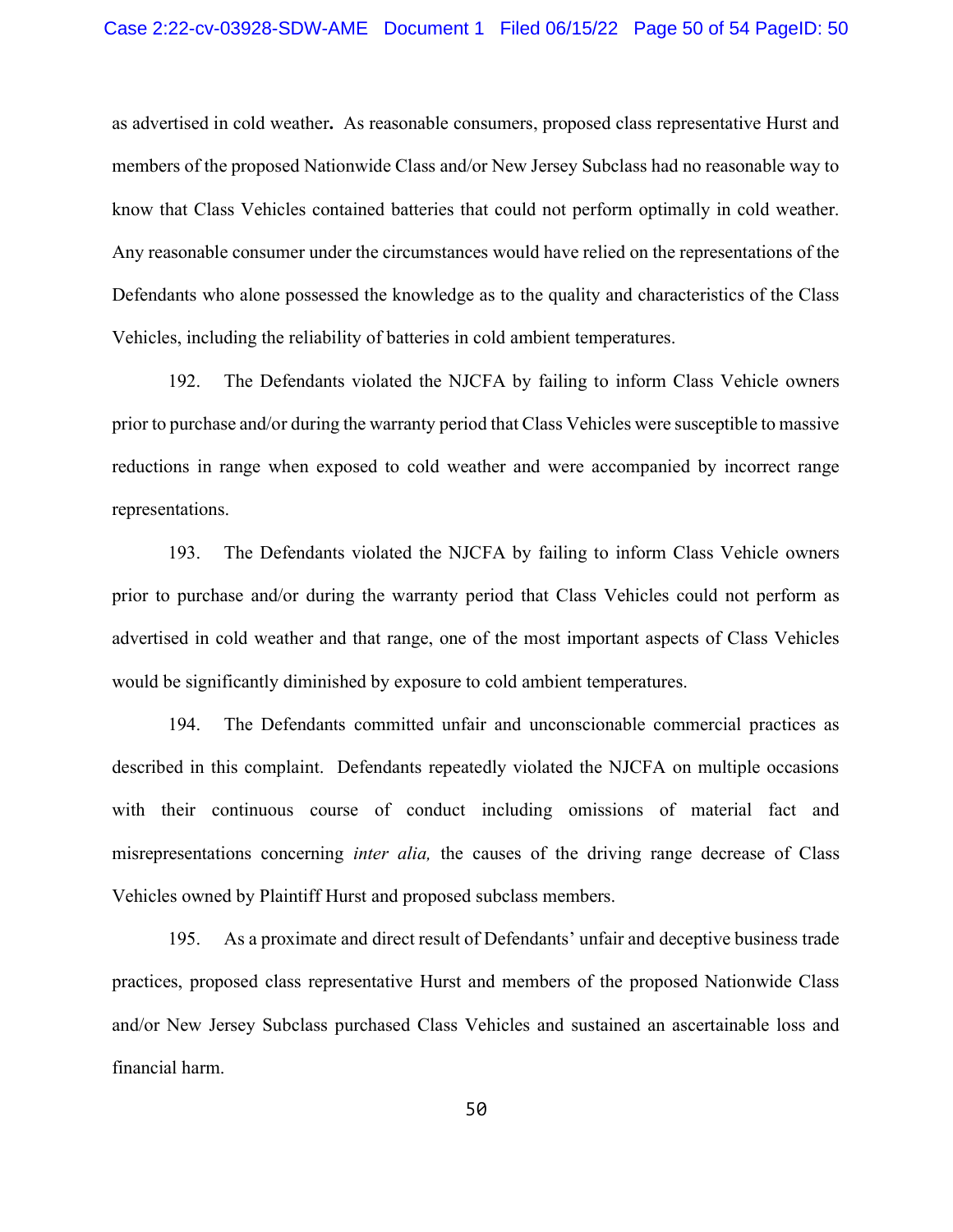as advertised in cold weather**.** As reasonable consumers, proposed class representative Hurst and members of the proposed Nationwide Class and/or New Jersey Subclass had no reasonable way to know that Class Vehicles contained batteries that could not perform optimally in cold weather. Any reasonable consumer under the circumstances would have relied on the representations of the Defendants who alone possessed the knowledge as to the quality and characteristics of the Class Vehicles, including the reliability of batteries in cold ambient temperatures.

192. The Defendants violated the NJCFA by failing to inform Class Vehicle owners prior to purchase and/or during the warranty period that Class Vehicles were susceptible to massive reductions in range when exposed to cold weather and were accompanied by incorrect range representations.

193. The Defendants violated the NJCFA by failing to inform Class Vehicle owners prior to purchase and/or during the warranty period that Class Vehicles could not perform as advertised in cold weather and that range, one of the most important aspects of Class Vehicles would be significantly diminished by exposure to cold ambient temperatures.

194. The Defendants committed unfair and unconscionable commercial practices as described in this complaint. Defendants repeatedly violated the NJCFA on multiple occasions with their continuous course of conduct including omissions of material fact and misrepresentations concerning *inter alia,* the causes of the driving range decrease of Class Vehicles owned by Plaintiff Hurst and proposed subclass members.

195. As a proximate and direct result of Defendants' unfair and deceptive business trade practices, proposed class representative Hurst and members of the proposed Nationwide Class and/or New Jersey Subclass purchased Class Vehicles and sustained an ascertainable loss and financial harm.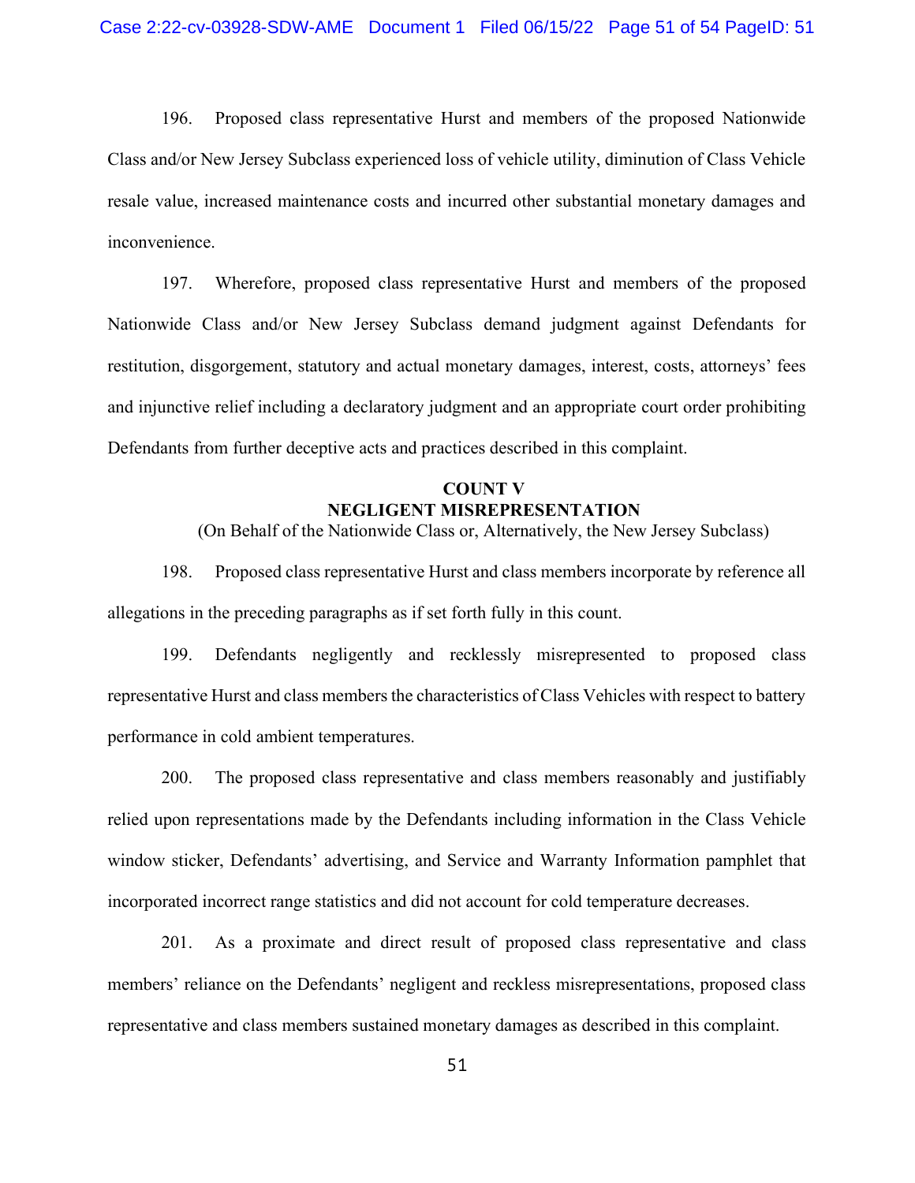196. Proposed class representative Hurst and members of the proposed Nationwide Class and/or New Jersey Subclass experienced loss of vehicle utility, diminution of Class Vehicle resale value, increased maintenance costs and incurred other substantial monetary damages and inconvenience.

197. Wherefore, proposed class representative Hurst and members of the proposed Nationwide Class and/or New Jersey Subclass demand judgment against Defendants for restitution, disgorgement, statutory and actual monetary damages, interest, costs, attorneys' fees and injunctive relief including a declaratory judgment and an appropriate court order prohibiting Defendants from further deceptive acts and practices described in this complaint.

## COUNT V
## NEGLIGENT MISREPRESENTATION
(On Behalf of the Nationwide Class or, Alternatively, the New Jersey Subclass)

198. Proposed class representative Hurst and class members incorporate by reference all allegations in the preceding paragraphs as if set forth fully in this count.

199. Defendants negligently and recklessly misrepresented to proposed class representative Hurst and class members the characteristics of Class Vehicles with respect to battery performance in cold ambient temperatures.

200. The proposed class representative and class members reasonably and justifiably relied upon representations made by the Defendants including information in the Class Vehicle window sticker, Defendants' advertising, and Service and Warranty Information pamphlet that incorporated incorrect range statistics and did not account for cold temperature decreases.

201. As a proximate and direct result of proposed class representative and class members' reliance on the Defendants' negligent and reckless misrepresentations, proposed class representative and class members sustained monetary damages as described in this complaint.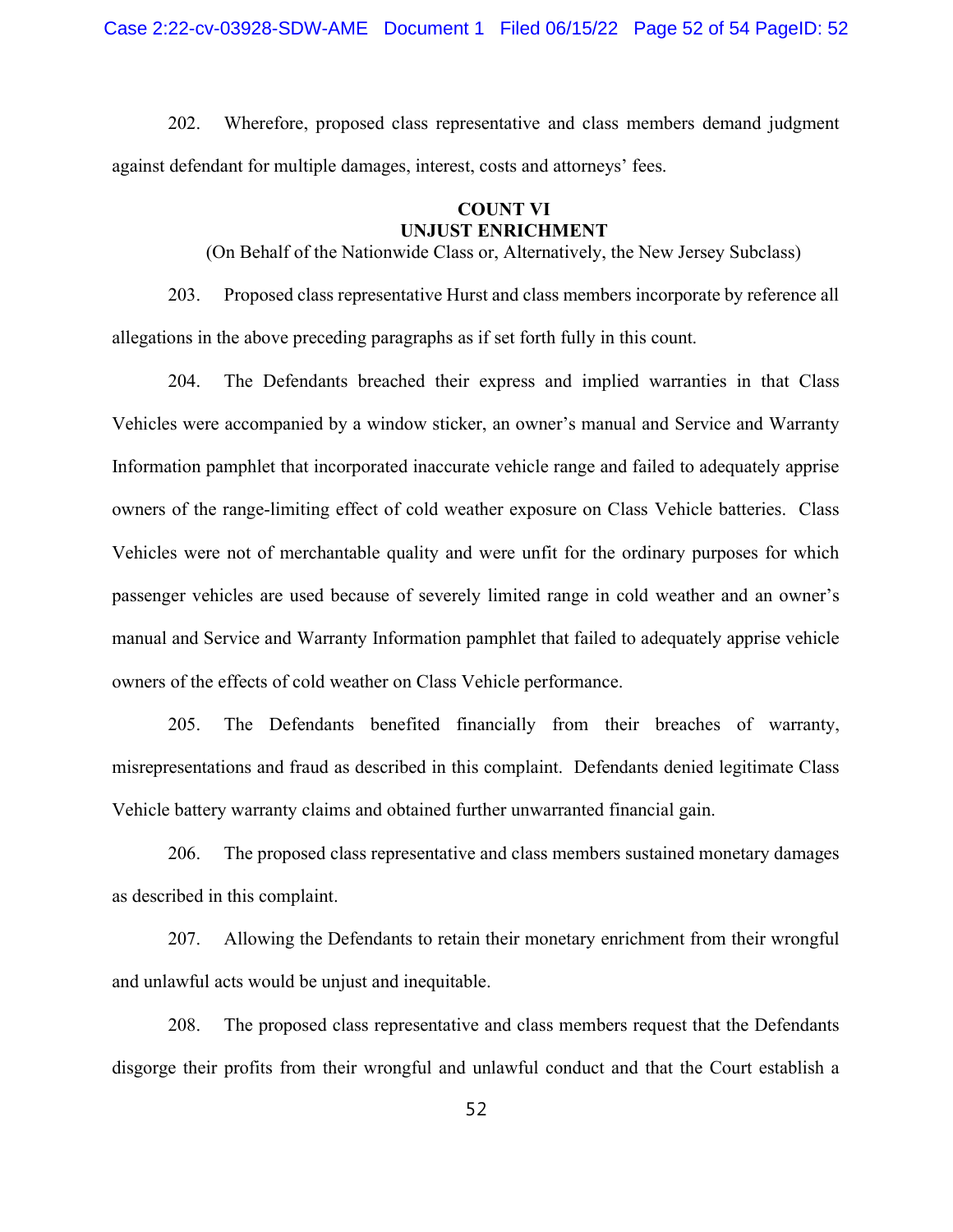202. Wherefore, proposed class representative and class members demand judgment against defendant for multiple damages, interest, costs and attorneys' fees.

**COUNT VI**
**UNJUST ENRICHMENT**
(On Behalf of the Nationwide Class or, Alternatively, the New Jersey Subclass)

203. Proposed class representative Hurst and class members incorporate by reference all allegations in the above preceding paragraphs as if set forth fully in this count.

204. The Defendants breached their express and implied warranties in that Class Vehicles were accompanied by a window sticker, an owner's manual and Service and Warranty Information pamphlet that incorporated inaccurate vehicle range and failed to adequately apprise owners of the range-limiting effect of cold weather exposure on Class Vehicle batteries. Class Vehicles were not of merchantable quality and were unfit for the ordinary purposes for which passenger vehicles are used because of severely limited range in cold weather and an owner's manual and Service and Warranty Information pamphlet that failed to adequately apprise vehicle owners of the effects of cold weather on Class Vehicle performance.

205. The Defendants benefited financially from their breaches of warranty, misrepresentations and fraud as described in this complaint. Defendants denied legitimate Class Vehicle battery warranty claims and obtained further unwarranted financial gain.

206. The proposed class representative and class members sustained monetary damages as described in this complaint.

207. Allowing the Defendants to retain their monetary enrichment from their wrongful and unlawful acts would be unjust and inequitable.

208. The proposed class representative and class members request that the Defendants disgorge their profits from their wrongful and unlawful conduct and that the Court establish a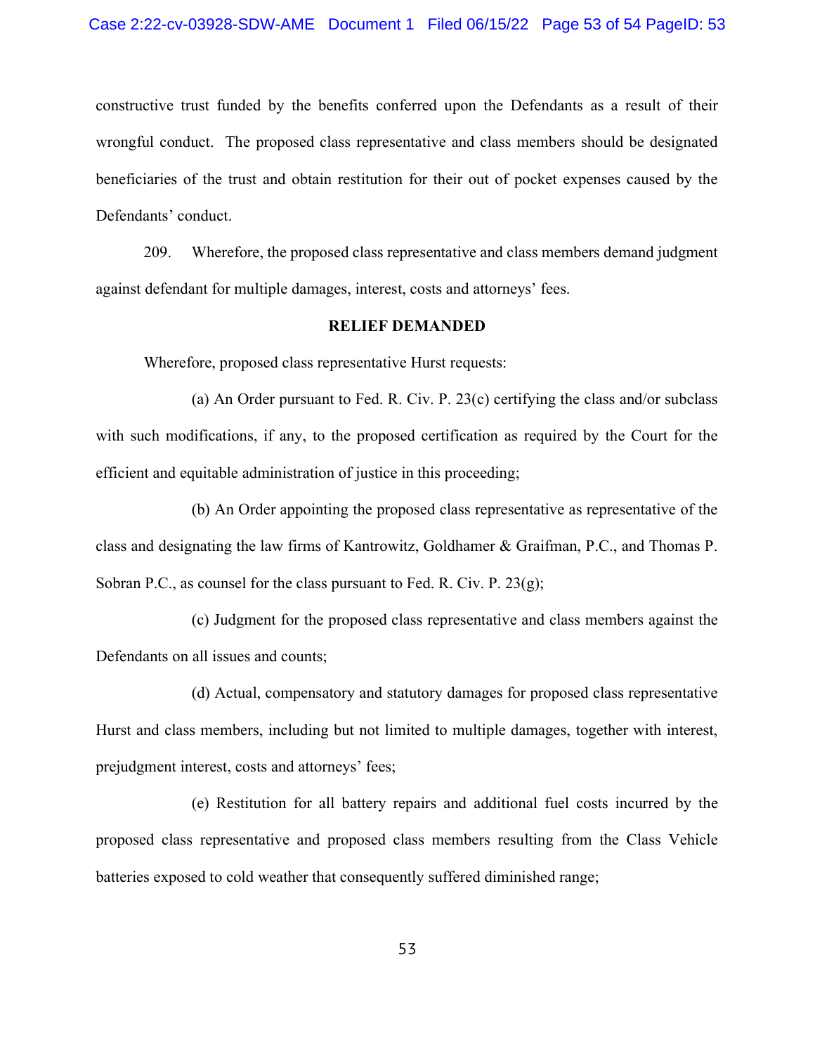constructive trust funded by the benefits conferred upon the Defendants as a result of their wrongful conduct. The proposed class representative and class members should be designated beneficiaries of the trust and obtain restitution for their out of pocket expenses caused by the Defendants' conduct.

209. Wherefore, the proposed class representative and class members demand judgment against defendant for multiple damages, interest, costs and attorneys' fees.

## RELIEF DEMANDED

Wherefore, proposed class representative Hurst requests:

(a) An Order pursuant to Fed. R. Civ. P. 23(c) certifying the class and/or subclass with such modifications, if any, to the proposed certification as required by the Court for the efficient and equitable administration of justice in this proceeding;

(b) An Order appointing the proposed class representative as representative of the class and designating the law firms of Kantrowitz, Goldhamer & Graifman, P.C., and Thomas P. Sobran P.C., as counsel for the class pursuant to Fed. R. Civ. P. 23(g);

(c) Judgment for the proposed class representative and class members against the Defendants on all issues and counts;

(d) Actual, compensatory and statutory damages for proposed class representative Hurst and class members, including but not limited to multiple damages, together with interest, prejudgment interest, costs and attorneys' fees;

(e) Restitution for all battery repairs and additional fuel costs incurred by the proposed class representative and proposed class members resulting from the Class Vehicle batteries exposed to cold weather that consequently suffered diminished range;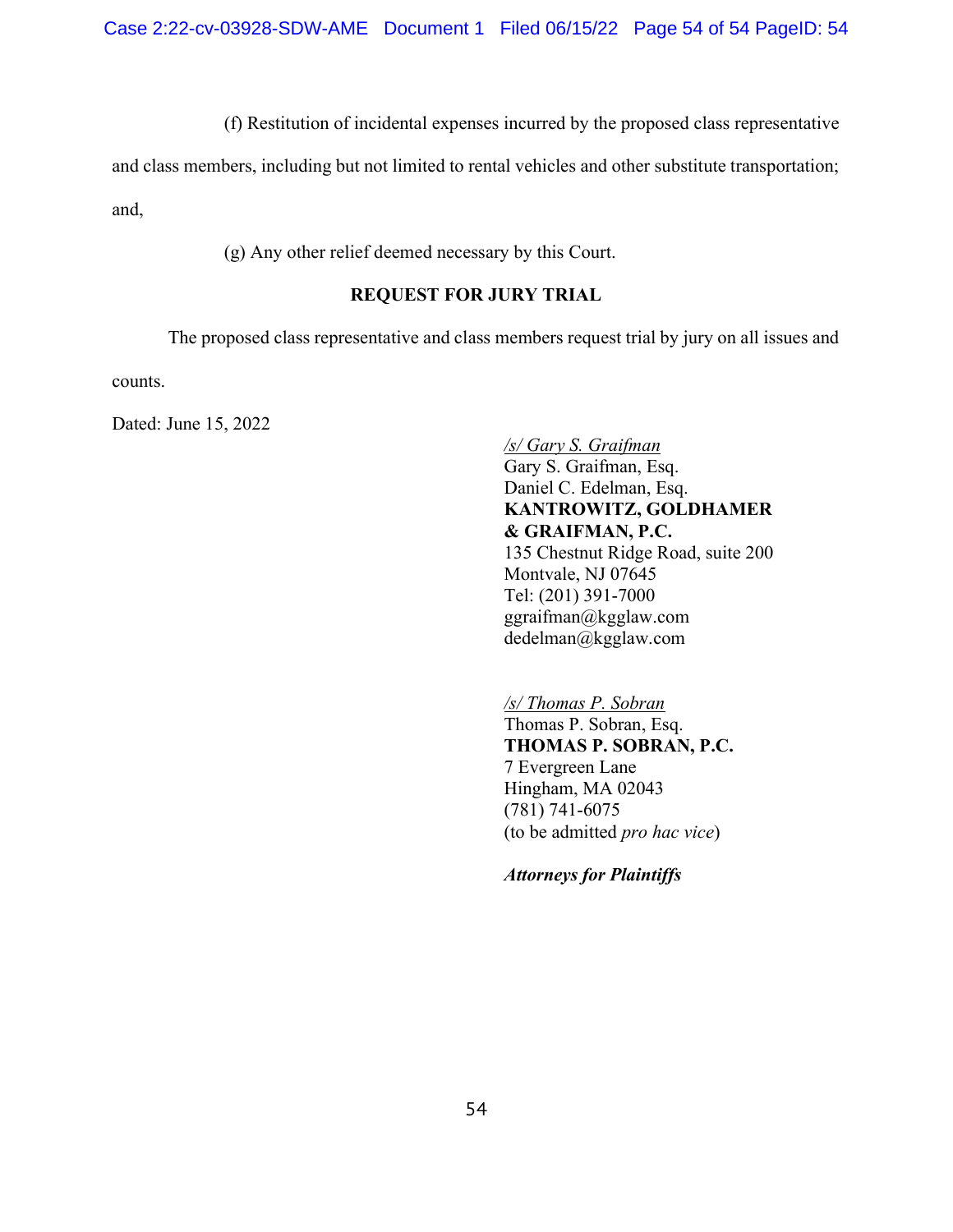(f) Restitution of incidental expenses incurred by the proposed class representative and class members, including but not limited to rental vehicles and other substitute transportation; and,

(g) Any other relief deemed necessary by this Court.

**REQUEST FOR JURY TRIAL**

The proposed class representative and class members request trial by jury on all issues and counts.

Dated: June 15, 2022

*/s/ Gary S. Graifman*
Gary S. Graifman, Esq.
Daniel C. Edelman, Esq.
**KANTROWITZ, GOLDHAMER & GRAIFMAN, P.C.**
135 Chestnut Ridge Road, suite 200
Montvale, NJ 07645
Tel: (201) 391-7000
ggraifman@kgglaw.com
dedelman@kgglaw.com

*/s/ Thomas P. Sobran*
Thomas P. Sobran, Esq.
**THOMAS P. SOBRAN, P.C.**
7 Evergreen Lane
Hingham, MA 02043
(781) 741-6075
(to be admitted *pro hac vice*)

***Attorneys for Plaintiffs***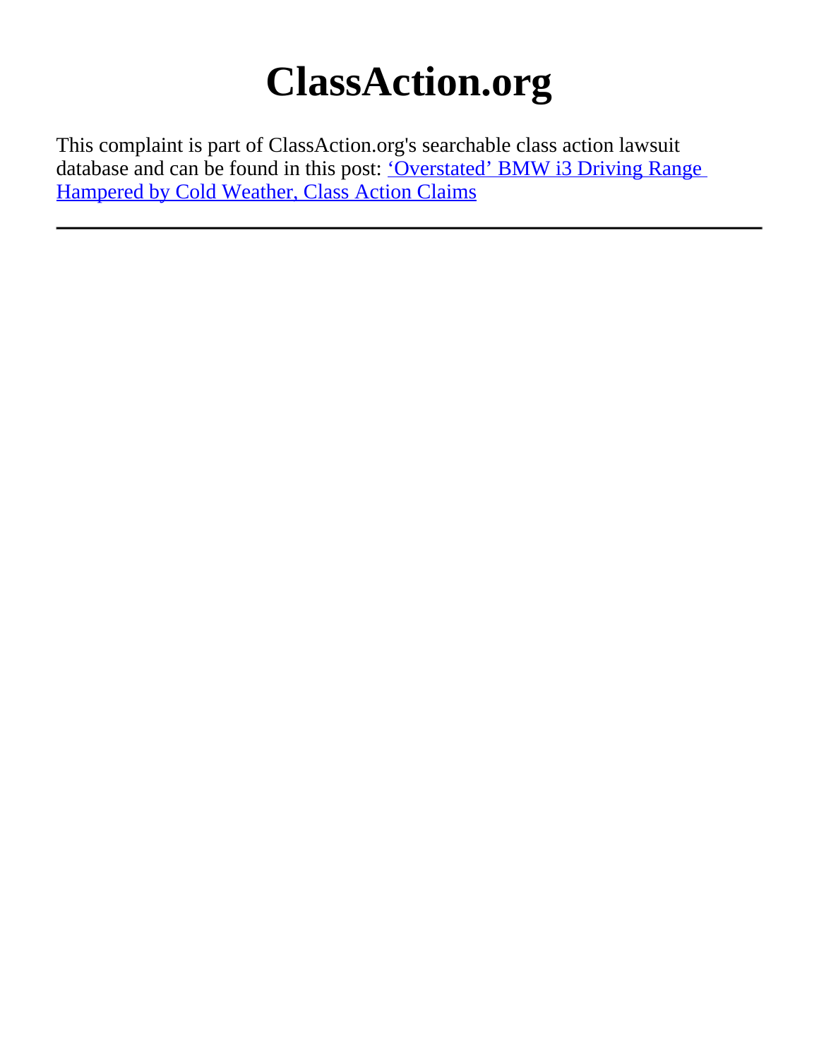# ClassAction.org

This complaint is part of ClassAction.org's searchable class action lawsuit database and can be found in this post: ['Overstated' BMW i3 Driving Range Hampered by Cold Weather, Class Action Claims]()

---